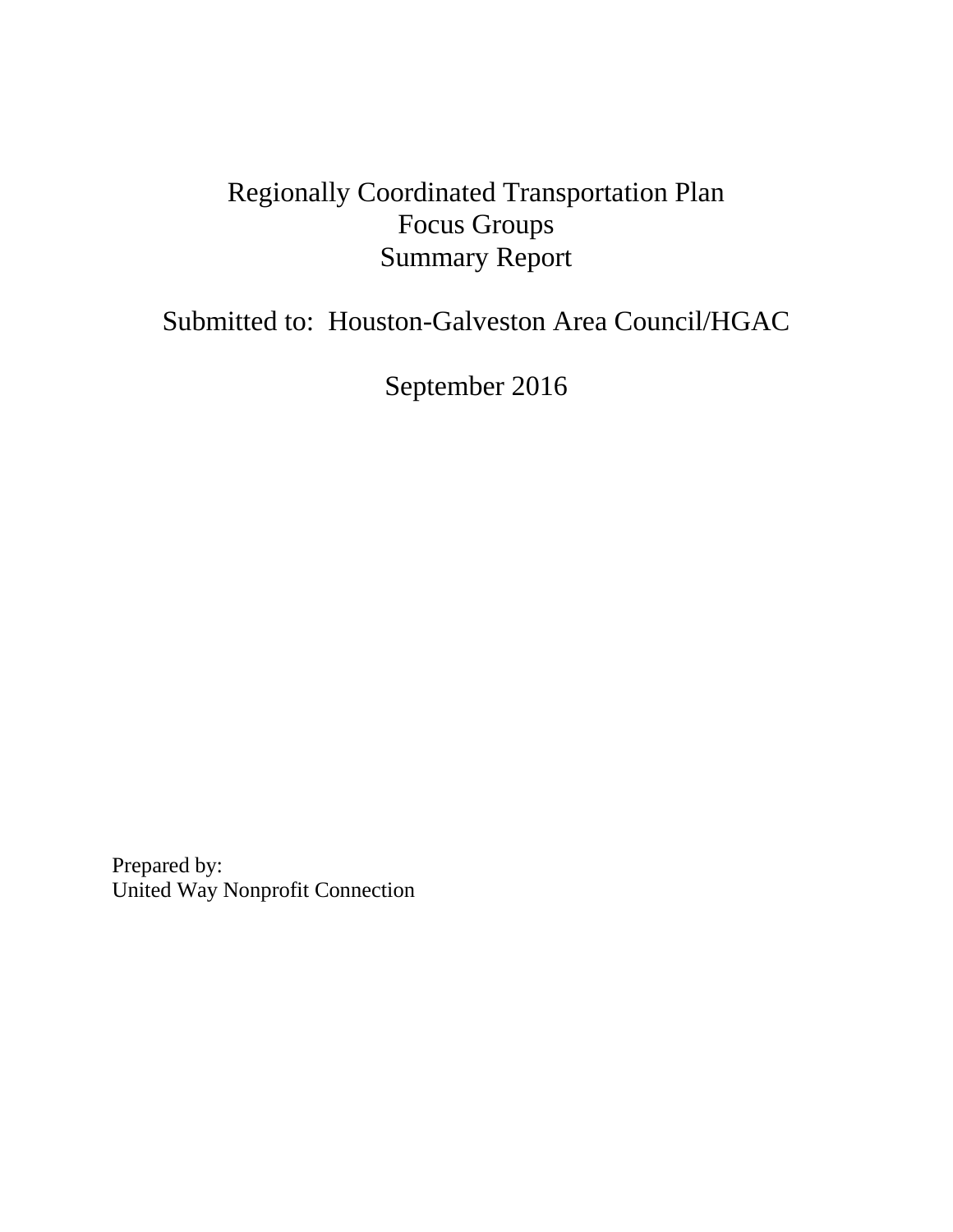# Regionally Coordinated Transportation Plan
# Focus Groups
# Summary Report

Submitted to: Houston-Galveston Area Council/HGAC

September 2016

Prepared by:
United Way Nonprofit Connection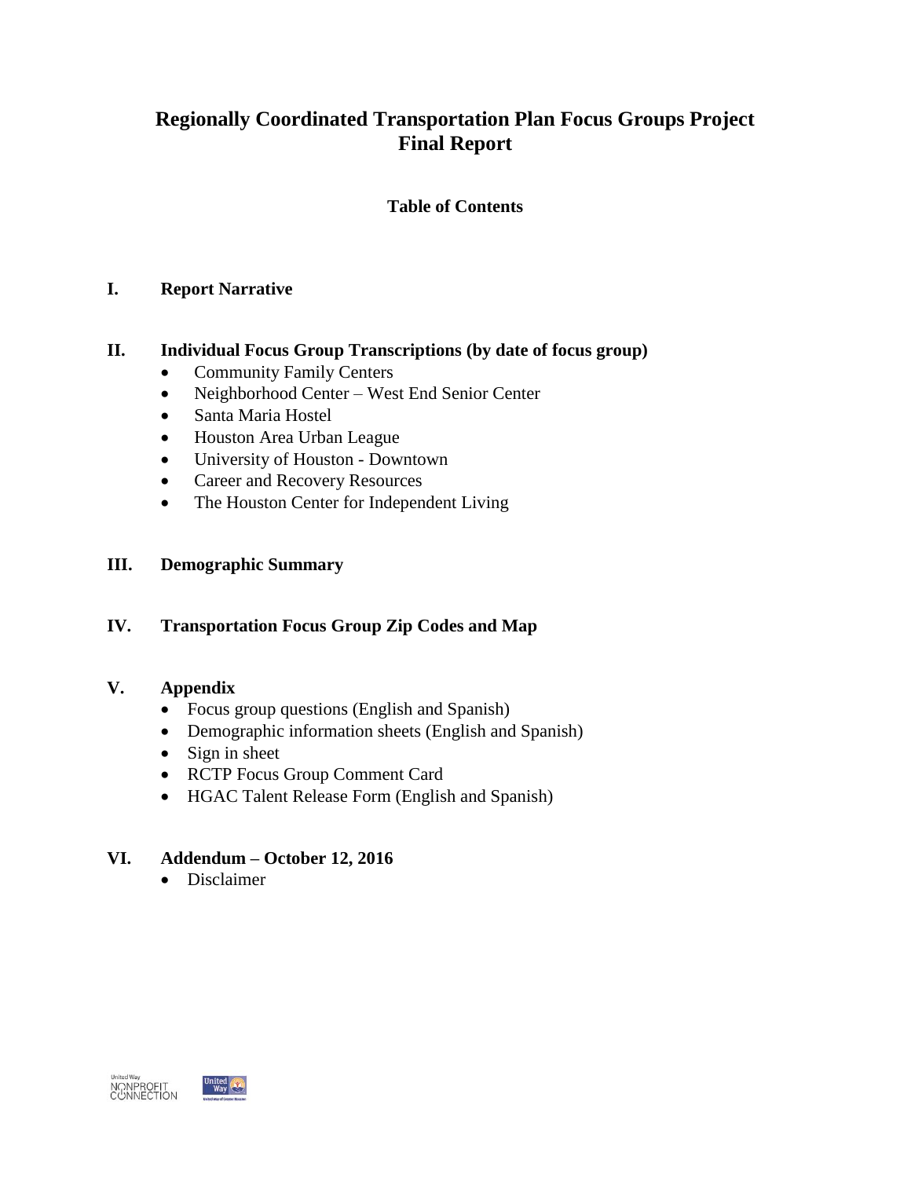# Regionally Coordinated Transportation Plan Focus Groups Project
# Final Report

## Table of Contents

**I. Report Narrative**

**II. Individual Focus Group Transcriptions (by date of focus group)**

- Community Family Centers
- Neighborhood Center – West End Senior Center
- Santa Maria Hostel
- Houston Area Urban League
- University of Houston - Downtown
- Career and Recovery Resources
- The Houston Center for Independent Living

**III. Demographic Summary**

**IV. Transportation Focus Group Zip Codes and Map**

**V. Appendix**

- Focus group questions (English and Spanish)
- Demographic information sheets (English and Spanish)
- Sign in sheet
- RCTP Focus Group Comment Card
- HGAC Talent Release Form (English and Spanish)

**VI. Addendum – October 12, 2016**

- Disclaimer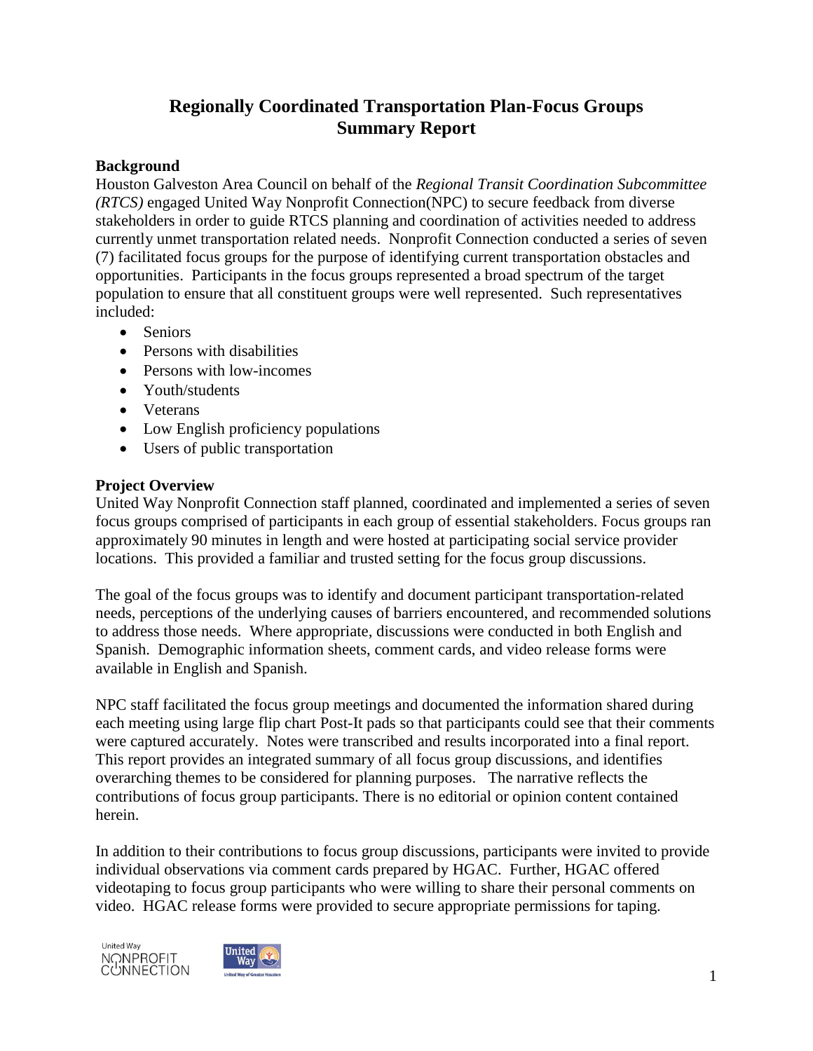# Regionally Coordinated Transportation Plan-Focus Groups Summary Report

### Background

Houston Galveston Area Council on behalf of the *Regional Transit Coordination Subcommittee (RTCS)* engaged United Way Nonprofit Connection(NPC) to secure feedback from diverse stakeholders in order to guide RTCS planning and coordination of activities needed to address currently unmet transportation related needs. Nonprofit Connection conducted a series of seven (7) facilitated focus groups for the purpose of identifying current transportation obstacles and opportunities. Participants in the focus groups represented a broad spectrum of the target population to ensure that all constituent groups were well represented. Such representatives included:

- Seniors
- Persons with disabilities
- Persons with low-incomes
- Youth/students
- Veterans
- Low English proficiency populations
- Users of public transportation

### Project Overview

United Way Nonprofit Connection staff planned, coordinated and implemented a series of seven focus groups comprised of participants in each group of essential stakeholders. Focus groups ran approximately 90 minutes in length and were hosted at participating social service provider locations. This provided a familiar and trusted setting for the focus group discussions.

The goal of the focus groups was to identify and document participant transportation-related needs, perceptions of the underlying causes of barriers encountered, and recommended solutions to address those needs. Where appropriate, discussions were conducted in both English and Spanish. Demographic information sheets, comment cards, and video release forms were available in English and Spanish.

NPC staff facilitated the focus group meetings and documented the information shared during each meeting using large flip chart Post-It pads so that participants could see that their comments were captured accurately. Notes were transcribed and results incorporated into a final report. This report provides an integrated summary of all focus group discussions, and identifies overarching themes to be considered for planning purposes. The narrative reflects the contributions of focus group participants. There is no editorial or opinion content contained herein.

In addition to their contributions to focus group discussions, participants were invited to provide individual observations via comment cards prepared by HGAC. Further, HGAC offered videotaping to focus group participants who were willing to share their personal comments on video. HGAC release forms were provided to secure appropriate permissions for taping.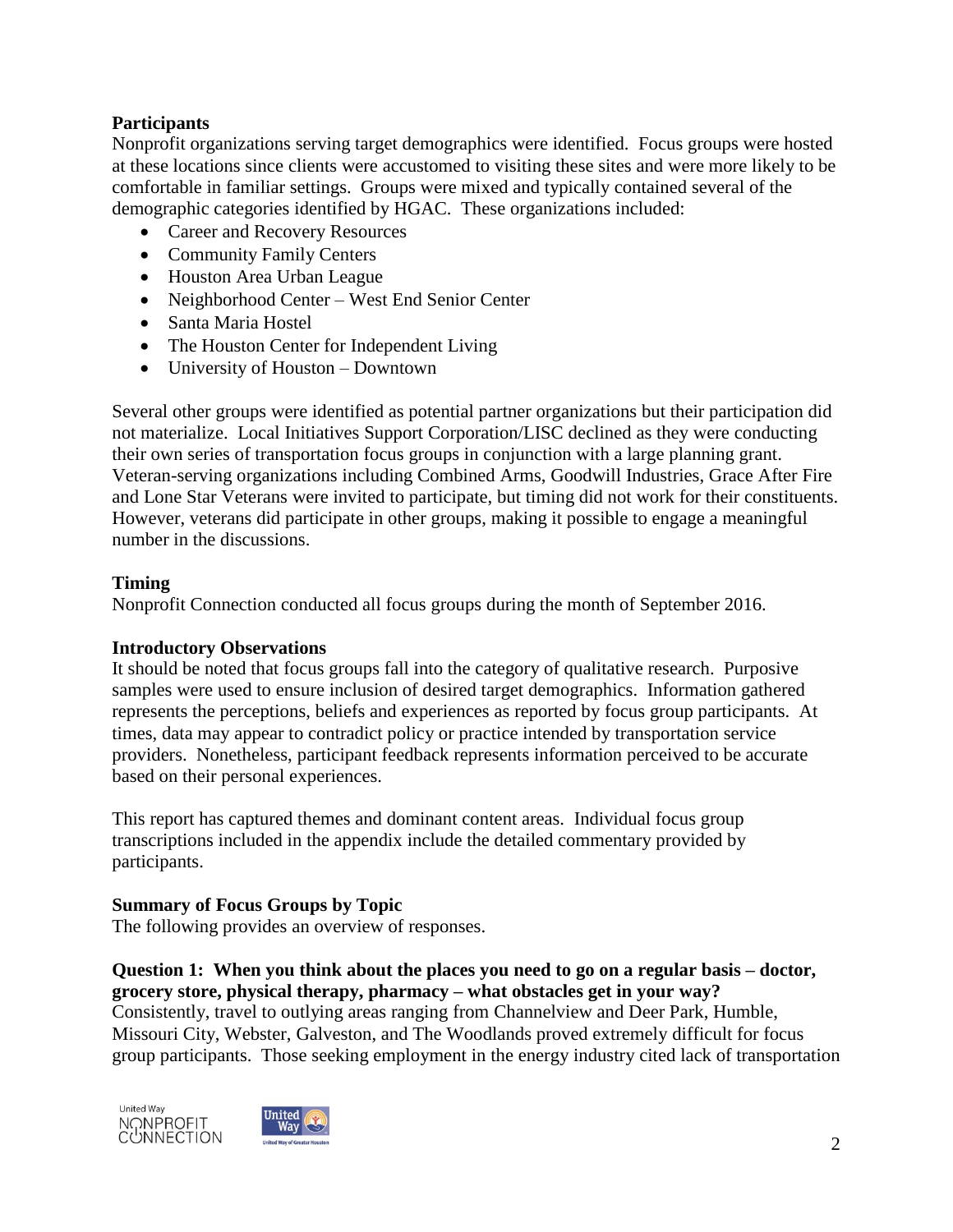**Participants**

Nonprofit organizations serving target demographics were identified. Focus groups were hosted at these locations since clients were accustomed to visiting these sites and were more likely to be comfortable in familiar settings. Groups were mixed and typically contained several of the demographic categories identified by HGAC. These organizations included:

- Career and Recovery Resources
- Community Family Centers
- Houston Area Urban League
- Neighborhood Center – West End Senior Center
- Santa Maria Hostel
- The Houston Center for Independent Living
- University of Houston – Downtown

Several other groups were identified as potential partner organizations but their participation did not materialize. Local Initiatives Support Corporation/LISC declined as they were conducting their own series of transportation focus groups in conjunction with a large planning grant. Veteran-serving organizations including Combined Arms, Goodwill Industries, Grace After Fire and Lone Star Veterans were invited to participate, but timing did not work for their constituents. However, veterans did participate in other groups, making it possible to engage a meaningful number in the discussions.

**Timing**

Nonprofit Connection conducted all focus groups during the month of September 2016.

**Introductory Observations**

It should be noted that focus groups fall into the category of qualitative research. Purposive samples were used to ensure inclusion of desired target demographics. Information gathered represents the perceptions, beliefs and experiences as reported by focus group participants. At times, data may appear to contradict policy or practice intended by transportation service providers. Nonetheless, participant feedback represents information perceived to be accurate based on their personal experiences.

This report has captured themes and dominant content areas. Individual focus group transcriptions included in the appendix include the detailed commentary provided by participants.

**Summary of Focus Groups by Topic**

The following provides an overview of responses.

**Question 1: When you think about the places you need to go on a regular basis – doctor, grocery store, physical therapy, pharmacy – what obstacles get in your way?**

Consistently, travel to outlying areas ranging from Channelview and Deer Park, Humble, Missouri City, Webster, Galveston, and The Woodlands proved extremely difficult for focus group participants. Those seeking employment in the energy industry cited lack of transportation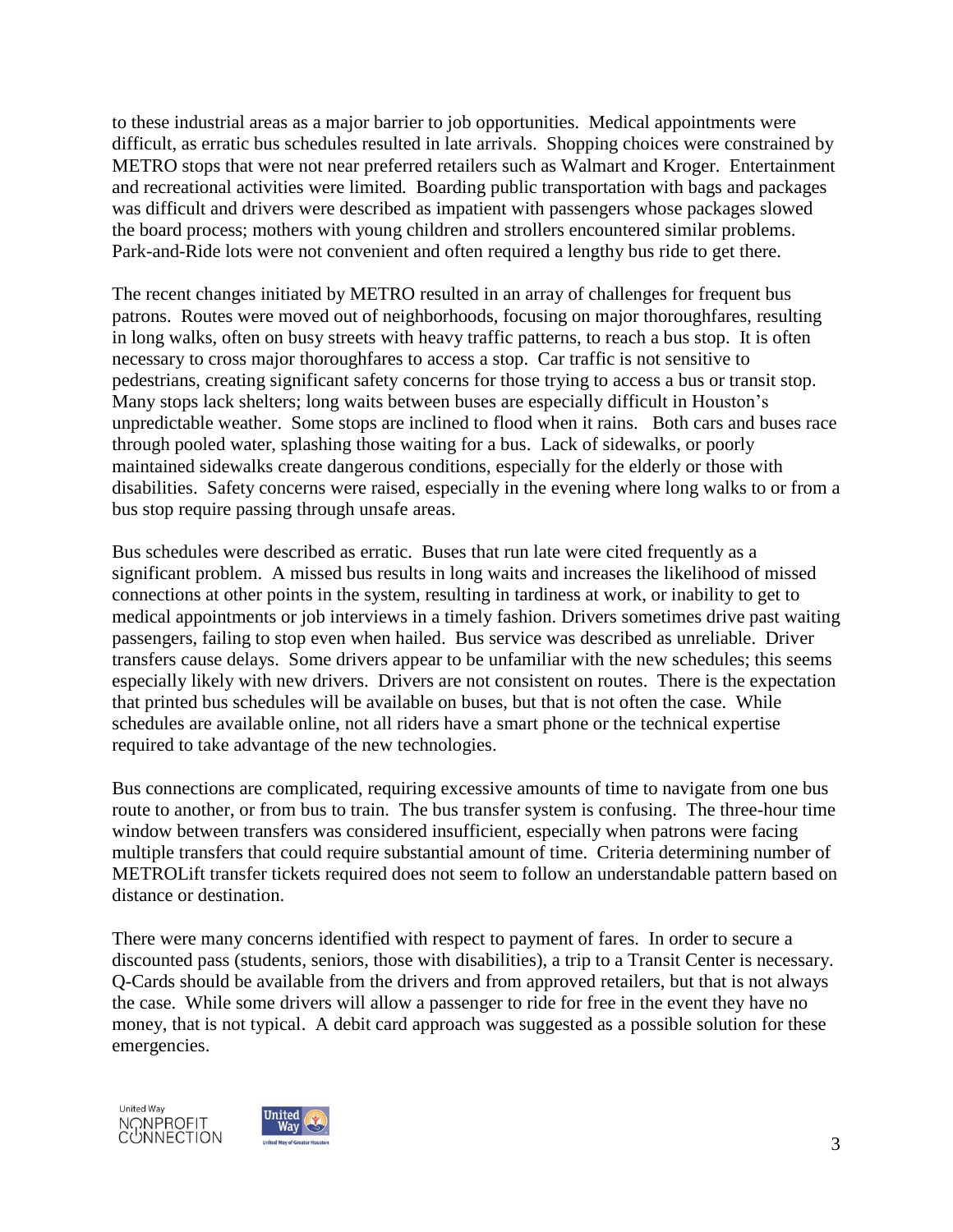to these industrial areas as a major barrier to job opportunities. Medical appointments were difficult, as erratic bus schedules resulted in late arrivals. Shopping choices were constrained by METRO stops that were not near preferred retailers such as Walmart and Kroger. Entertainment and recreational activities were limited. Boarding public transportation with bags and packages was difficult and drivers were described as impatient with passengers whose packages slowed the board process; mothers with young children and strollers encountered similar problems. Park-and-Ride lots were not convenient and often required a lengthy bus ride to get there.

The recent changes initiated by METRO resulted in an array of challenges for frequent bus patrons. Routes were moved out of neighborhoods, focusing on major thoroughfares, resulting in long walks, often on busy streets with heavy traffic patterns, to reach a bus stop. It is often necessary to cross major thoroughfares to access a stop. Car traffic is not sensitive to pedestrians, creating significant safety concerns for those trying to access a bus or transit stop. Many stops lack shelters; long waits between buses are especially difficult in Houston's unpredictable weather. Some stops are inclined to flood when it rains. Both cars and buses race through pooled water, splashing those waiting for a bus. Lack of sidewalks, or poorly maintained sidewalks create dangerous conditions, especially for the elderly or those with disabilities. Safety concerns were raised, especially in the evening where long walks to or from a bus stop require passing through unsafe areas.

Bus schedules were described as erratic. Buses that run late were cited frequently as a significant problem. A missed bus results in long waits and increases the likelihood of missed connections at other points in the system, resulting in tardiness at work, or inability to get to medical appointments or job interviews in a timely fashion. Drivers sometimes drive past waiting passengers, failing to stop even when hailed. Bus service was described as unreliable. Driver transfers cause delays. Some drivers appear to be unfamiliar with the new schedules; this seems especially likely with new drivers. Drivers are not consistent on routes. There is the expectation that printed bus schedules will be available on buses, but that is not often the case. While schedules are available online, not all riders have a smart phone or the technical expertise required to take advantage of the new technologies.

Bus connections are complicated, requiring excessive amounts of time to navigate from one bus route to another, or from bus to train. The bus transfer system is confusing. The three-hour time window between transfers was considered insufficient, especially when patrons were facing multiple transfers that could require substantial amount of time. Criteria determining number of METROLift transfer tickets required does not seem to follow an understandable pattern based on distance or destination.

There were many concerns identified with respect to payment of fares. In order to secure a discounted pass (students, seniors, those with disabilities), a trip to a Transit Center is necessary. Q-Cards should be available from the drivers and from approved retailers, but that is not always the case. While some drivers will allow a passenger to ride for free in the event they have no money, that is not typical. A debit card approach was suggested as a possible solution for these emergencies.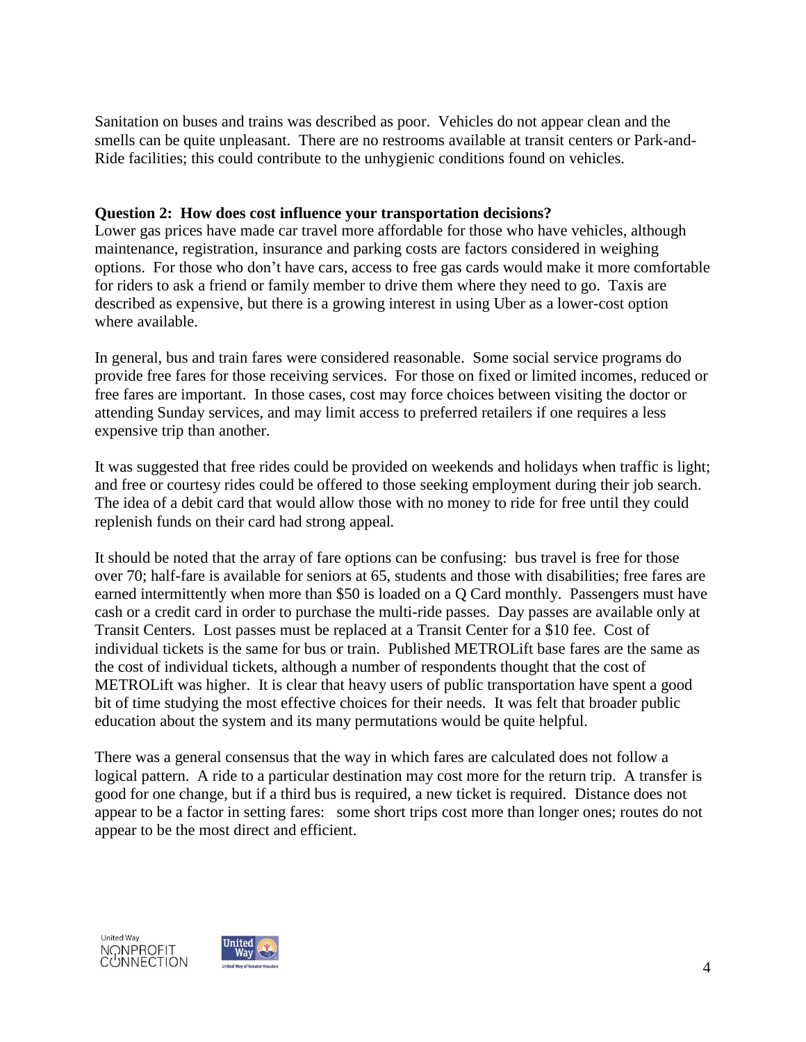Sanitation on buses and trains was described as poor. Vehicles do not appear clean and the smells can be quite unpleasant. There are no restrooms available at transit centers or Park-and-Ride facilities; this could contribute to the unhygienic conditions found on vehicles.

**Question 2: How does cost influence your transportation decisions?**

Lower gas prices have made car travel more affordable for those who have vehicles, although maintenance, registration, insurance and parking costs are factors considered in weighing options. For those who don't have cars, access to free gas cards would make it more comfortable for riders to ask a friend or family member to drive them where they need to go. Taxis are described as expensive, but there is a growing interest in using Uber as a lower-cost option where available.

In general, bus and train fares were considered reasonable. Some social service programs do provide free fares for those receiving services. For those on fixed or limited incomes, reduced or free fares are important. In those cases, cost may force choices between visiting the doctor or attending Sunday services, and may limit access to preferred retailers if one requires a less expensive trip than another.

It was suggested that free rides could be provided on weekends and holidays when traffic is light; and free or courtesy rides could be offered to those seeking employment during their job search. The idea of a debit card that would allow those with no money to ride for free until they could replenish funds on their card had strong appeal.

It should be noted that the array of fare options can be confusing: bus travel is free for those over 70; half-fare is available for seniors at 65, students and those with disabilities; free fares are earned intermittently when more than $50 is loaded on a Q Card monthly. Passengers must have cash or a credit card in order to purchase the multi-ride passes. Day passes are available only at Transit Centers. Lost passes must be replaced at a Transit Center for a $10 fee. Cost of individual tickets is the same for bus or train. Published METROLift base fares are the same as the cost of individual tickets, although a number of respondents thought that the cost of METROLift was higher. It is clear that heavy users of public transportation have spent a good bit of time studying the most effective choices for their needs. It was felt that broader public education about the system and its many permutations would be quite helpful.

There was a general consensus that the way in which fares are calculated does not follow a logical pattern. A ride to a particular destination may cost more for the return trip. A transfer is good for one change, but if a third bus is required, a new ticket is required. Distance does not appear to be a factor in setting fares: some short trips cost more than longer ones; routes do not appear to be the most direct and efficient.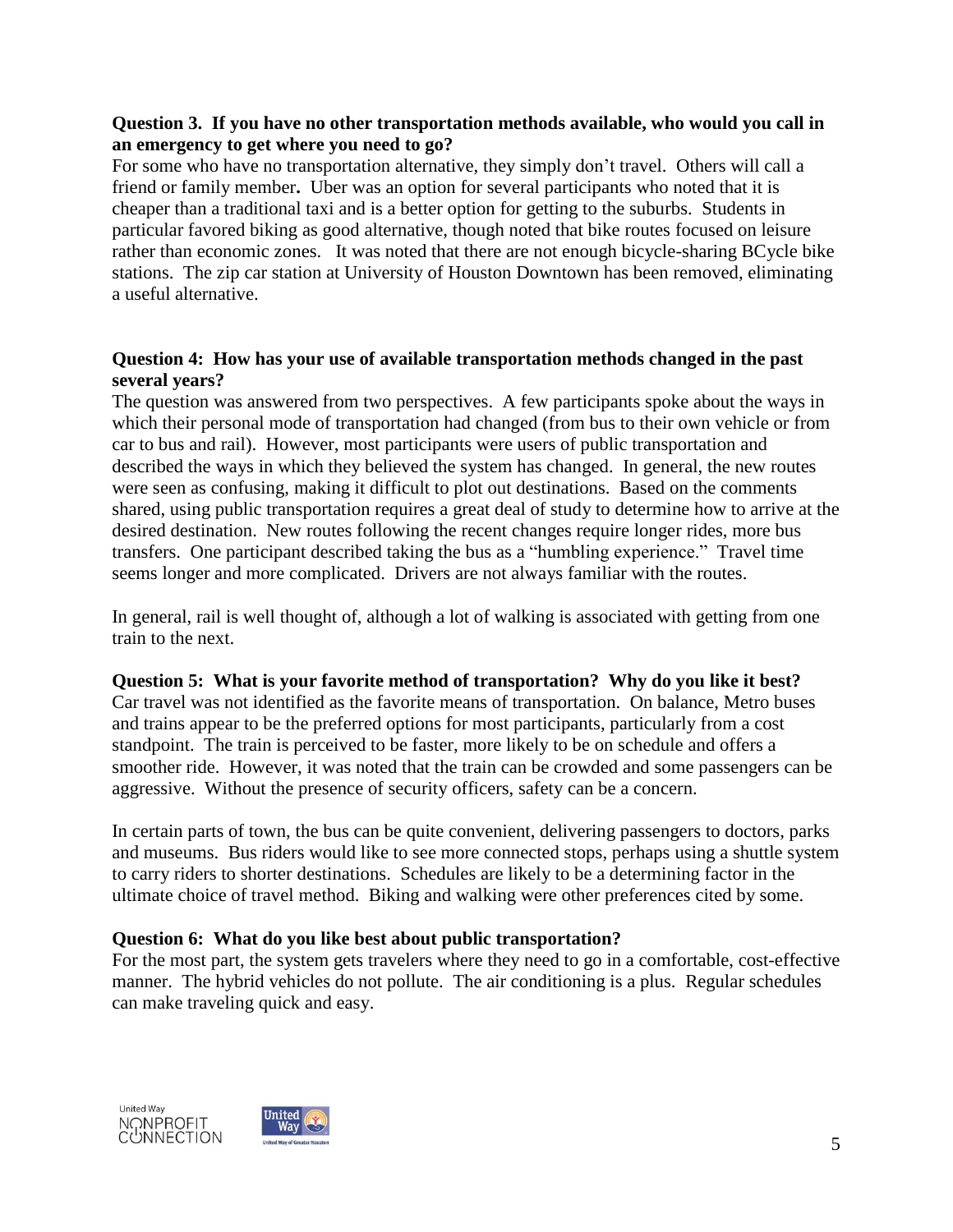**Question 3. If you have no other transportation methods available, who would you call in an emergency to get where you need to go?**

For some who have no transportation alternative, they simply don't travel. Others will call a friend or family member**.** Uber was an option for several participants who noted that it is cheaper than a traditional taxi and is a better option for getting to the suburbs. Students in particular favored biking as good alternative, though noted that bike routes focused on leisure rather than economic zones. It was noted that there are not enough bicycle-sharing BCycle bike stations. The zip car station at University of Houston Downtown has been removed, eliminating a useful alternative.

**Question 4: How has your use of available transportation methods changed in the past several years?**

The question was answered from two perspectives. A few participants spoke about the ways in which their personal mode of transportation had changed (from bus to their own vehicle or from car to bus and rail). However, most participants were users of public transportation and described the ways in which they believed the system has changed. In general, the new routes were seen as confusing, making it difficult to plot out destinations. Based on the comments shared, using public transportation requires a great deal of study to determine how to arrive at the desired destination. New routes following the recent changes require longer rides, more bus transfers. One participant described taking the bus as a "humbling experience." Travel time seems longer and more complicated. Drivers are not always familiar with the routes.

In general, rail is well thought of, although a lot of walking is associated with getting from one train to the next.

**Question 5: What is your favorite method of transportation? Why do you like it best?**

Car travel was not identified as the favorite means of transportation. On balance, Metro buses and trains appear to be the preferred options for most participants, particularly from a cost standpoint. The train is perceived to be faster, more likely to be on schedule and offers a smoother ride. However, it was noted that the train can be crowded and some passengers can be aggressive. Without the presence of security officers, safety can be a concern.

In certain parts of town, the bus can be quite convenient, delivering passengers to doctors, parks and museums. Bus riders would like to see more connected stops, perhaps using a shuttle system to carry riders to shorter destinations. Schedules are likely to be a determining factor in the ultimate choice of travel method. Biking and walking were other preferences cited by some.

**Question 6: What do you like best about public transportation?**

For the most part, the system gets travelers where they need to go in a comfortable, cost-effective manner. The hybrid vehicles do not pollute. The air conditioning is a plus. Regular schedules can make traveling quick and easy.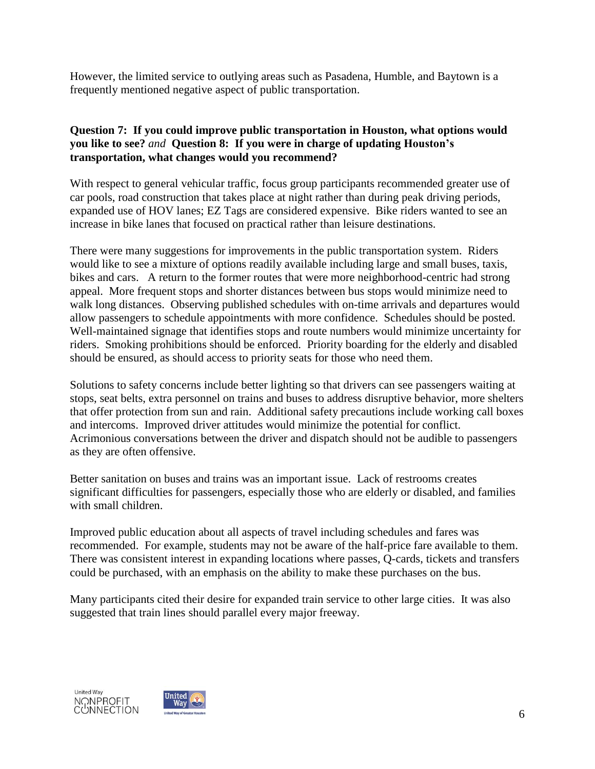However, the limited service to outlying areas such as Pasadena, Humble, and Baytown is a frequently mentioned negative aspect of public transportation.

**Question 7: If you could improve public transportation in Houston, what options would you like to see?** *and* **Question 8: If you were in charge of updating Houston's transportation, what changes would you recommend?**

With respect to general vehicular traffic, focus group participants recommended greater use of car pools, road construction that takes place at night rather than during peak driving periods, expanded use of HOV lanes; EZ Tags are considered expensive. Bike riders wanted to see an increase in bike lanes that focused on practical rather than leisure destinations.

There were many suggestions for improvements in the public transportation system. Riders would like to see a mixture of options readily available including large and small buses, taxis, bikes and cars. A return to the former routes that were more neighborhood-centric had strong appeal. More frequent stops and shorter distances between bus stops would minimize need to walk long distances. Observing published schedules with on-time arrivals and departures would allow passengers to schedule appointments with more confidence. Schedules should be posted. Well-maintained signage that identifies stops and route numbers would minimize uncertainty for riders. Smoking prohibitions should be enforced. Priority boarding for the elderly and disabled should be ensured, as should access to priority seats for those who need them.

Solutions to safety concerns include better lighting so that drivers can see passengers waiting at stops, seat belts, extra personnel on trains and buses to address disruptive behavior, more shelters that offer protection from sun and rain. Additional safety precautions include working call boxes and intercoms. Improved driver attitudes would minimize the potential for conflict. Acrimonious conversations between the driver and dispatch should not be audible to passengers as they are often offensive.

Better sanitation on buses and trains was an important issue. Lack of restrooms creates significant difficulties for passengers, especially those who are elderly or disabled, and families with small children.

Improved public education about all aspects of travel including schedules and fares was recommended. For example, students may not be aware of the half-price fare available to them. There was consistent interest in expanding locations where passes, Q-cards, tickets and transfers could be purchased, with an emphasis on the ability to make these purchases on the bus.

Many participants cited their desire for expanded train service to other large cities. It was also suggested that train lines should parallel every major freeway.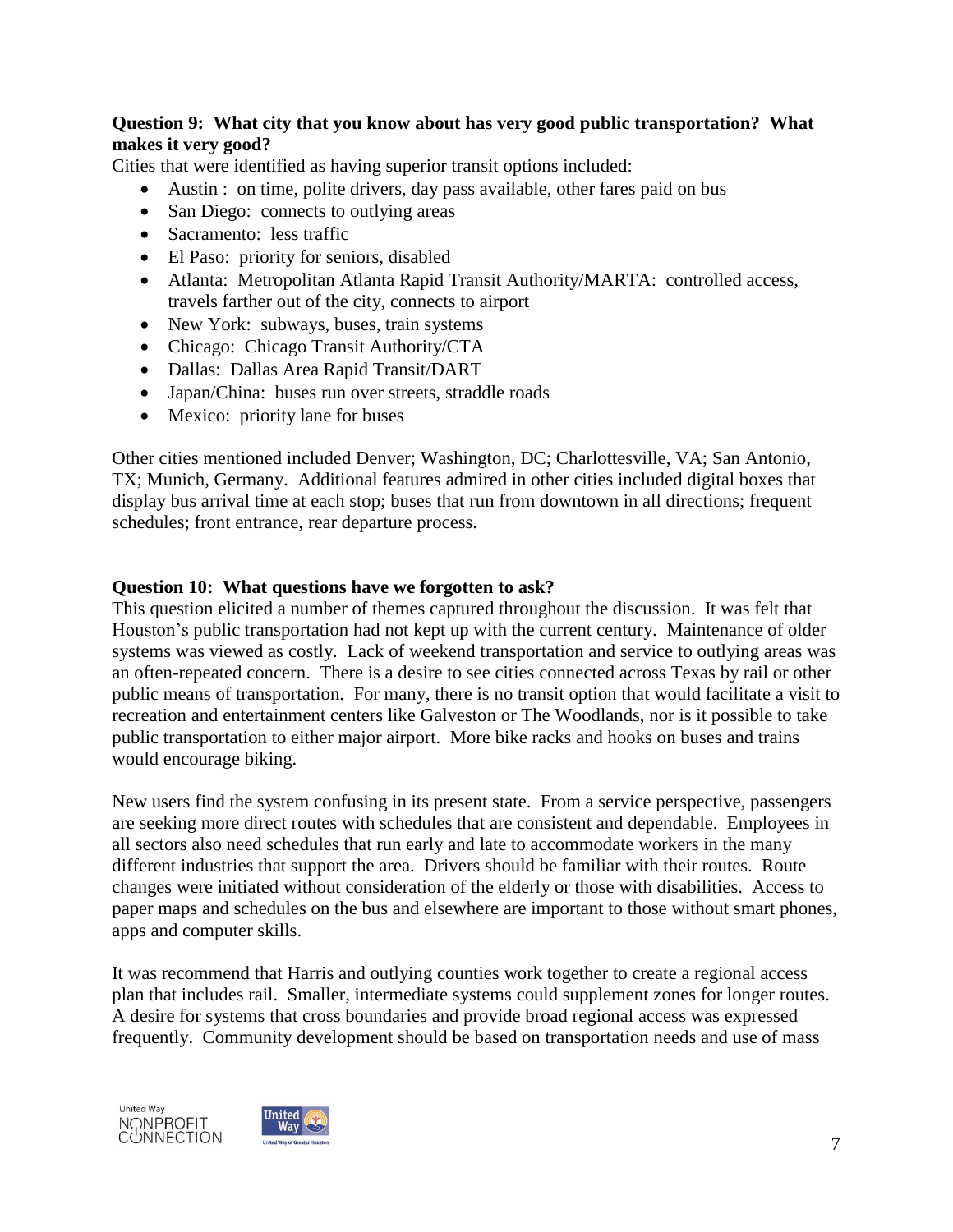**Question 9: What city that you know about has very good public transportation? What makes it very good?**

Cities that were identified as having superior transit options included:

- Austin : on time, polite drivers, day pass available, other fares paid on bus
- San Diego: connects to outlying areas
- Sacramento: less traffic
- El Paso: priority for seniors, disabled
- Atlanta: Metropolitan Atlanta Rapid Transit Authority/MARTA: controlled access, travels farther out of the city, connects to airport
- New York: subways, buses, train systems
- Chicago: Chicago Transit Authority/CTA
- Dallas: Dallas Area Rapid Transit/DART
- Japan/China: buses run over streets, straddle roads
- Mexico: priority lane for buses

Other cities mentioned included Denver; Washington, DC; Charlottesville, VA; San Antonio, TX; Munich, Germany. Additional features admired in other cities included digital boxes that display bus arrival time at each stop; buses that run from downtown in all directions; frequent schedules; front entrance, rear departure process.

**Question 10: What questions have we forgotten to ask?**

This question elicited a number of themes captured throughout the discussion. It was felt that Houston's public transportation had not kept up with the current century. Maintenance of older systems was viewed as costly. Lack of weekend transportation and service to outlying areas was an often-repeated concern. There is a desire to see cities connected across Texas by rail or other public means of transportation. For many, there is no transit option that would facilitate a visit to recreation and entertainment centers like Galveston or The Woodlands, nor is it possible to take public transportation to either major airport. More bike racks and hooks on buses and trains would encourage biking.

New users find the system confusing in its present state. From a service perspective, passengers are seeking more direct routes with schedules that are consistent and dependable. Employees in all sectors also need schedules that run early and late to accommodate workers in the many different industries that support the area. Drivers should be familiar with their routes. Route changes were initiated without consideration of the elderly or those with disabilities. Access to paper maps and schedules on the bus and elsewhere are important to those without smart phones, apps and computer skills.

It was recommend that Harris and outlying counties work together to create a regional access plan that includes rail. Smaller, intermediate systems could supplement zones for longer routes. A desire for systems that cross boundaries and provide broad regional access was expressed frequently. Community development should be based on transportation needs and use of mass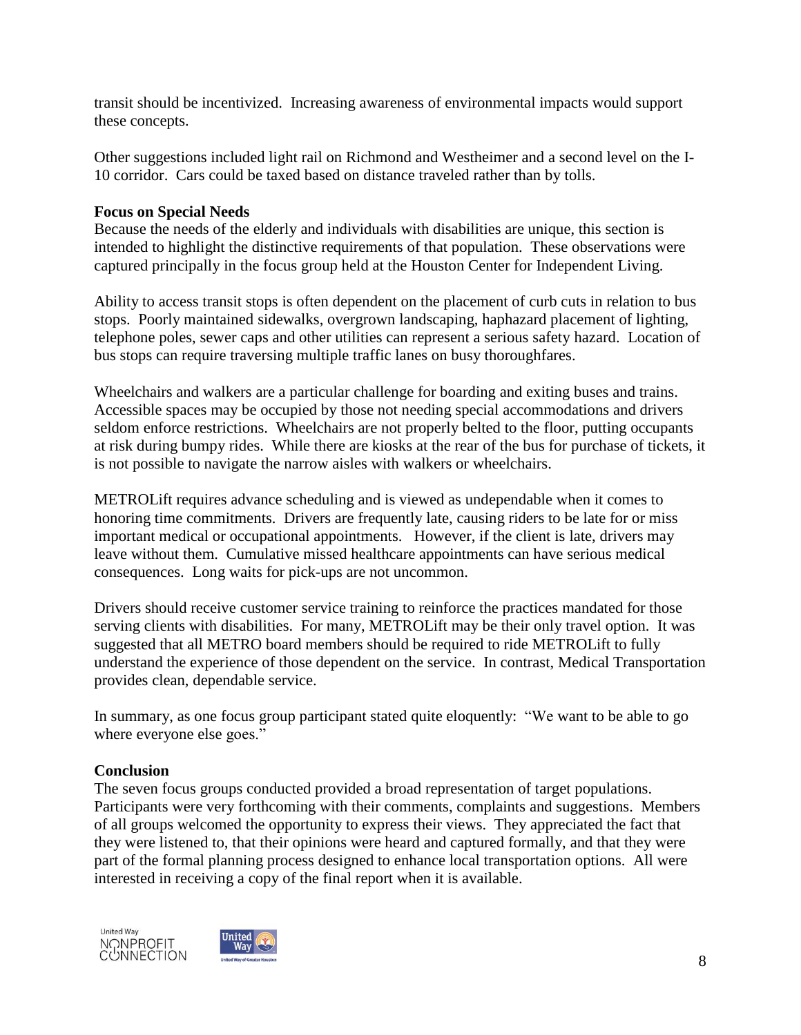transit should be incentivized. Increasing awareness of environmental impacts would support these concepts.

Other suggestions included light rail on Richmond and Westheimer and a second level on the I-10 corridor. Cars could be taxed based on distance traveled rather than by tolls.

**Focus on Special Needs**

Because the needs of the elderly and individuals with disabilities are unique, this section is intended to highlight the distinctive requirements of that population. These observations were captured principally in the focus group held at the Houston Center for Independent Living.

Ability to access transit stops is often dependent on the placement of curb cuts in relation to bus stops. Poorly maintained sidewalks, overgrown landscaping, haphazard placement of lighting, telephone poles, sewer caps and other utilities can represent a serious safety hazard. Location of bus stops can require traversing multiple traffic lanes on busy thoroughfares.

Wheelchairs and walkers are a particular challenge for boarding and exiting buses and trains. Accessible spaces may be occupied by those not needing special accommodations and drivers seldom enforce restrictions. Wheelchairs are not properly belted to the floor, putting occupants at risk during bumpy rides. While there are kiosks at the rear of the bus for purchase of tickets, it is not possible to navigate the narrow aisles with walkers or wheelchairs.

METROLift requires advance scheduling and is viewed as undependable when it comes to honoring time commitments. Drivers are frequently late, causing riders to be late for or miss important medical or occupational appointments. However, if the client is late, drivers may leave without them. Cumulative missed healthcare appointments can have serious medical consequences. Long waits for pick-ups are not uncommon.

Drivers should receive customer service training to reinforce the practices mandated for those serving clients with disabilities. For many, METROLift may be their only travel option. It was suggested that all METRO board members should be required to ride METROLift to fully understand the experience of those dependent on the service. In contrast, Medical Transportation provides clean, dependable service.

In summary, as one focus group participant stated quite eloquently: "We want to be able to go where everyone else goes."

**Conclusion**

The seven focus groups conducted provided a broad representation of target populations. Participants were very forthcoming with their comments, complaints and suggestions. Members of all groups welcomed the opportunity to express their views. They appreciated the fact that they were listened to, that their opinions were heard and captured formally, and that they were part of the formal planning process designed to enhance local transportation options. All were interested in receiving a copy of the final report when it is available.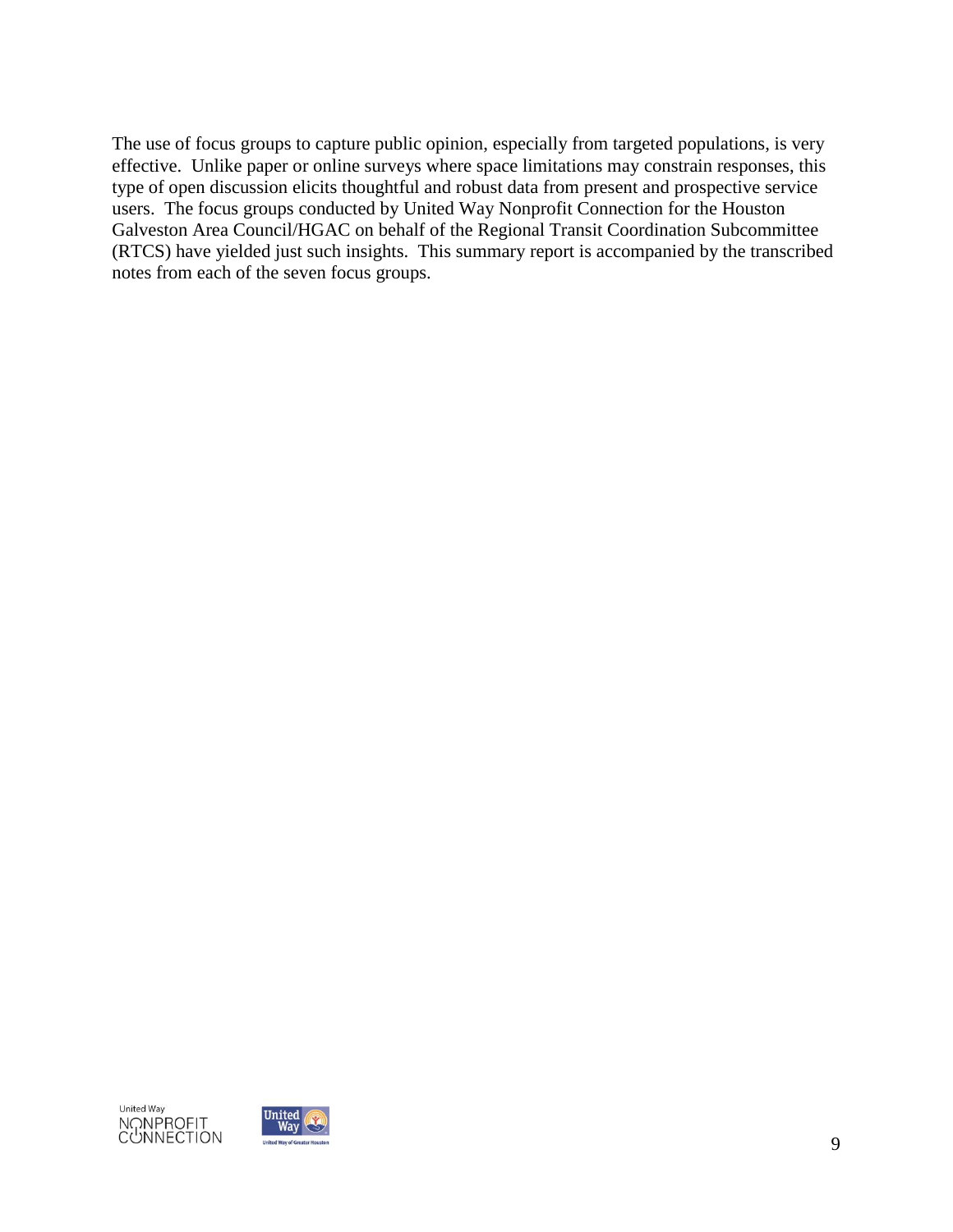The use of focus groups to capture public opinion, especially from targeted populations, is very effective. Unlike paper or online surveys where space limitations may constrain responses, this type of open discussion elicits thoughtful and robust data from present and prospective service users. The focus groups conducted by United Way Nonprofit Connection for the Houston Galveston Area Council/HGAC on behalf of the Regional Transit Coordination Subcommittee (RTCS) have yielded just such insights. This summary report is accompanied by the transcribed notes from each of the seven focus groups.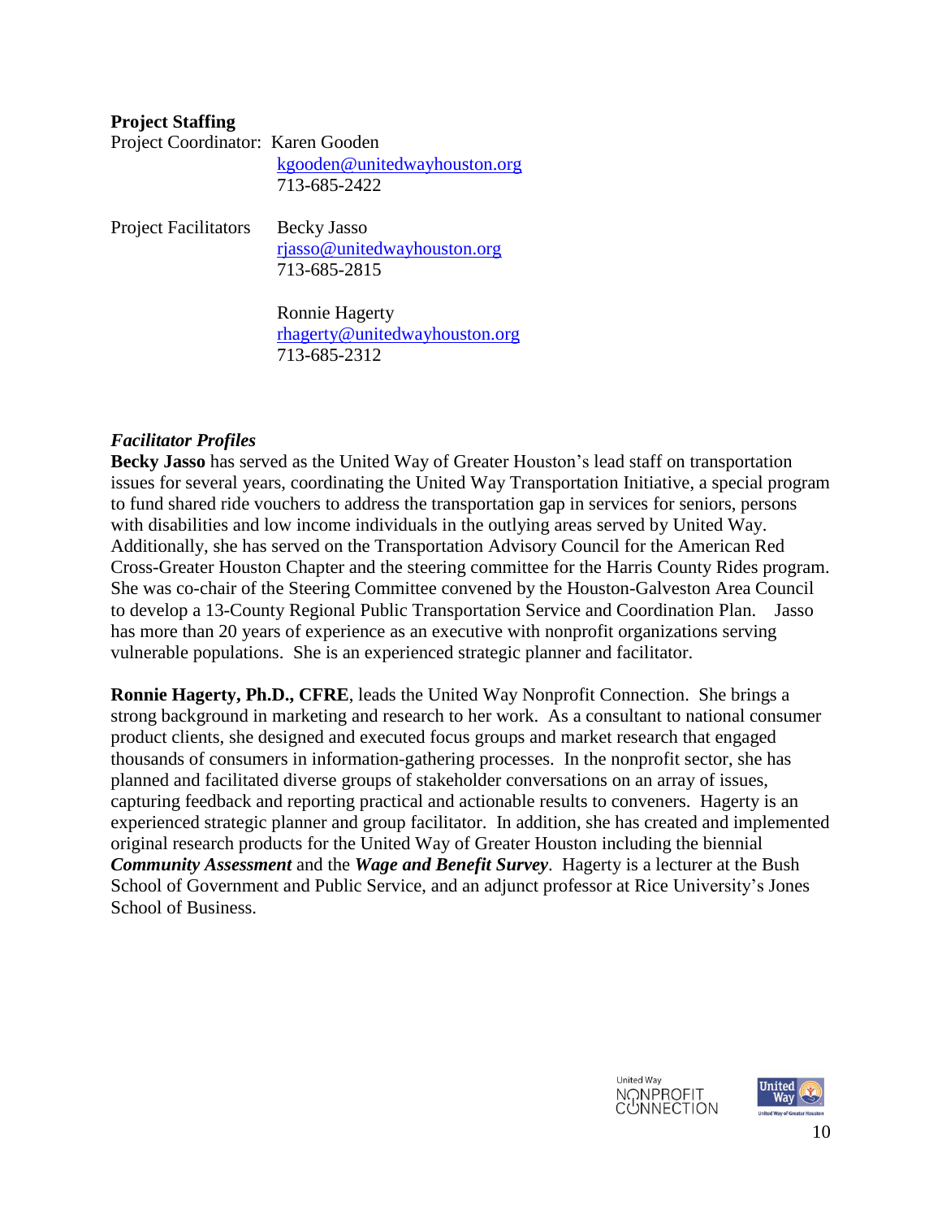**Project Staffing**

Project Coordinator: Karen Gooden
kgooden@unitedwayhouston.org
713-685-2422

Project Facilitators
Becky Jasso
rjasso@unitedwayhouston.org
713-685-2815

Ronnie Hagerty
rhagerty@unitedwayhouston.org
713-685-2312

***Facilitator Profiles***

**Becky Jasso** has served as the United Way of Greater Houston's lead staff on transportation issues for several years, coordinating the United Way Transportation Initiative, a special program to fund shared ride vouchers to address the transportation gap in services for seniors, persons with disabilities and low income individuals in the outlying areas served by United Way. Additionally, she has served on the Transportation Advisory Council for the American Red Cross-Greater Houston Chapter and the steering committee for the Harris County Rides program. She was co-chair of the Steering Committee convened by the Houston-Galveston Area Council to develop a 13-County Regional Public Transportation Service and Coordination Plan. Jasso has more than 20 years of experience as an executive with nonprofit organizations serving vulnerable populations. She is an experienced strategic planner and facilitator.

**Ronnie Hagerty, Ph.D., CFRE**, leads the United Way Nonprofit Connection. She brings a strong background in marketing and research to her work. As a consultant to national consumer product clients, she designed and executed focus groups and market research that engaged thousands of consumers in information-gathering processes. In the nonprofit sector, she has planned and facilitated diverse groups of stakeholder conversations on an array of issues, capturing feedback and reporting practical and actionable results to conveners. Hagerty is an experienced strategic planner and group facilitator. In addition, she has created and implemented original research products for the United Way of Greater Houston including the biennial ***Community Assessment*** and the ***Wage and Benefit Survey***. Hagerty is a lecturer at the Bush School of Government and Public Service, and an adjunct professor at Rice University's Jones School of Business.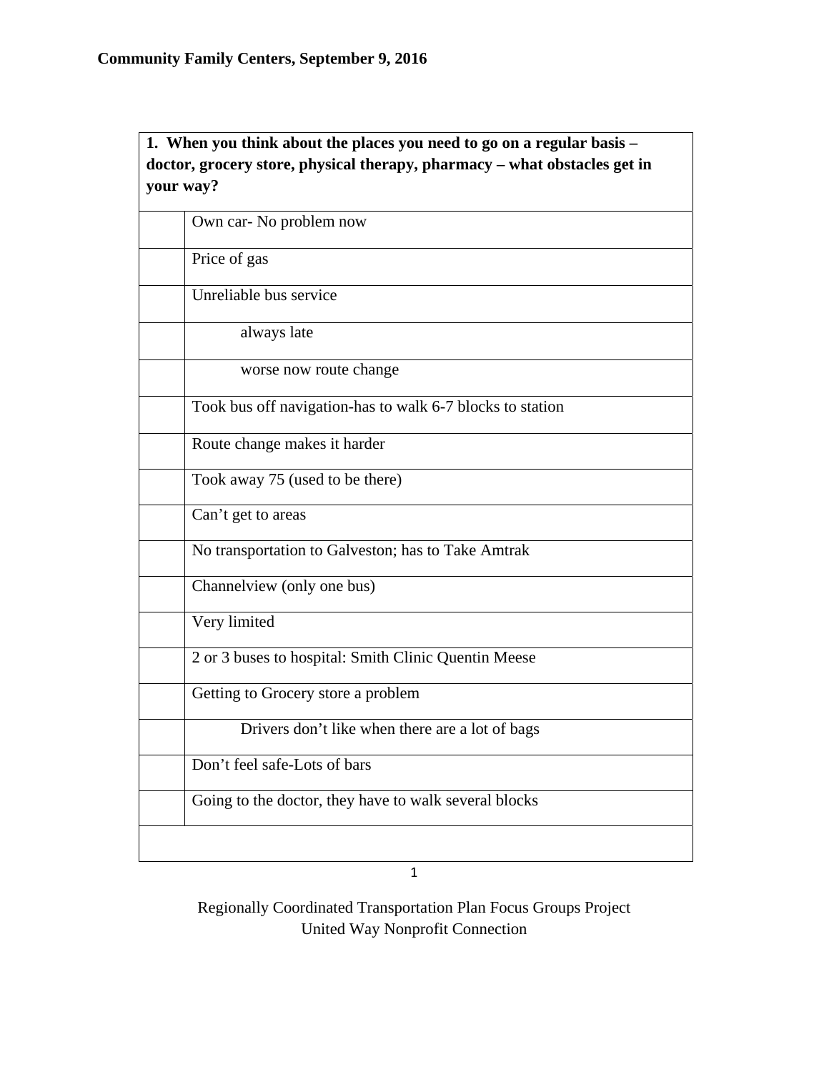**Community Family Centers, September 9, 2016**

| **1. When you think about the places you need to go on a regular basis – doctor, grocery store, physical therapy, pharmacy – what obstacles get in your way?** | |
|---|---|
| | Own car- No problem now |
| | Price of gas |
| | Unreliable bus service |
| | always late |
| | worse now route change |
| | Took bus off navigation-has to walk 6-7 blocks to station |
| | Route change makes it harder |
| | Took away 75 (used to be there) |
| | Can't get to areas |
| | No transportation to Galveston; has to Take Amtrak |
| | Channelview (only one bus) |
| | Very limited |
| | 2 or 3 buses to hospital: Smith Clinic Quentin Meese |
| | Getting to Grocery store a problem |
| | Drivers don't like when there are a lot of bags |
| | Don't feel safe-Lots of bars |
| | Going to the doctor, they have to walk several blocks |
| | |

Regionally Coordinated Transportation Plan Focus Groups Project
United Way Nonprofit Connection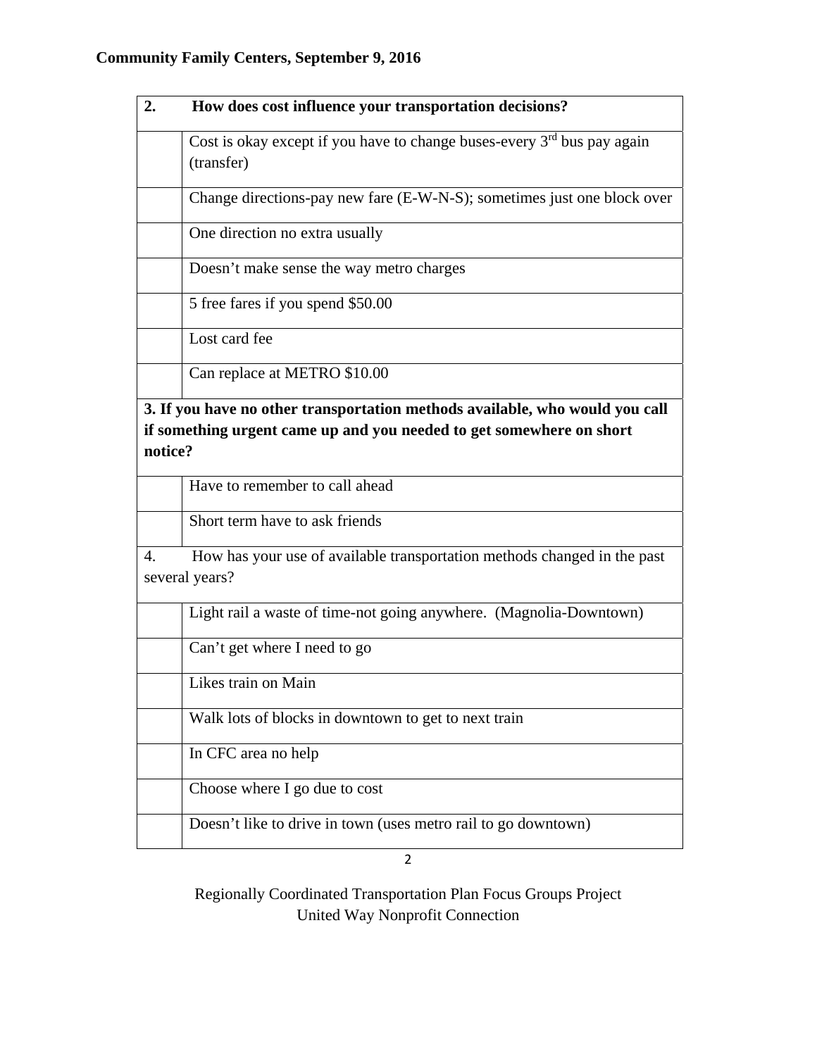**Community Family Centers, September 9, 2016**

| **2. How does cost influence your transportation decisions?** | |
|---|---|
| | Cost is okay except if you have to change buses-every 3rd bus pay again (transfer) |
| | Change directions-pay new fare (E-W-N-S); sometimes just one block over |
| | One direction no extra usually |
| | Doesn't make sense the way metro charges |
| | 5 free fares if you spend $50.00 |
| | Lost card fee |
| | Can replace at METRO $10.00 |
| **3. If you have no other transportation methods available, who would you call if something urgent came up and you needed to get somewhere on short notice?** | |
| | Have to remember to call ahead |
| | Short term have to ask friends |
| 4. How has your use of available transportation methods changed in the past several years? | |
| | Light rail a waste of time-not going anywhere. (Magnolia-Downtown) |
| | Can't get where I need to go |
| | Likes train on Main |
| | Walk lots of blocks in downtown to get to next train |
| | In CFC area no help |
| | Choose where I go due to cost |
| | Doesn't like to drive in town (uses metro rail to go downtown) |

Regionally Coordinated Transportation Plan Focus Groups Project
United Way Nonprofit Connection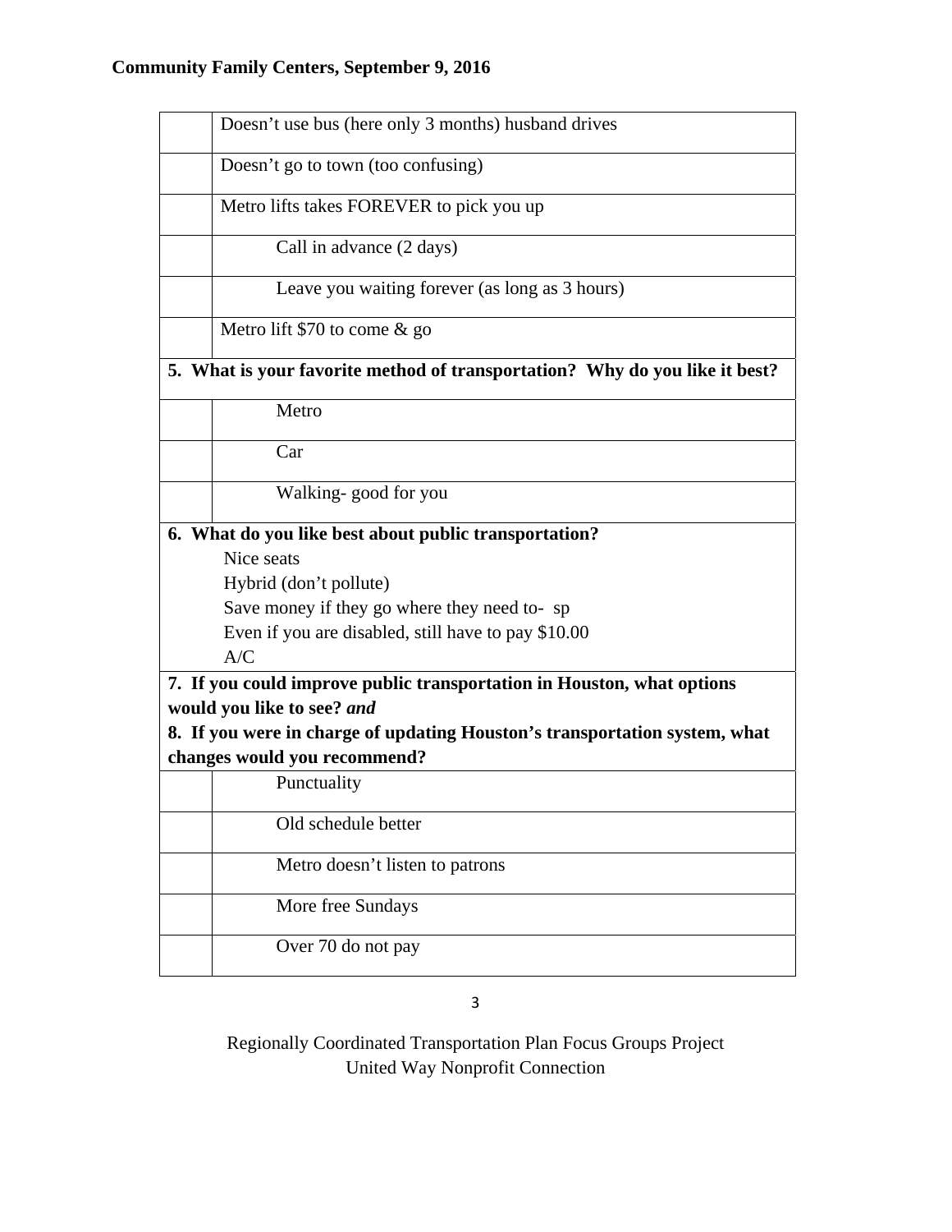**Community Family Centers, September 9, 2016**

| | |
|---|---|
| | Doesn't use bus (here only 3 months) husband drives |
| | Doesn't go to town (too confusing) |
| | Metro lifts takes FOREVER to pick you up |
| | Call in advance (2 days) |
| | Leave you waiting forever (as long as 3 hours) |
| | Metro lift $70 to come & go |

**5. What is your favorite method of transportation? Why do you like it best?**

| | |
|---|---|
| | Metro |
| | Car |
| | Walking- good for you |

**6. What do you like best about public transportation?**

Nice seats
Hybrid (don't pollute)
Save money if they go where they need to- sp
Even if you are disabled, still have to pay $10.00
A/C

**7. If you could improve public transportation in Houston, what options would you like to see?** ***and***
**8. If you were in charge of updating Houston's transportation system, what changes would you recommend?**

| | |
|---|---|
| | Punctuality |
| | Old schedule better |
| | Metro doesn't listen to patrons |
| | More free Sundays |
| | Over 70 do not pay |

Regionally Coordinated Transportation Plan Focus Groups Project
United Way Nonprofit Connection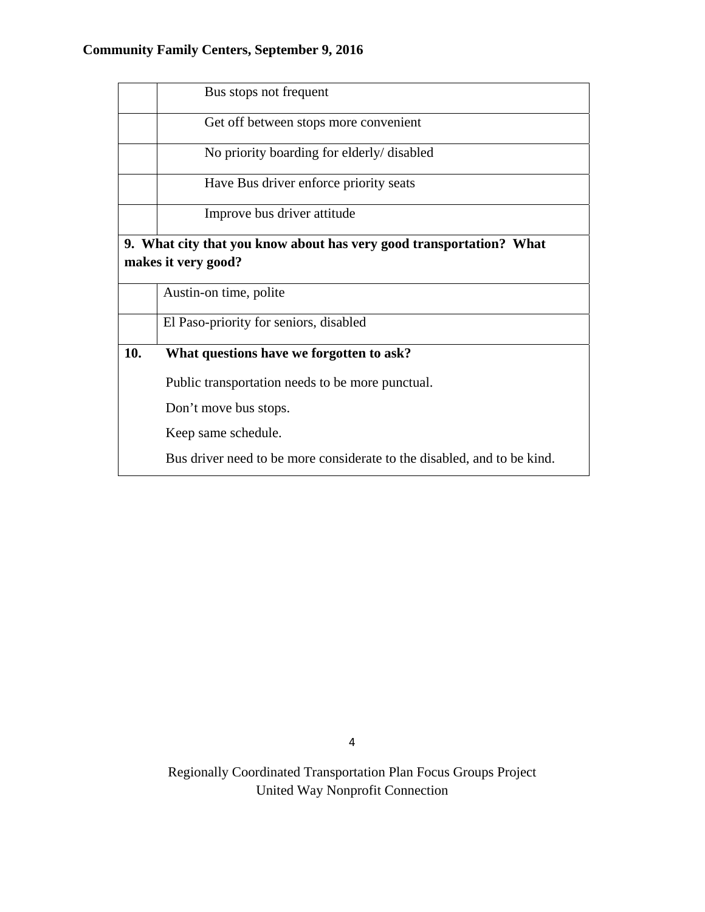| | |
|---|---|
| | Bus stops not frequent |
| | Get off between stops more convenient |
| | No priority boarding for elderly/ disabled |
| | Have Bus driver enforce priority seats |
| | Improve bus driver attitude |
| **9. What city that you know about has very good transportation? What makes it very good?** | |
| | Austin-on time, polite |
| | El Paso-priority for seniors, disabled |
| **10.** | **What questions have we forgotten to ask?** |
| | Public transportation needs to be more punctual. |
| | Don't move bus stops. |
| | Keep same schedule. |
| | Bus driver need to be more considerate to the disabled, and to be kind. |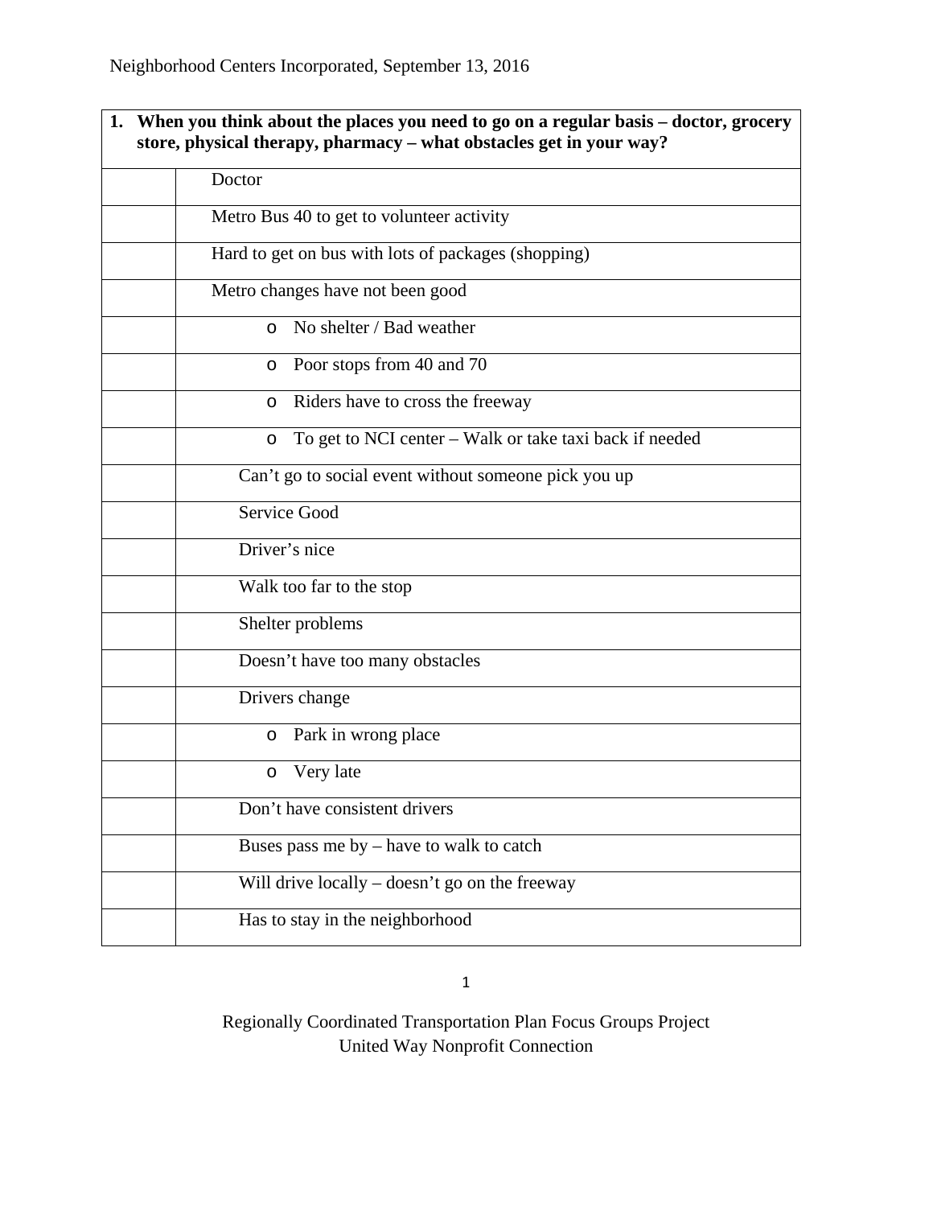| **1. When you think about the places you need to go on a regular basis – doctor, grocery store, physical therapy, pharmacy – what obstacles get in your way?** | |
|---|---|
| | Doctor |
| | Metro Bus 40 to get to volunteer activity |
| | Hard to get on bus with lots of packages (shopping) |
| | Metro changes have not been good |
| | o No shelter / Bad weather |
| | o Poor stops from 40 and 70 |
| | o Riders have to cross the freeway |
| | o To get to NCI center – Walk or take taxi back if needed |
| | Can't go to social event without someone pick you up |
| | Service Good |
| | Driver's nice |
| | Walk too far to the stop |
| | Shelter problems |
| | Doesn't have too many obstacles |
| | Drivers change |
| | o Park in wrong place |
| | o Very late |
| | Don't have consistent drivers |
| | Buses pass me by – have to walk to catch |
| | Will drive locally – doesn't go on the freeway |
| | Has to stay in the neighborhood |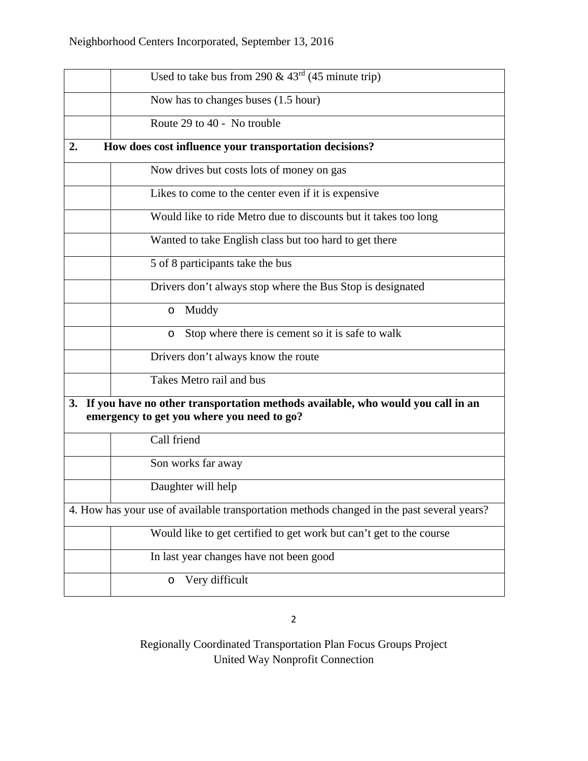| | |
|---|---|
| | Used to take bus from 290 & 43rd (45 minute trip) |
| | Now has to changes buses (1.5 hour) |
| | Route 29 to 40 - No trouble |
| **2. How does cost influence your transportation decisions?** | |
| | Now drives but costs lots of money on gas |
| | Likes to come to the center even if it is expensive |
| | Would like to ride Metro due to discounts but it takes too long |
| | Wanted to take English class but too hard to get there |
| | 5 of 8 participants take the bus |
| | Drivers don't always stop where the Bus Stop is designated |
| | o Muddy |
| | o Stop where there is cement so it is safe to walk |
| | Drivers don't always know the route |
| | Takes Metro rail and bus |
| **3. If you have no other transportation methods available, who would you call in an emergency to get you where you need to go?** | |
| | Call friend |
| | Son works far away |
| | Daughter will help |
| 4. How has your use of available transportation methods changed in the past several years? | |
| | Would like to get certified to get work but can't get to the course |
| | In last year changes have not been good |
| | o Very difficult |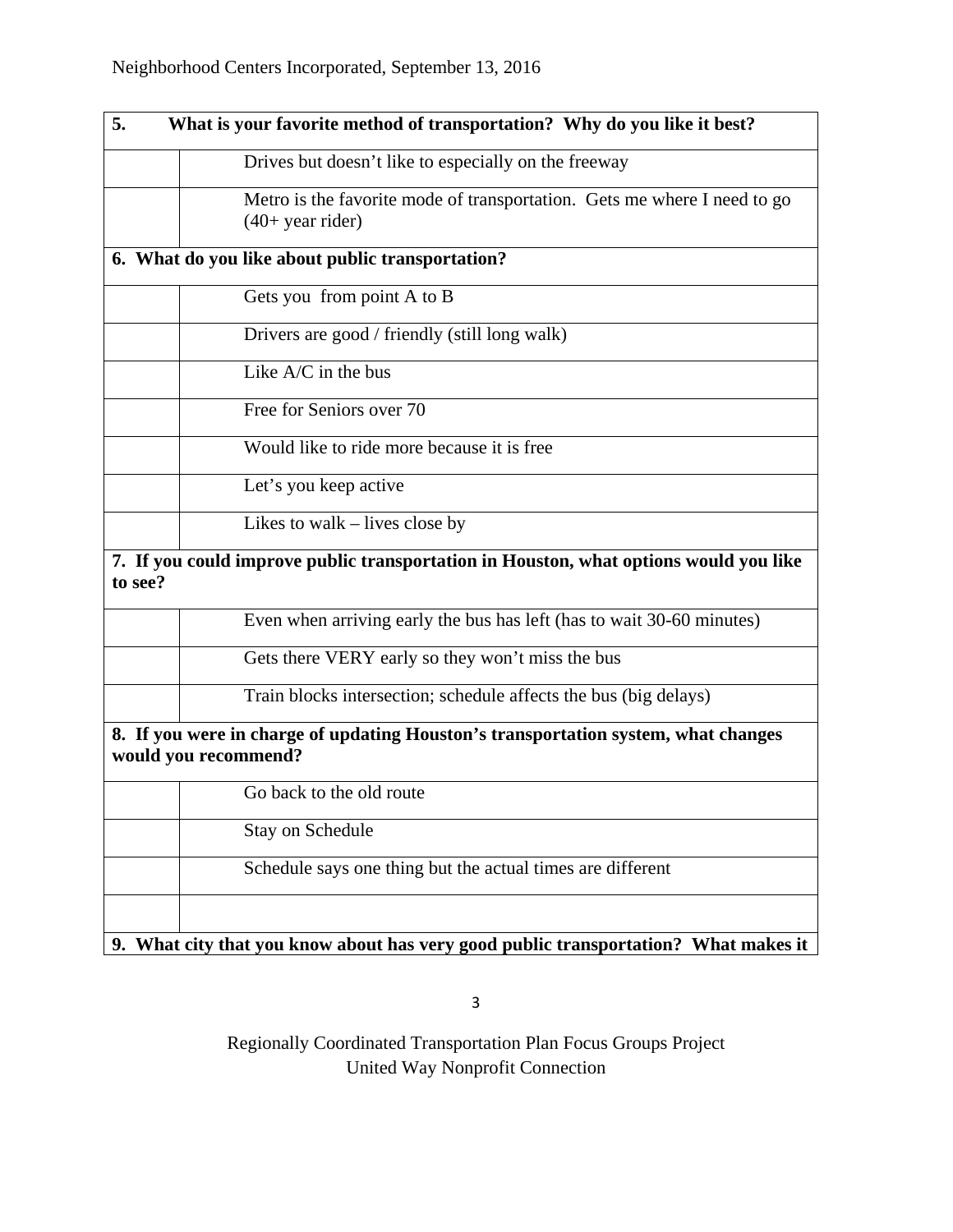| 5. What is your favorite method of transportation? Why do you like it best? | |
|---|---|
| | Drives but doesn't like to especially on the freeway |
| | Metro is the favorite mode of transportation. Gets me where I need to go (40+ year rider) |
| **6. What do you like about public transportation?** | |
| | Gets you from point A to B |
| | Drivers are good / friendly (still long walk) |
| | Like A/C in the bus |
| | Free for Seniors over 70 |
| | Would like to ride more because it is free |
| | Let's you keep active |
| | Likes to walk – lives close by |
| **7. If you could improve public transportation in Houston, what options would you like to see?** | |
| | Even when arriving early the bus has left (has to wait 30-60 minutes) |
| | Gets there VERY early so they won't miss the bus |
| | Train blocks intersection; schedule affects the bus (big delays) |
| **8. If you were in charge of updating Houston's transportation system, what changes would you recommend?** | |
| | Go back to the old route |
| | Stay on Schedule |
| | Schedule says one thing but the actual times are different |
| | |
| **9. What city that you know about has very good public transportation? What makes it** | |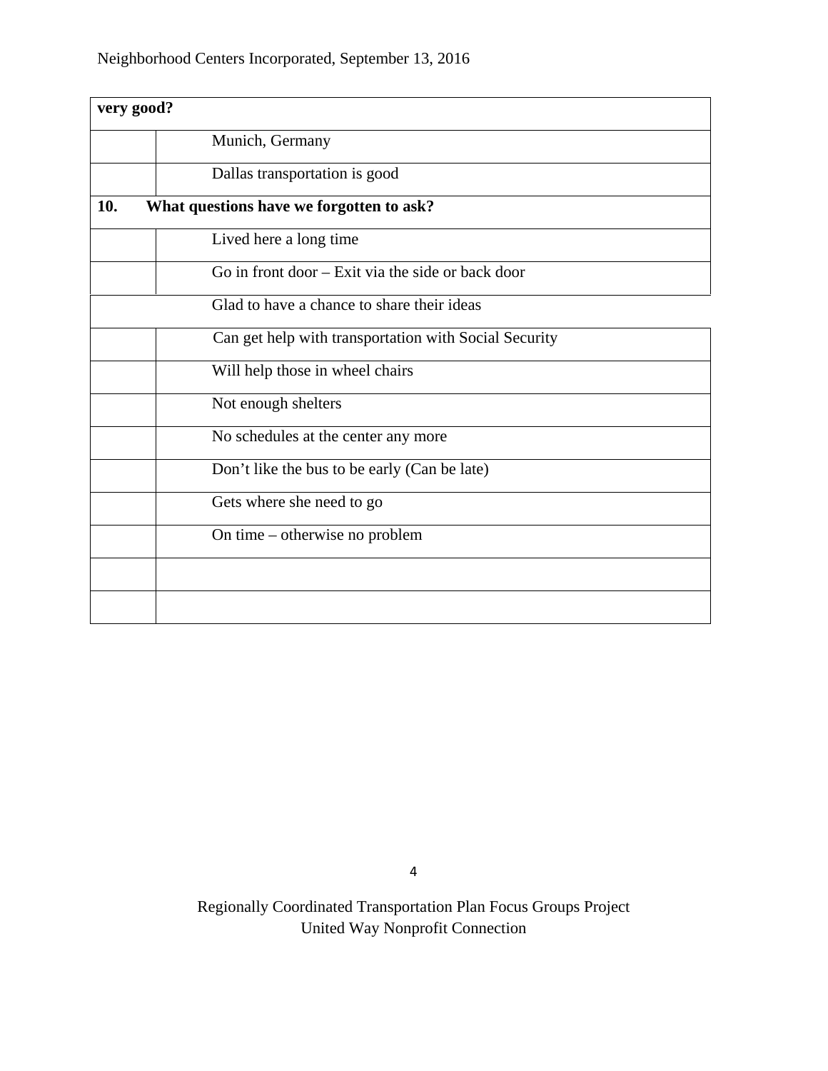| very good? | |
|---|---|
| | Munich, Germany |
| | Dallas transportation is good |
| **10. What questions have we forgotten to ask?** | |
| | Lived here a long time |
| | Go in front door – Exit via the side or back door |
| | Glad to have a chance to share their ideas |
| | Can get help with transportation with Social Security |
| | Will help those in wheel chairs |
| | Not enough shelters |
| | No schedules at the center any more |
| | Don't like the bus to be early (Can be late) |
| | Gets where she need to go |
| | On time – otherwise no problem |
| | |
| | |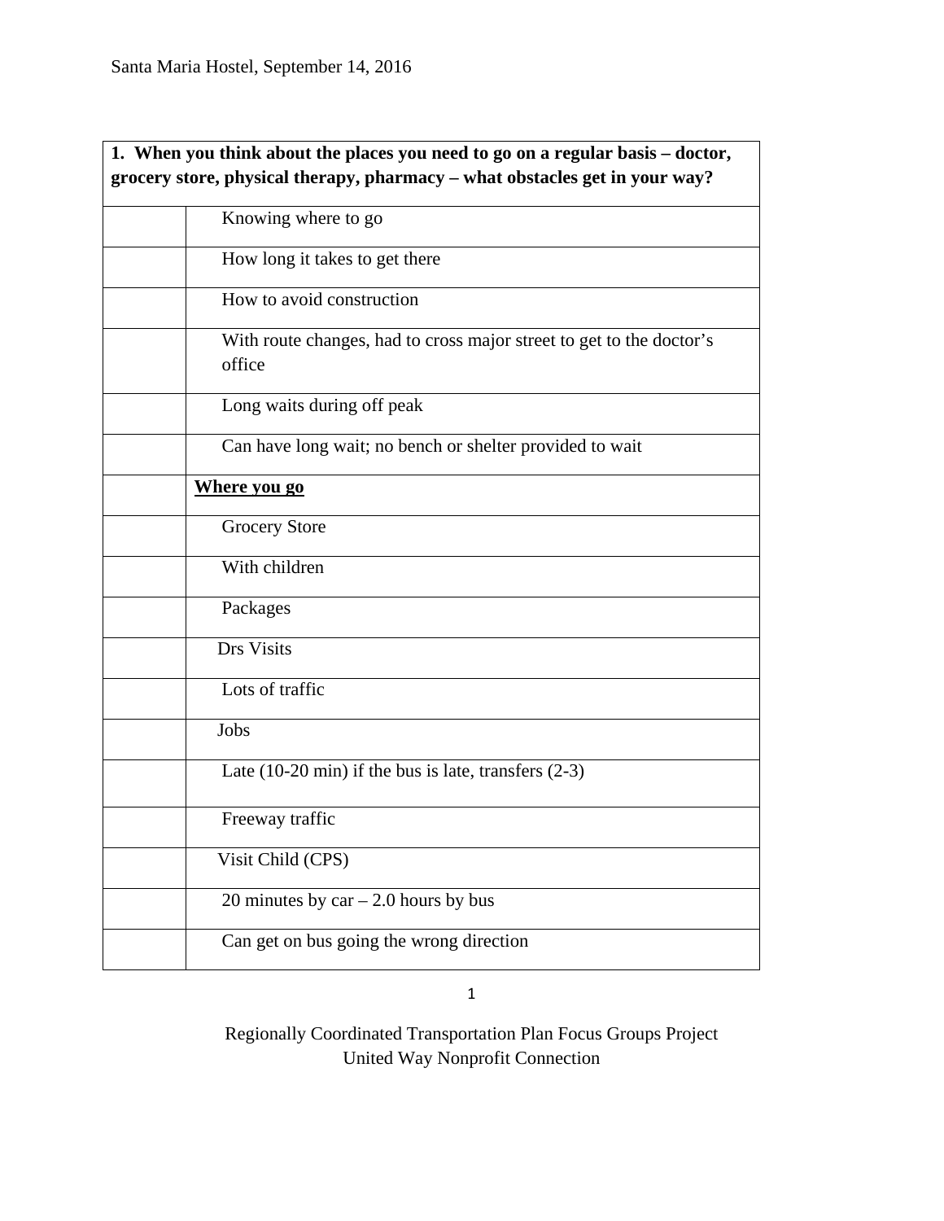Santa Maria Hostel, September 14, 2016

| 1. When you think about the places you need to go on a regular basis – doctor, grocery store, physical therapy, pharmacy – what obstacles get in your way? | |
|---|---|
| | Knowing where to go |
| | How long it takes to get there |
| | How to avoid construction |
| | With route changes, had to cross major street to get to the doctor's office |
| | Long waits during off peak |
| | Can have long wait; no bench or shelter provided to wait |
| | **Where you go** |
| | Grocery Store |
| | With children |
| | Packages |
| | Drs Visits |
| | Lots of traffic |
| | Jobs |
| | Late (10-20 min) if the bus is late, transfers (2-3) |
| | Freeway traffic |
| | Visit Child (CPS) |
| | 20 minutes by car – 2.0 hours by bus |
| | Can get on bus going the wrong direction |

Regionally Coordinated Transportation Plan Focus Groups Project
United Way Nonprofit Connection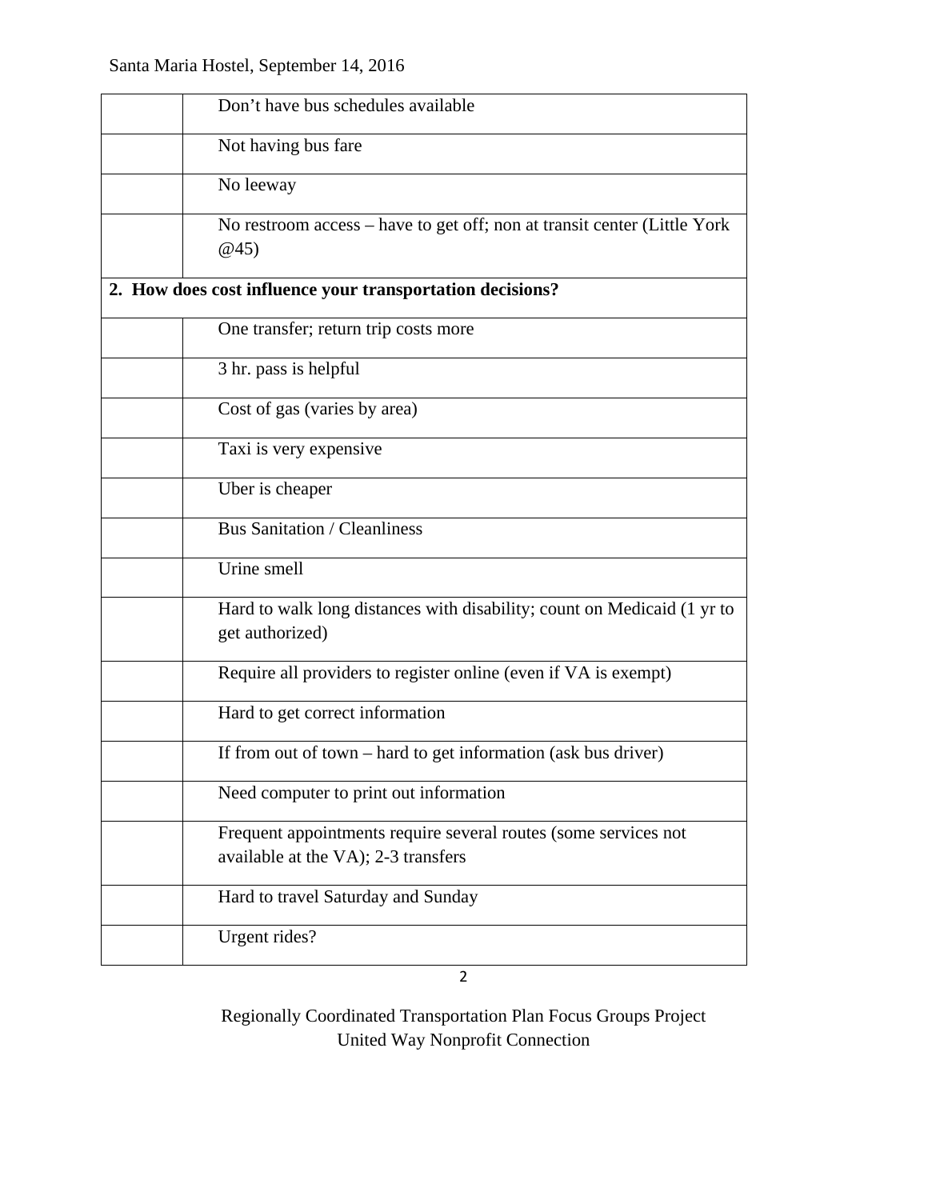| | |
|---|---|
| | Don't have bus schedules available |
| | Not having bus fare |
| | No leeway |
| | No restroom access – have to get off; non at transit center (Little York @45) |
| **2. How does cost influence your transportation decisions?** | |
| | One transfer; return trip costs more |
| | 3 hr. pass is helpful |
| | Cost of gas (varies by area) |
| | Taxi is very expensive |
| | Uber is cheaper |
| | Bus Sanitation / Cleanliness |
| | Urine smell |
| | Hard to walk long distances with disability; count on Medicaid (1 yr to get authorized) |
| | Require all providers to register online (even if VA is exempt) |
| | Hard to get correct information |
| | If from out of town – hard to get information (ask bus driver) |
| | Need computer to print out information |
| | Frequent appointments require several routes (some services not available at the VA); 2-3 transfers |
| | Hard to travel Saturday and Sunday |
| | Urgent rides? |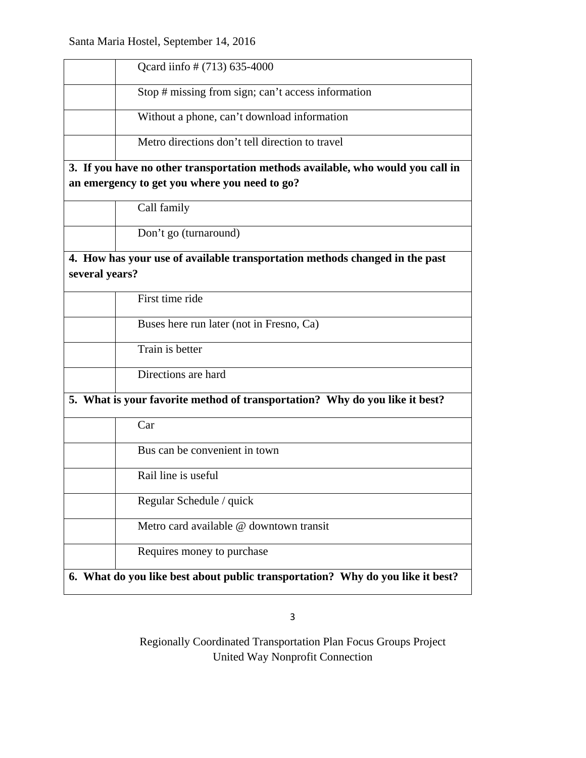| | |
|---|---|
| | Qcard iinfo # (713) 635-4000 |
| | Stop # missing from sign; can't access information |
| | Without a phone, can't download information |
| | Metro directions don't tell direction to travel |
| **3. If you have no other transportation methods available, who would you call in an emergency to get you where you need to go?** | |
| | Call family |
| | Don't go (turnaround) |
| **4. How has your use of available transportation methods changed in the past several years?** | |
| | First time ride |
| | Buses here run later (not in Fresno, Ca) |
| | Train is better |
| | Directions are hard |
| **5. What is your favorite method of transportation? Why do you like it best?** | |
| | Car |
| | Bus can be convenient in town |
| | Rail line is useful |
| | Regular Schedule / quick |
| | Metro card available @ downtown transit |
| | Requires money to purchase |
| **6. What do you like best about public transportation? Why do you like it best?** | |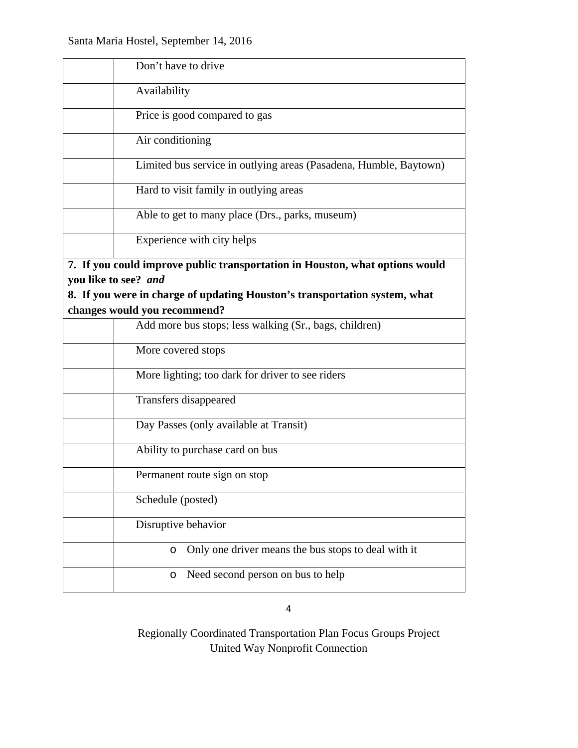| | |
|---|---|
| | Don't have to drive |
| | Availability |
| | Price is good compared to gas |
| | Air conditioning |
| | Limited bus service in outlying areas (Pasadena, Humble, Baytown) |
| | Hard to visit family in outlying areas |
| | Able to get to many place (Drs., parks, museum) |
| | Experience with city helps |
| **7. If you could improve public transportation in Houston, what options would you like to see?** ***and*** **8. If you were in charge of updating Houston's transportation system, what changes would you recommend?** | |
| | Add more bus stops; less walking (Sr., bags, children) |
| | More covered stops |
| | More lighting; too dark for driver to see riders |
| | Transfers disappeared |
| | Day Passes (only available at Transit) |
| | Ability to purchase card on bus |
| | Permanent route sign on stop |
| | Schedule (posted) |
| | Disruptive behavior |
| | o Only one driver means the bus stops to deal with it |
| | o Need second person on bus to help |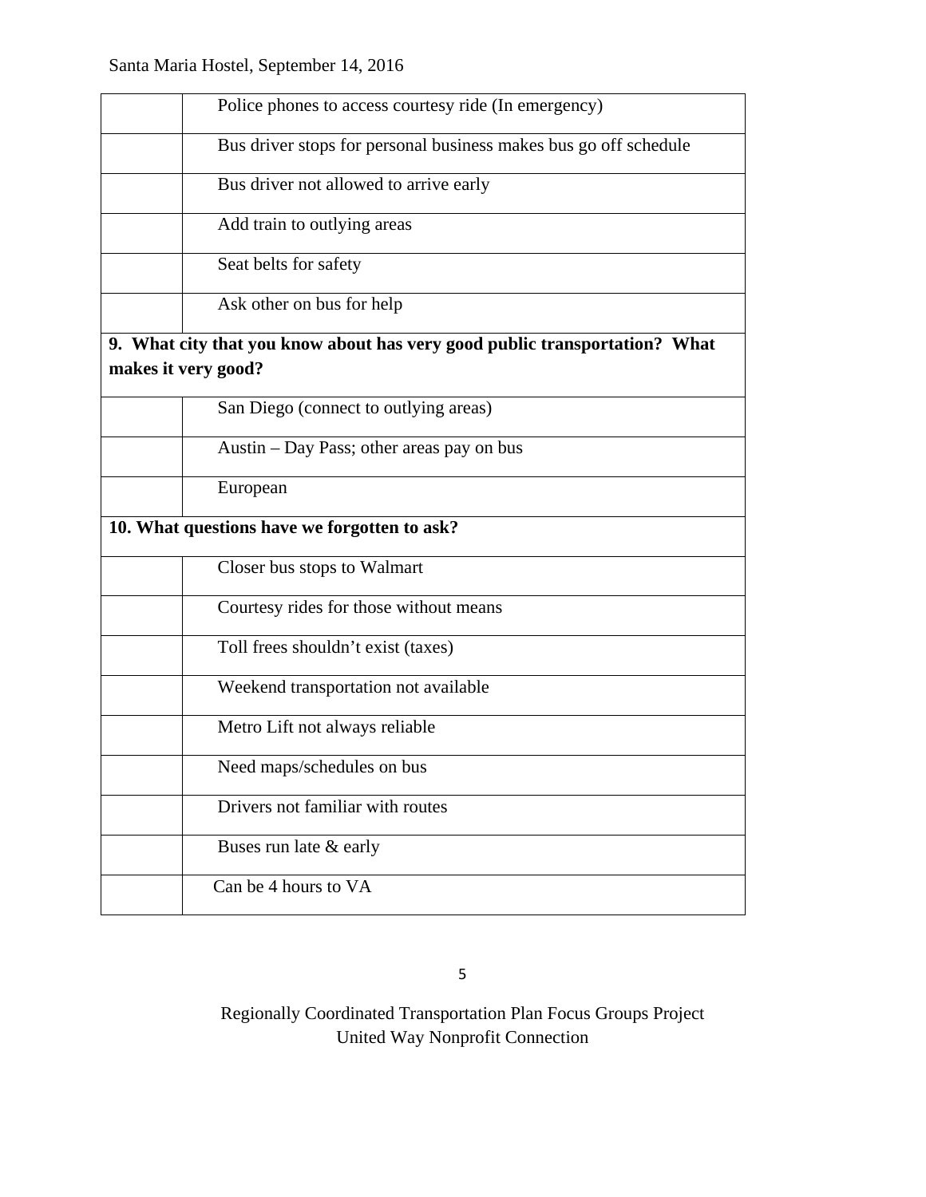Santa Maria Hostel, September 14, 2016

| | |
|---|---|
| | Police phones to access courtesy ride (In emergency) |
| | Bus driver stops for personal business makes bus go off schedule |
| | Bus driver not allowed to arrive early |
| | Add train to outlying areas |
| | Seat belts for safety |
| | Ask other on bus for help |
| **9. What city that you know about has very good public transportation? What makes it very good?** | |
| | San Diego (connect to outlying areas) |
| | Austin – Day Pass; other areas pay on bus |
| | European |
| **10. What questions have we forgotten to ask?** | |
| | Closer bus stops to Walmart |
| | Courtesy rides for those without means |
| | Toll frees shouldn't exist (taxes) |
| | Weekend transportation not available |
| | Metro Lift not always reliable |
| | Need maps/schedules on bus |
| | Drivers not familiar with routes |
| | Buses run late & early |
| | Can be 4 hours to VA |

Regionally Coordinated Transportation Plan Focus Groups Project
United Way Nonprofit Connection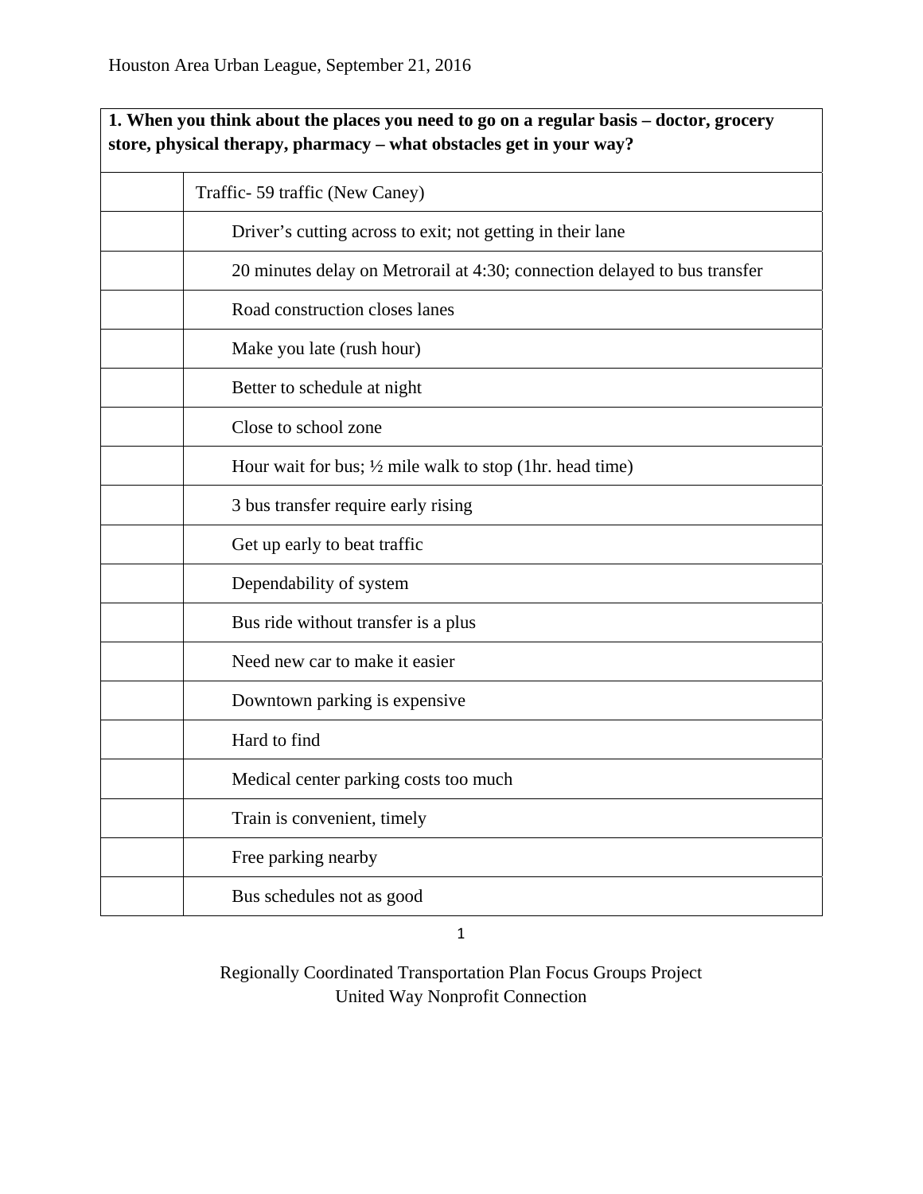Houston Area Urban League, September 21, 2016

| 1. When you think about the places you need to go on a regular basis – doctor, grocery store, physical therapy, pharmacy – what obstacles get in your way? | |
|---|---|
| | Traffic- 59 traffic (New Caney) |
| | Driver's cutting across to exit; not getting in their lane |
| | 20 minutes delay on Metrorail at 4:30; connection delayed to bus transfer |
| | Road construction closes lanes |
| | Make you late (rush hour) |
| | Better to schedule at night |
| | Close to school zone |
| | Hour wait for bus; ½ mile walk to stop (1hr. head time) |
| | 3 bus transfer require early rising |
| | Get up early to beat traffic |
| | Dependability of system |
| | Bus ride without transfer is a plus |
| | Need new car to make it easier |
| | Downtown parking is expensive |
| | Hard to find |
| | Medical center parking costs too much |
| | Train is convenient, timely |
| | Free parking nearby |
| | Bus schedules not as good |

Regionally Coordinated Transportation Plan Focus Groups Project
United Way Nonprofit Connection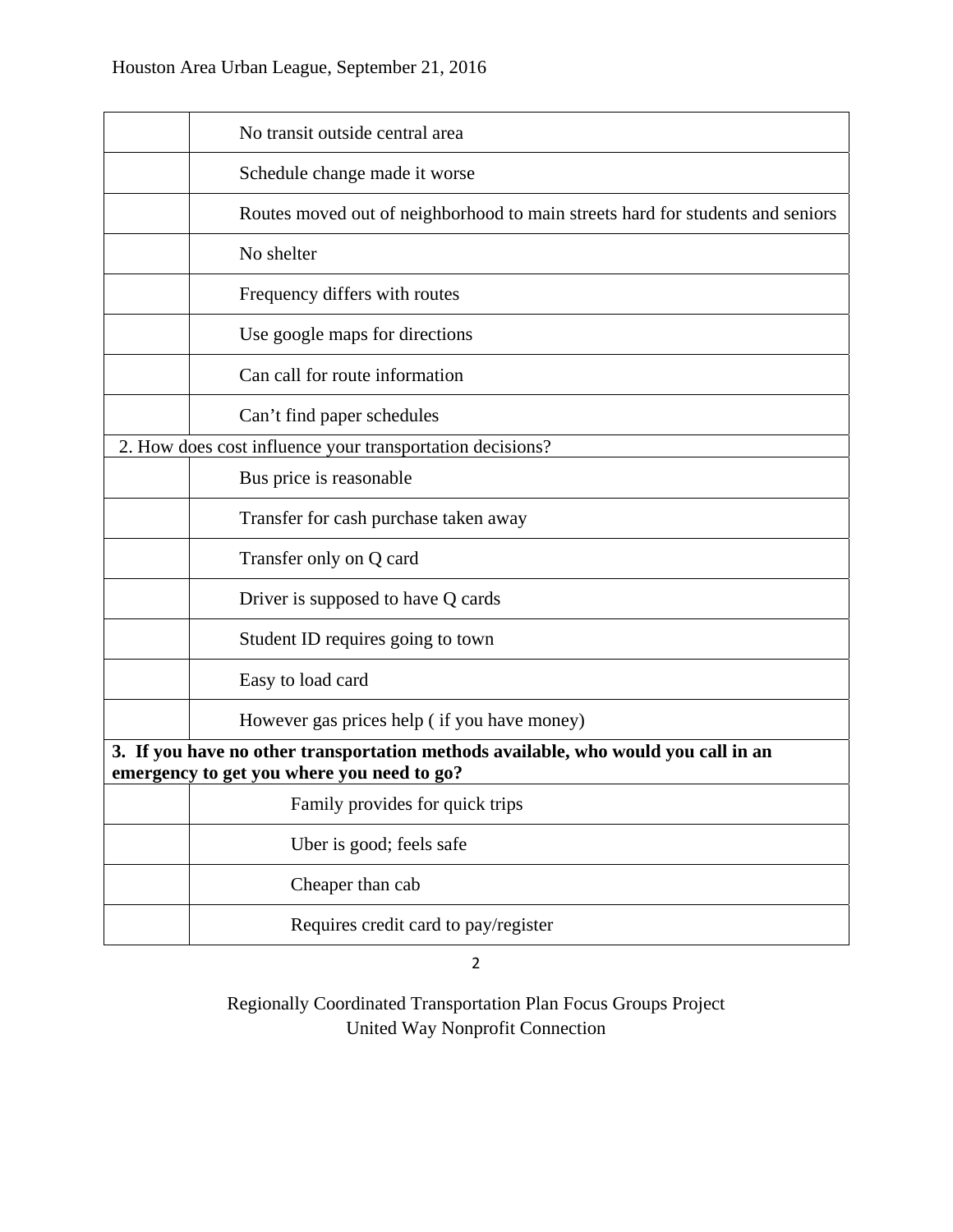| | |
|---|---|
| | No transit outside central area |
| | Schedule change made it worse |
| | Routes moved out of neighborhood to main streets hard for students and seniors |
| | No shelter |
| | Frequency differs with routes |
| | Use google maps for directions |
| | Can call for route information |
| | Can't find paper schedules |
| 2. How does cost influence your transportation decisions? | |
| | Bus price is reasonable |
| | Transfer for cash purchase taken away |
| | Transfer only on Q card |
| | Driver is supposed to have Q cards |
| | Student ID requires going to town |
| | Easy to load card |
| | However gas prices help ( if you have money) |
| **3. If you have no other transportation methods available, who would you call in an emergency to get you where you need to go?** | |
| | Family provides for quick trips |
| | Uber is good; feels safe |
| | Cheaper than cab |
| | Requires credit card to pay/register |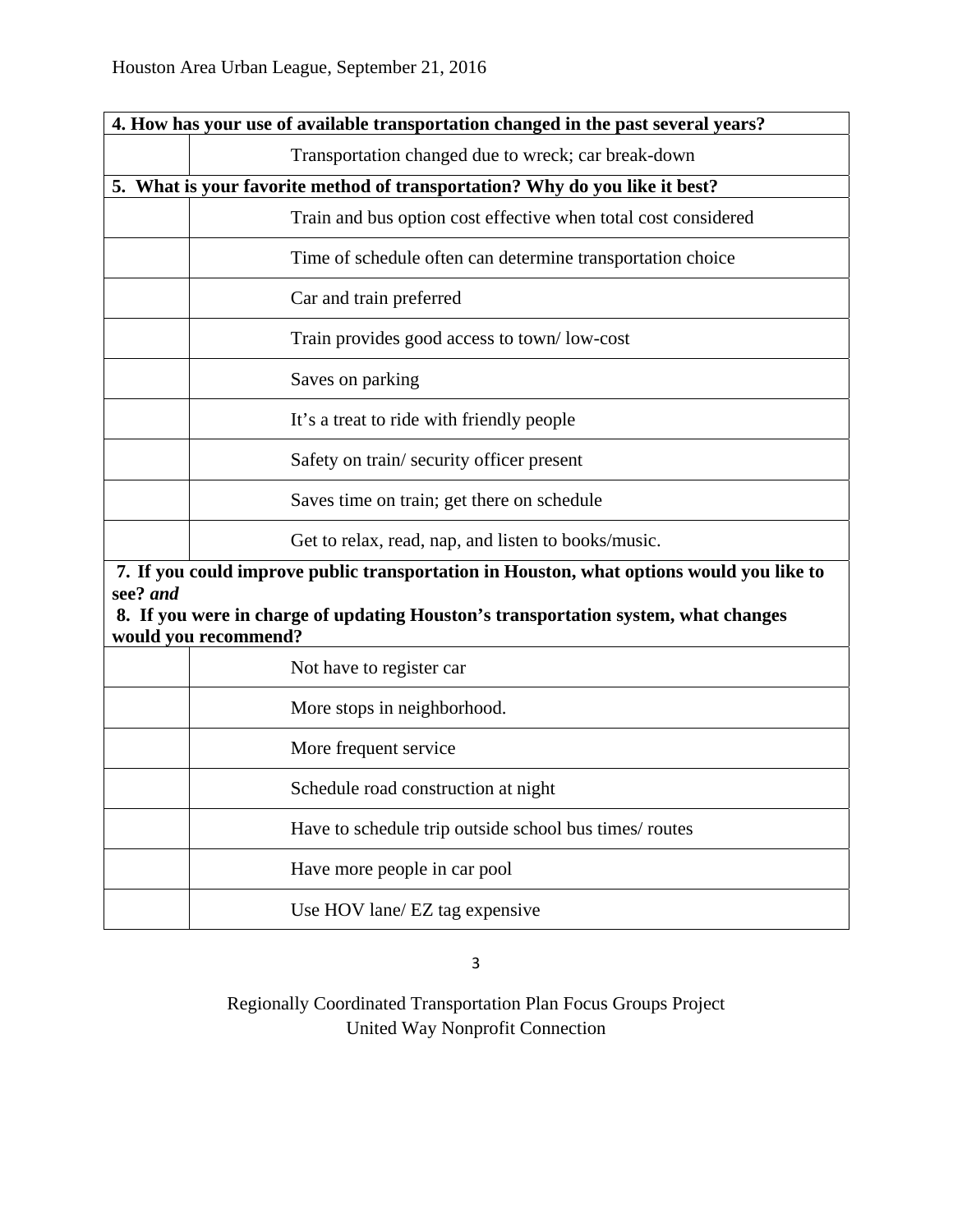| 4. How has your use of available transportation changed in the past several years? | |
|---|---|
| | Transportation changed due to wreck; car break-down |
| **5. What is your favorite method of transportation? Why do you like it best?** | |
| | Train and bus option cost effective when total cost considered |
| | Time of schedule often can determine transportation choice |
| | Car and train preferred |
| | Train provides good access to town/ low-cost |
| | Saves on parking |
| | It's a treat to ride with friendly people |
| | Safety on train/ security officer present |
| | Saves time on train; get there on schedule |
| | Get to relax, read, nap, and listen to books/music. |
| **7. If you could improve public transportation in Houston, what options would you like to see? *and* 8. If you were in charge of updating Houston's transportation system, what changes would you recommend?** | |
| | Not have to register car |
| | More stops in neighborhood. |
| | More frequent service |
| | Schedule road construction at night |
| | Have to schedule trip outside school bus times/ routes |
| | Have more people in car pool |
| | Use HOV lane/ EZ tag expensive |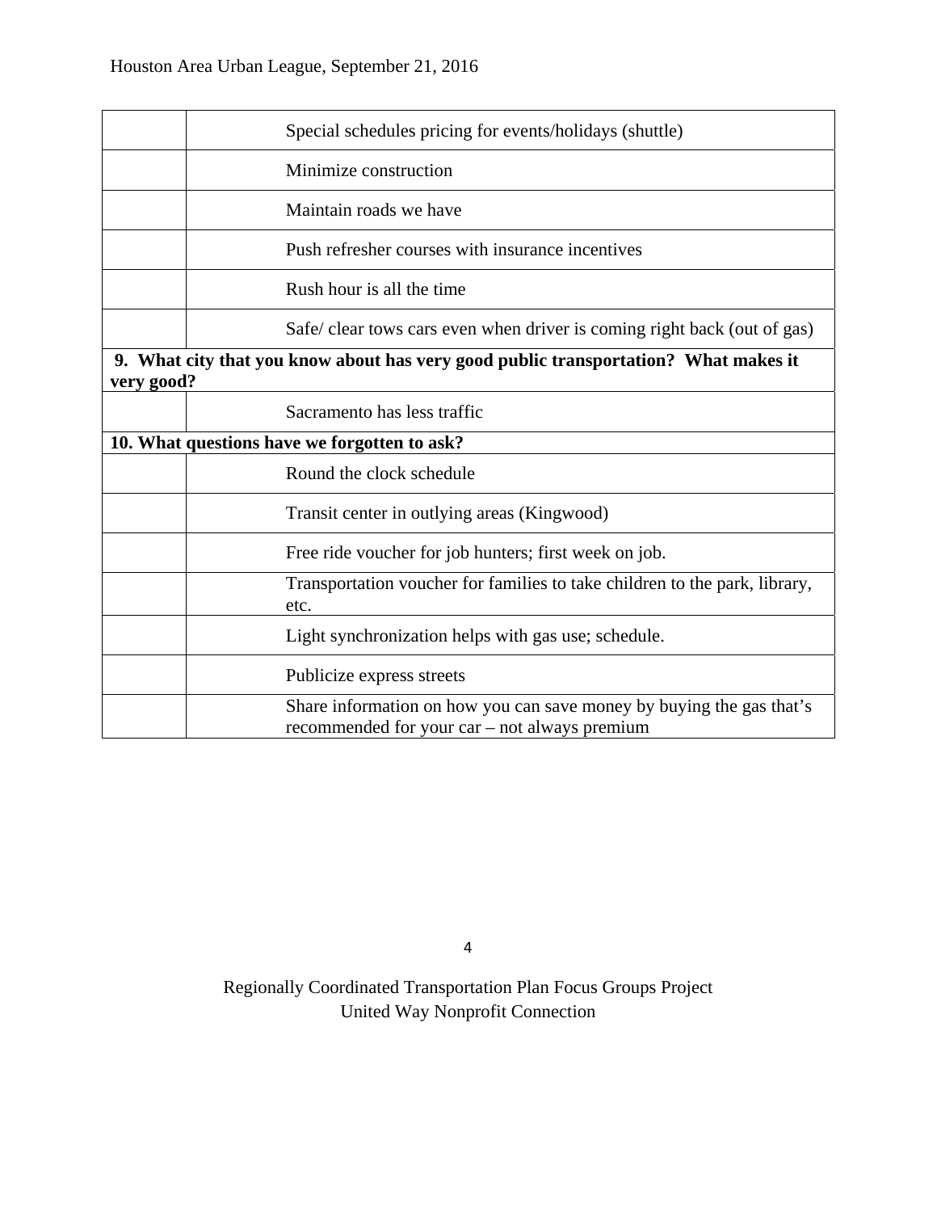|  |  |
|---|---|
|  | Special schedules pricing for events/holidays (shuttle) |
|  | Minimize construction |
|  | Maintain roads we have |
|  | Push refresher courses with insurance incentives |
|  | Rush hour is all the time |
|  | Safe/ clear tows cars even when driver is coming right back (out of gas) |
| **9. What city that you know about has very good public transportation? What makes it very good?** |  |
|  | Sacramento has less traffic |
| **10. What questions have we forgotten to ask?** |  |
|  | Round the clock schedule |
|  | Transit center in outlying areas (Kingwood) |
|  | Free ride voucher for job hunters; first week on job. |
|  | Transportation voucher for families to take children to the park, library, etc. |
|  | Light synchronization helps with gas use; schedule. |
|  | Publicize express streets |
|  | Share information on how you can save money by buying the gas that's recommended for your car – not always premium |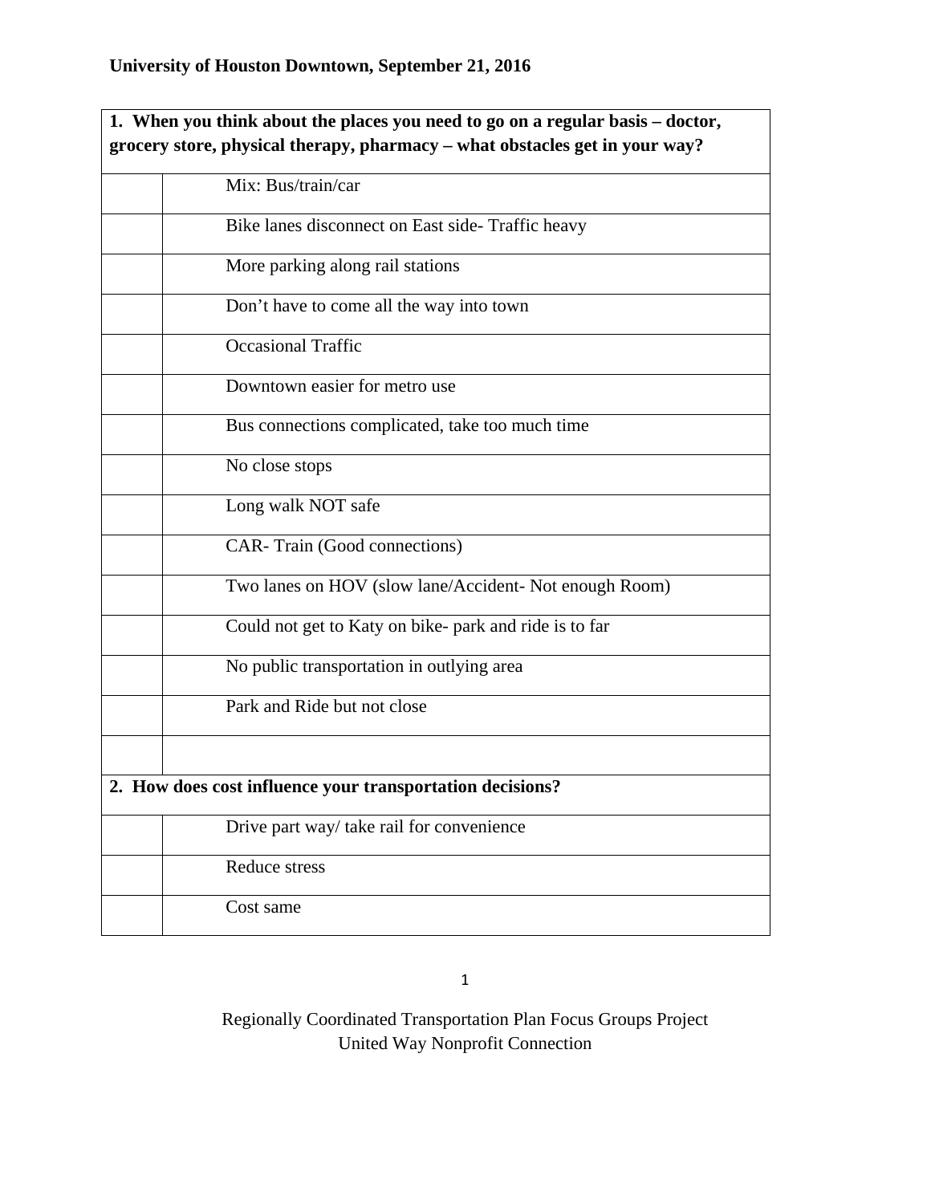**University of Houston Downtown, September 21, 2016**

| **1. When you think about the places you need to go on a regular basis – doctor, grocery store, physical therapy, pharmacy – what obstacles get in your way?** | |
|---|---|
| | Mix: Bus/train/car |
| | Bike lanes disconnect on East side- Traffic heavy |
| | More parking along rail stations |
| | Don't have to come all the way into town |
| | Occasional Traffic |
| | Downtown easier for metro use |
| | Bus connections complicated, take too much time |
| | No close stops |
| | Long walk NOT safe |
| | CAR- Train (Good connections) |
| | Two lanes on HOV (slow lane/Accident- Not enough Room) |
| | Could not get to Katy on bike- park and ride is to far |
| | No public transportation in outlying area |
| | Park and Ride but not close |
| | |
| **2. How does cost influence your transportation decisions?** | |
| | Drive part way/ take rail for convenience |
| | Reduce stress |
| | Cost same |

Regionally Coordinated Transportation Plan Focus Groups Project
United Way Nonprofit Connection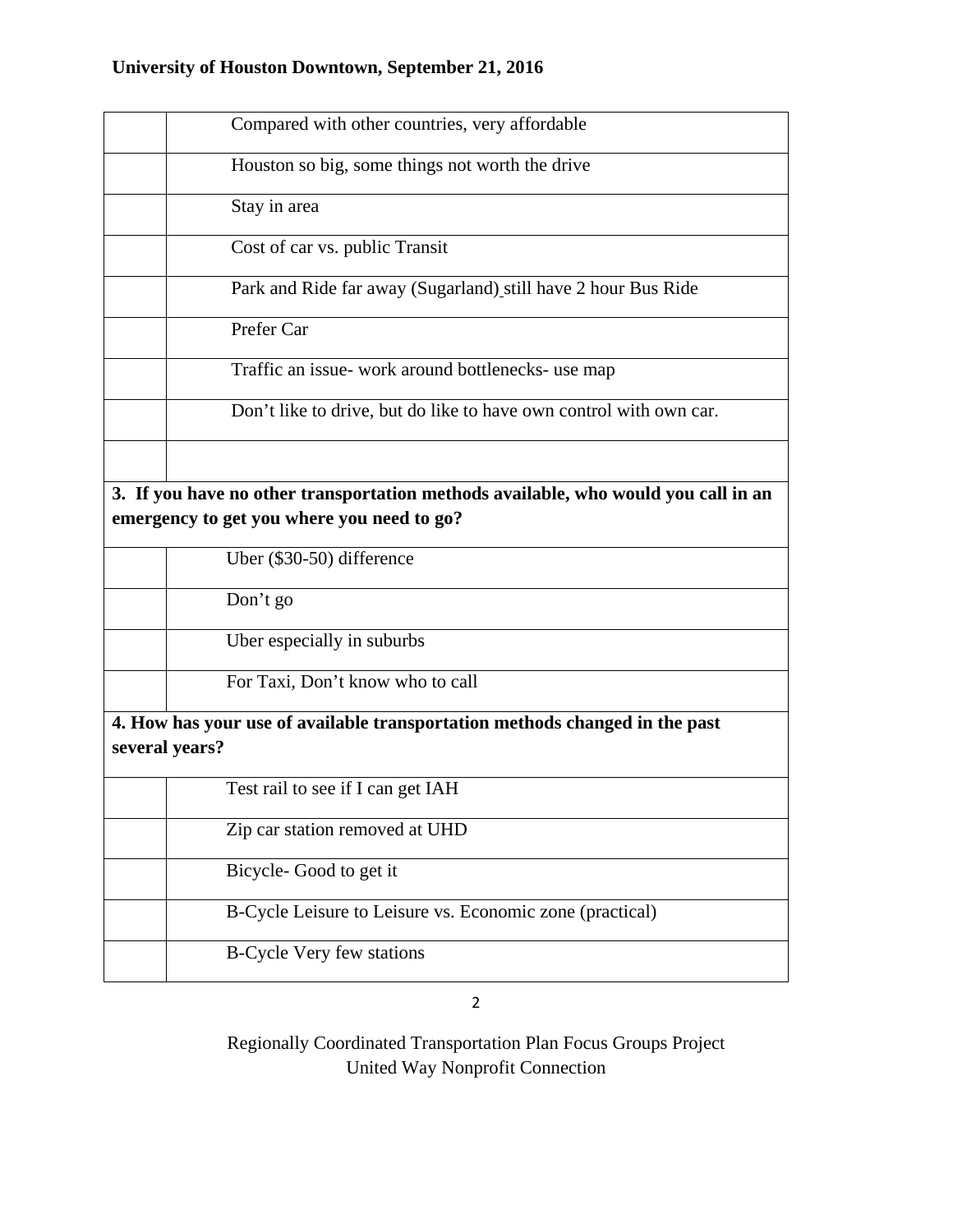| | |
|---|---|
| | Compared with other countries, very affordable |
| | Houston so big, some things not worth the drive |
| | Stay in area |
| | Cost of car vs. public Transit |
| | Park and Ride far away (Sugarland) still have 2 hour Bus Ride |
| | Prefer Car |
| | Traffic an issue- work around bottlenecks- use map |
| | Don't like to drive, but do like to have own control with own car. |
| | |
| **3. If you have no other transportation methods available, who would you call in an emergency to get you where you need to go?** | |
| | Uber ($30-50) difference |
| | Don't go |
| | Uber especially in suburbs |
| | For Taxi, Don't know who to call |
| **4. How has your use of available transportation methods changed in the past several years?** | |
| | Test rail to see if I can get IAH |
| | Zip car station removed at UHD |
| | Bicycle- Good to get it |
| | B-Cycle Leisure to Leisure vs. Economic zone (practical) |
| | B-Cycle Very few stations |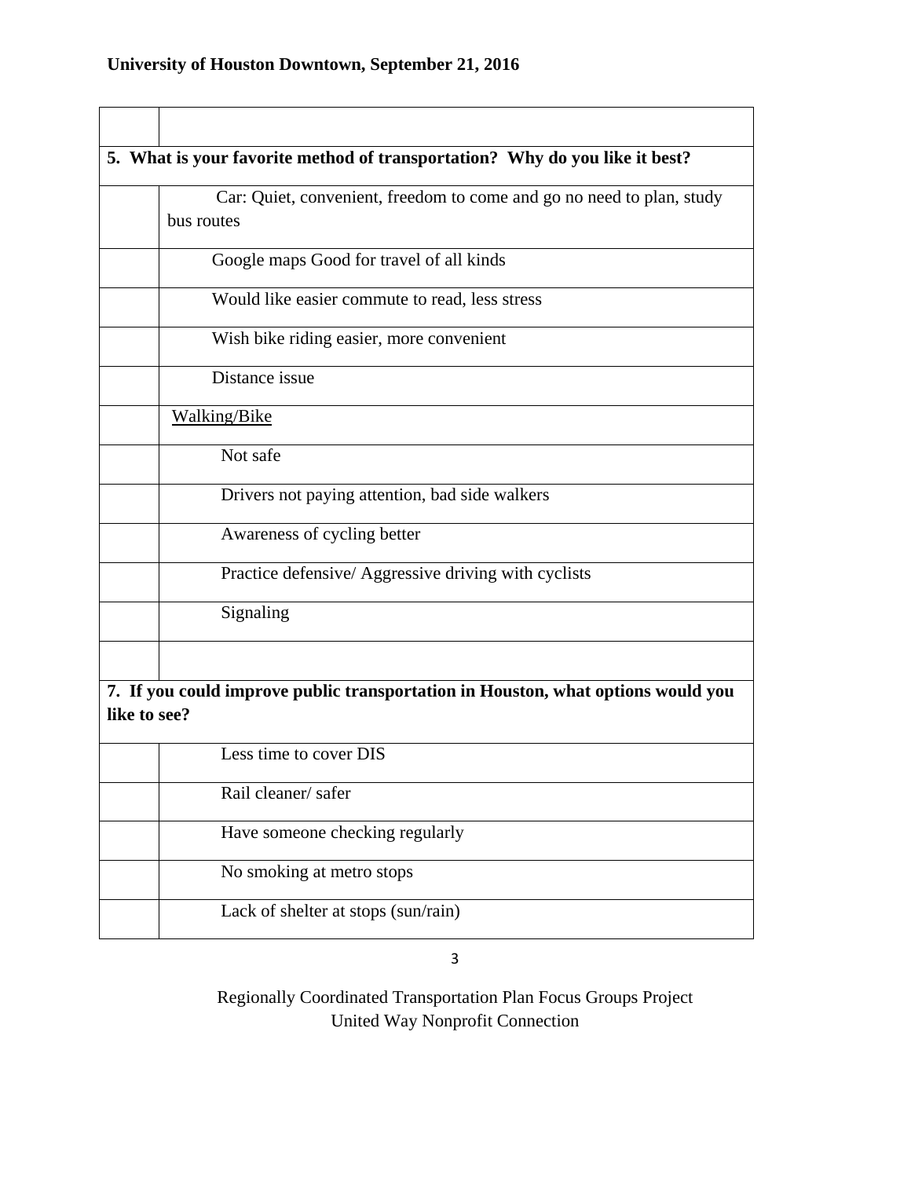University of Houston Downtown, September 21, 2016

| | |
|---|---|
| | |
| **5. What is your favorite method of transportation? Why do you like it best?** | |
| | Car: Quiet, convenient, freedom to come and go no need to plan, study bus routes |
| | Google maps Good for travel of all kinds |
| | Would like easier commute to read, less stress |
| | Wish bike riding easier, more convenient |
| | Distance issue |
| | Walking/Bike |
| | Not safe |
| | Drivers not paying attention, bad side walkers |
| | Awareness of cycling better |
| | Practice defensive/ Aggressive driving with cyclists |
| | Signaling |
| | |
| **7. If you could improve public transportation in Houston, what options would you like to see?** | |
| | Less time to cover DIS |
| | Rail cleaner/ safer |
| | Have someone checking regularly |
| | No smoking at metro stops |
| | Lack of shelter at stops (sun/rain) |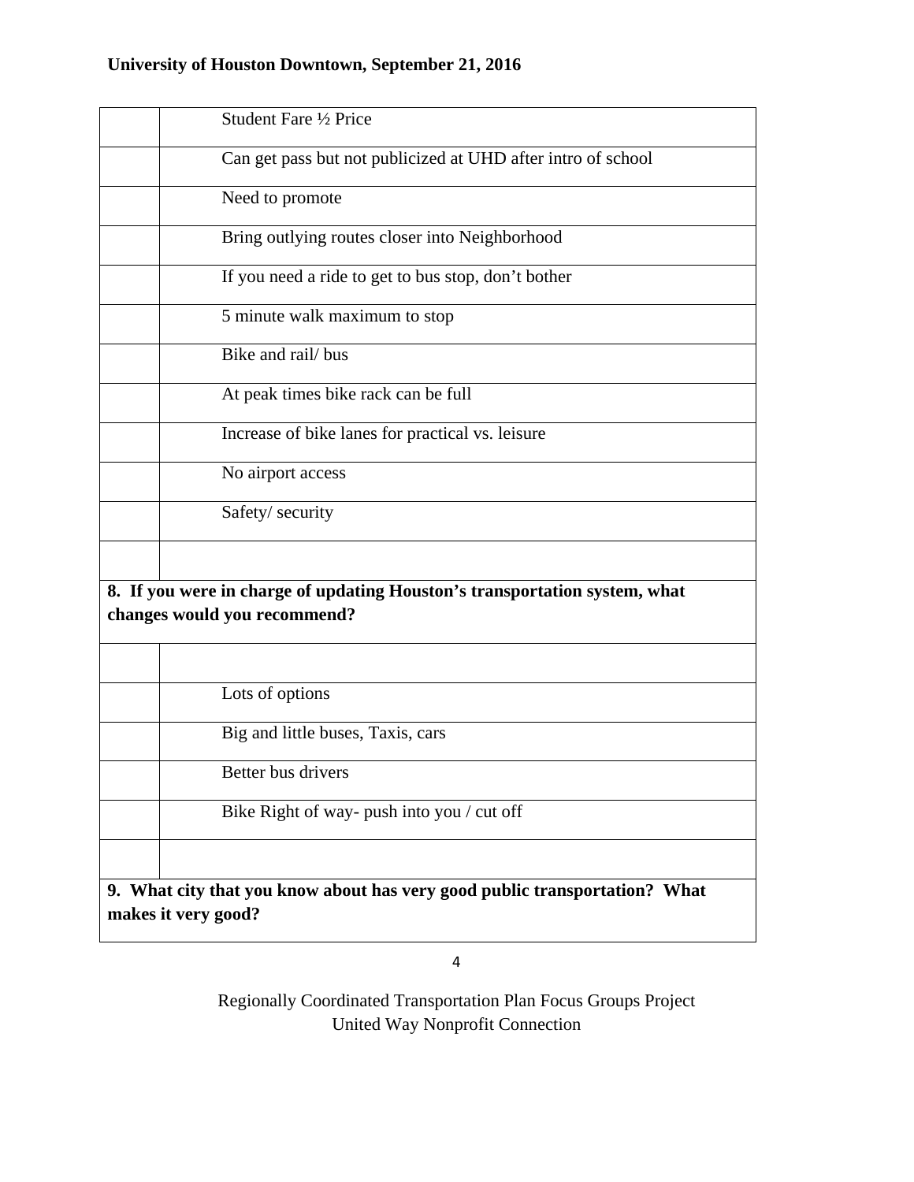| | |
|---|---|
| | Student Fare ½ Price |
| | Can get pass but not publicized at UHD after intro of school |
| | Need to promote |
| | Bring outlying routes closer into Neighborhood |
| | If you need a ride to get to bus stop, don’t bother |
| | 5 minute walk maximum to stop |
| | Bike and rail/ bus |
| | At peak times bike rack can be full |
| | Increase of bike lanes for practical vs. leisure |
| | No airport access |
| | Safety/ security |
| | |
| **8. If you were in charge of updating Houston’s transportation system, what changes would you recommend?** | |
| | |
| | Lots of options |
| | Big and little buses, Taxis, cars |
| | Better bus drivers |
| | Bike Right of way- push into you / cut off |
| | |
| **9. What city that you know about has very good public transportation? What makes it very good?** | |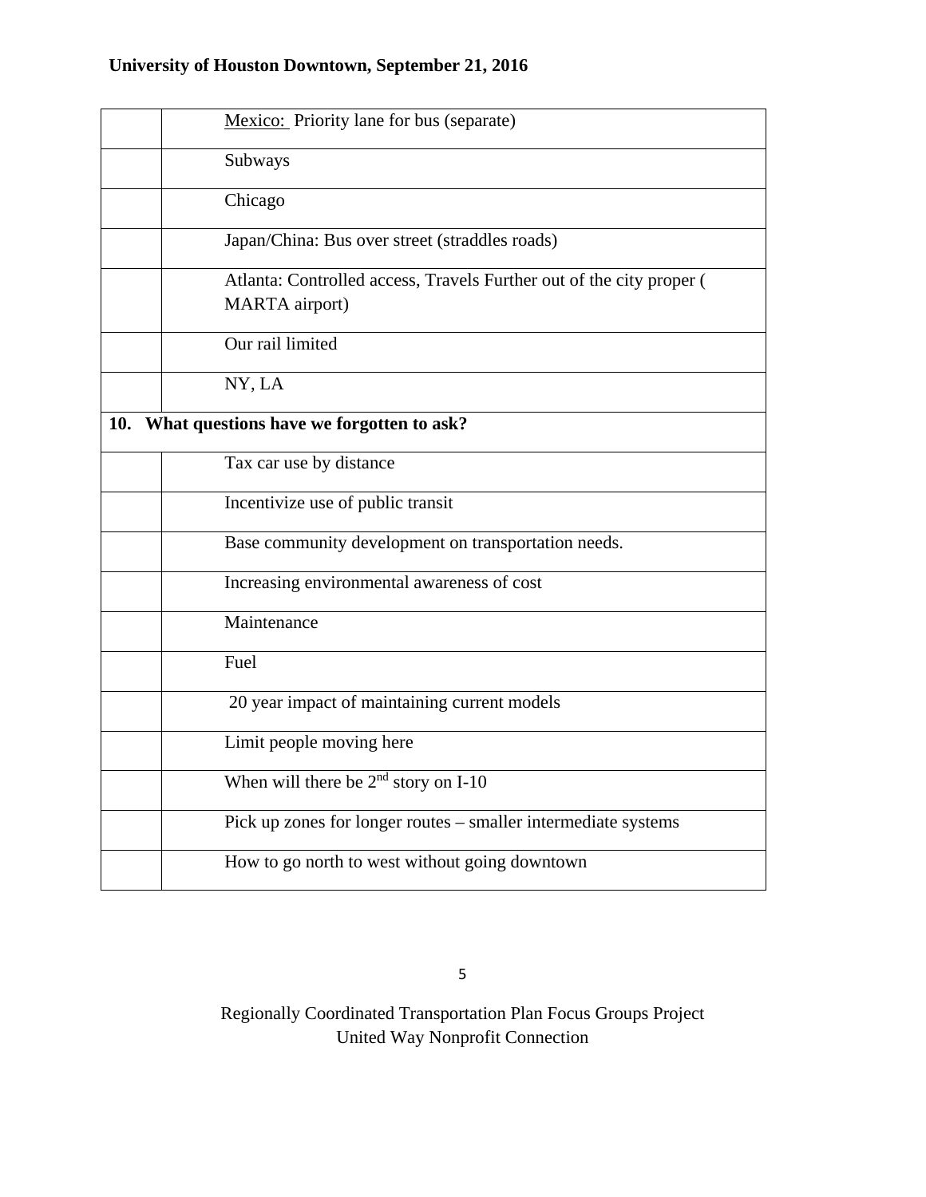| | |
|---|---|
| | Mexico: Priority lane for bus (separate) |
| | Subways |
| | Chicago |
| | Japan/China: Bus over street (straddles roads) |
| | Atlanta: Controlled access, Travels Further out of the city proper ( MARTA airport) |
| | Our rail limited |
| | NY, LA |
| **10. What questions have we forgotten to ask?** | |
| | Tax car use by distance |
| | Incentivize use of public transit |
| | Base community development on transportation needs. |
| | Increasing environmental awareness of cost |
| | Maintenance |
| | Fuel |
| | 20 year impact of maintaining current models |
| | Limit people moving here |
| | When will there be 2nd story on I-10 |
| | Pick up zones for longer routes – smaller intermediate systems |
| | How to go north to west without going downtown |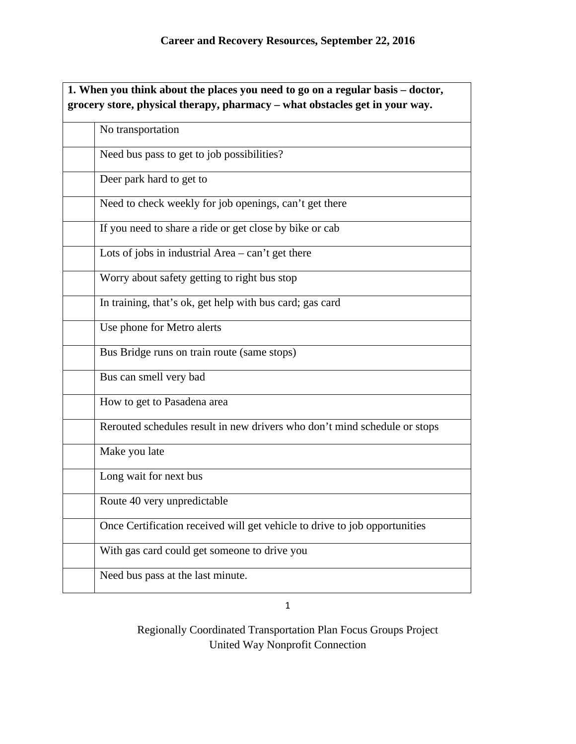**Career and Recovery Resources, September 22, 2016**

| **1. When you think about the places you need to go on a regular basis – doctor, grocery store, physical therapy, pharmacy – what obstacles get in your way.** | |
|---|---|
| | No transportation |
| | Need bus pass to get to job possibilities? |
| | Deer park hard to get to |
| | Need to check weekly for job openings, can't get there |
| | If you need to share a ride or get close by bike or cab |
| | Lots of jobs in industrial Area – can't get there |
| | Worry about safety getting to right bus stop |
| | In training, that's ok, get help with bus card; gas card |
| | Use phone for Metro alerts |
| | Bus Bridge runs on train route (same stops) |
| | Bus can smell very bad |
| | How to get to Pasadena area |
| | Rerouted schedules result in new drivers who don't mind schedule or stops |
| | Make you late |
| | Long wait for next bus |
| | Route 40 very unpredictable |
| | Once Certification received will get vehicle to drive to job opportunities |
| | With gas card could get someone to drive you |
| | Need bus pass at the last minute. |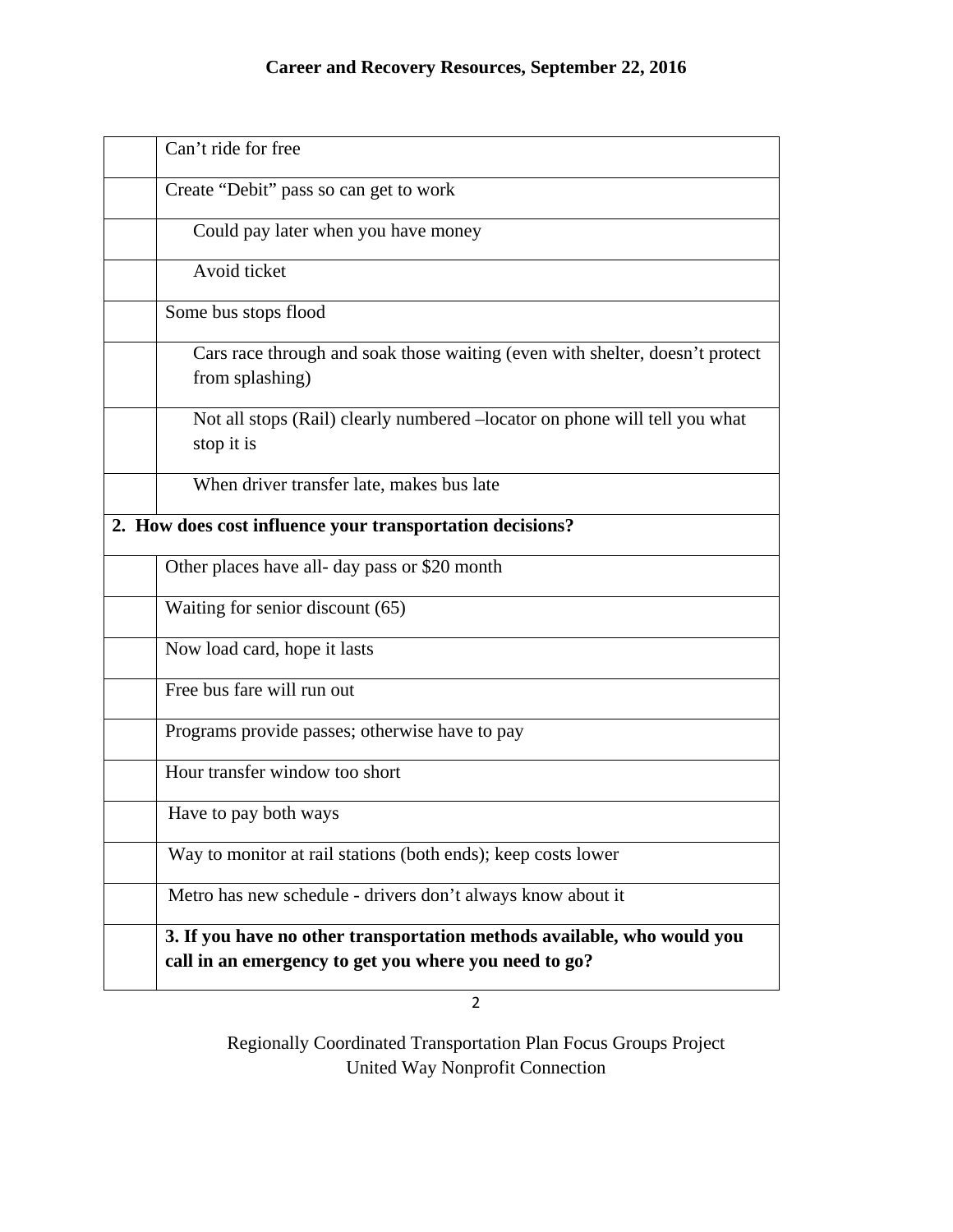| | |
|---|---|
| | Can't ride for free |
| | Create "Debit" pass so can get to work |
| | Could pay later when you have money |
| | Avoid ticket |
| | Some bus stops flood |
| | Cars race through and soak those waiting (even with shelter, doesn't protect from splashing) |
| | Not all stops (Rail) clearly numbered –locator on phone will tell you what stop it is |
| | When driver transfer late, makes bus late |
| **2. How does cost influence your transportation decisions?** | |
| | Other places have all- day pass or $20 month |
| | Waiting for senior discount (65) |
| | Now load card, hope it lasts |
| | Free bus fare will run out |
| | Programs provide passes; otherwise have to pay |
| | Hour transfer window too short |
| | Have to pay both ways |
| | Way to monitor at rail stations (both ends); keep costs lower |
| | Metro has new schedule - drivers don't always know about it |
| | **3. If you have no other transportation methods available, who would you call in an emergency to get you where you need to go?** |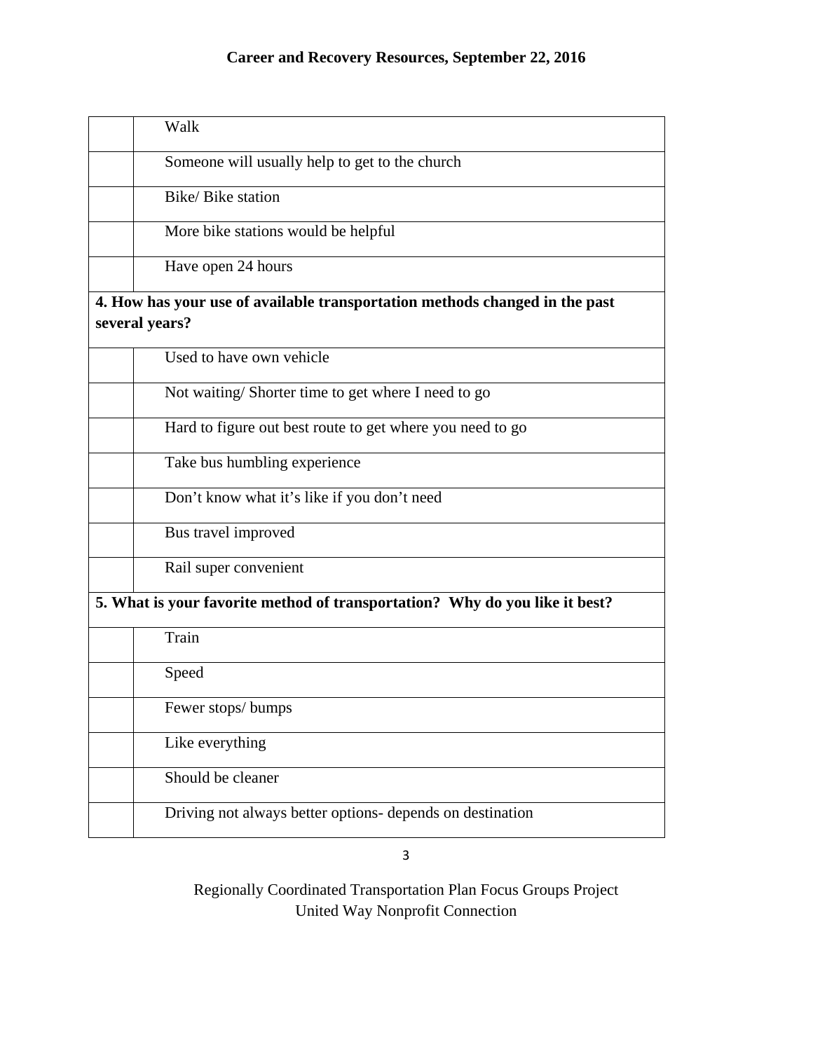| | |
|---|---|
| | Walk |
| | Someone will usually help to get to the church |
| | Bike/ Bike station |
| | More bike stations would be helpful |
| | Have open 24 hours |
| **4. How has your use of available transportation methods changed in the past several years?** | |
| | Used to have own vehicle |
| | Not waiting/ Shorter time to get where I need to go |
| | Hard to figure out best route to get where you need to go |
| | Take bus humbling experience |
| | Don't know what it's like if you don't need |
| | Bus travel improved |
| | Rail super convenient |
| **5. What is your favorite method of transportation? Why do you like it best?** | |
| | Train |
| | Speed |
| | Fewer stops/ bumps |
| | Like everything |
| | Should be cleaner |
| | Driving not always better options- depends on destination |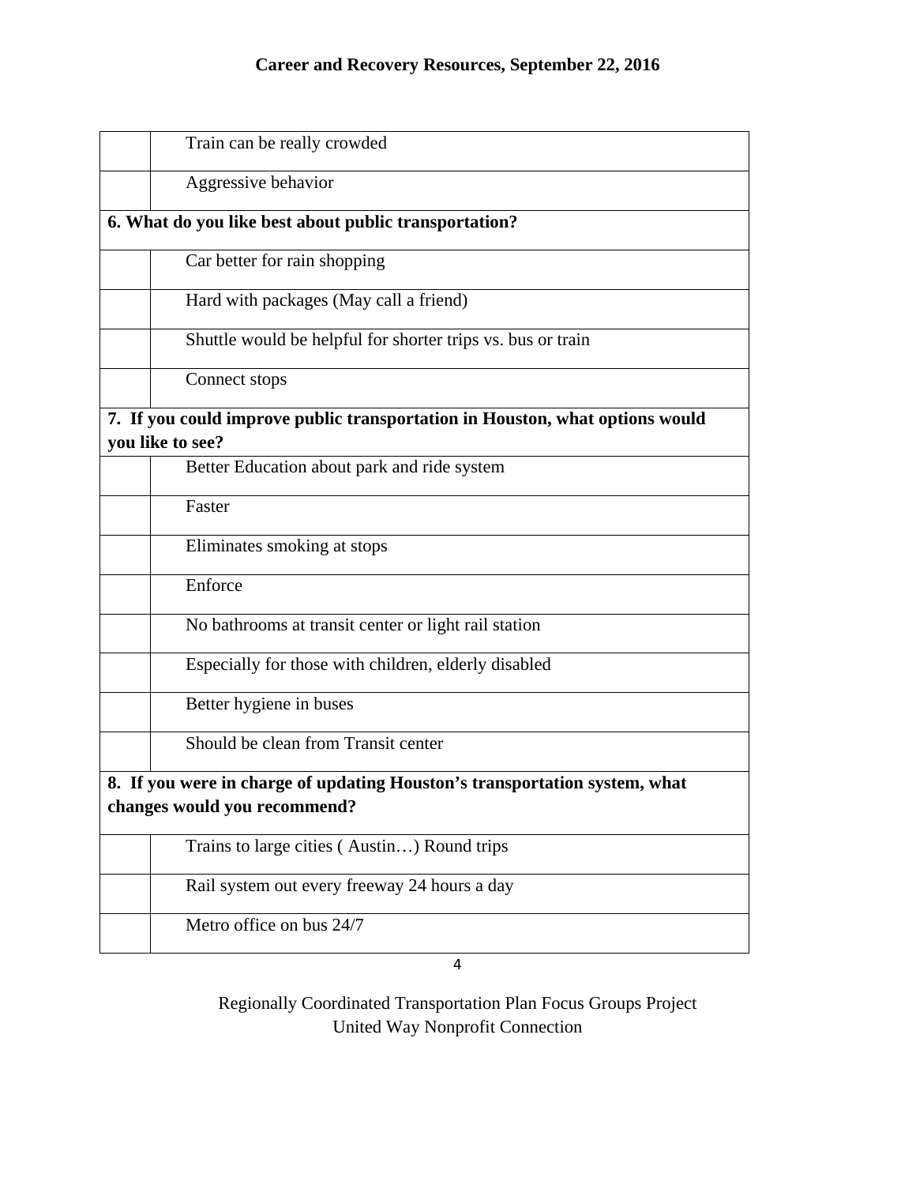| | |
|---|---|
| | Train can be really crowded |
| | Aggressive behavior |
| **6. What do you like best about public transportation?** | |
| | Car better for rain shopping |
| | Hard with packages (May call a friend) |
| | Shuttle would be helpful for shorter trips vs. bus or train |
| | Connect stops |
| **7. If you could improve public transportation in Houston, what options would you like to see?** | |
| | Better Education about park and ride system |
| | Faster |
| | Eliminates smoking at stops |
| | Enforce |
| | No bathrooms at transit center or light rail station |
| | Especially for those with children, elderly disabled |
| | Better hygiene in buses |
| | Should be clean from Transit center |
| **8. If you were in charge of updating Houston's transportation system, what changes would you recommend?** | |
| | Trains to large cities ( Austin…) Round trips |
| | Rail system out every freeway 24 hours a day |
| | Metro office on bus 24/7 |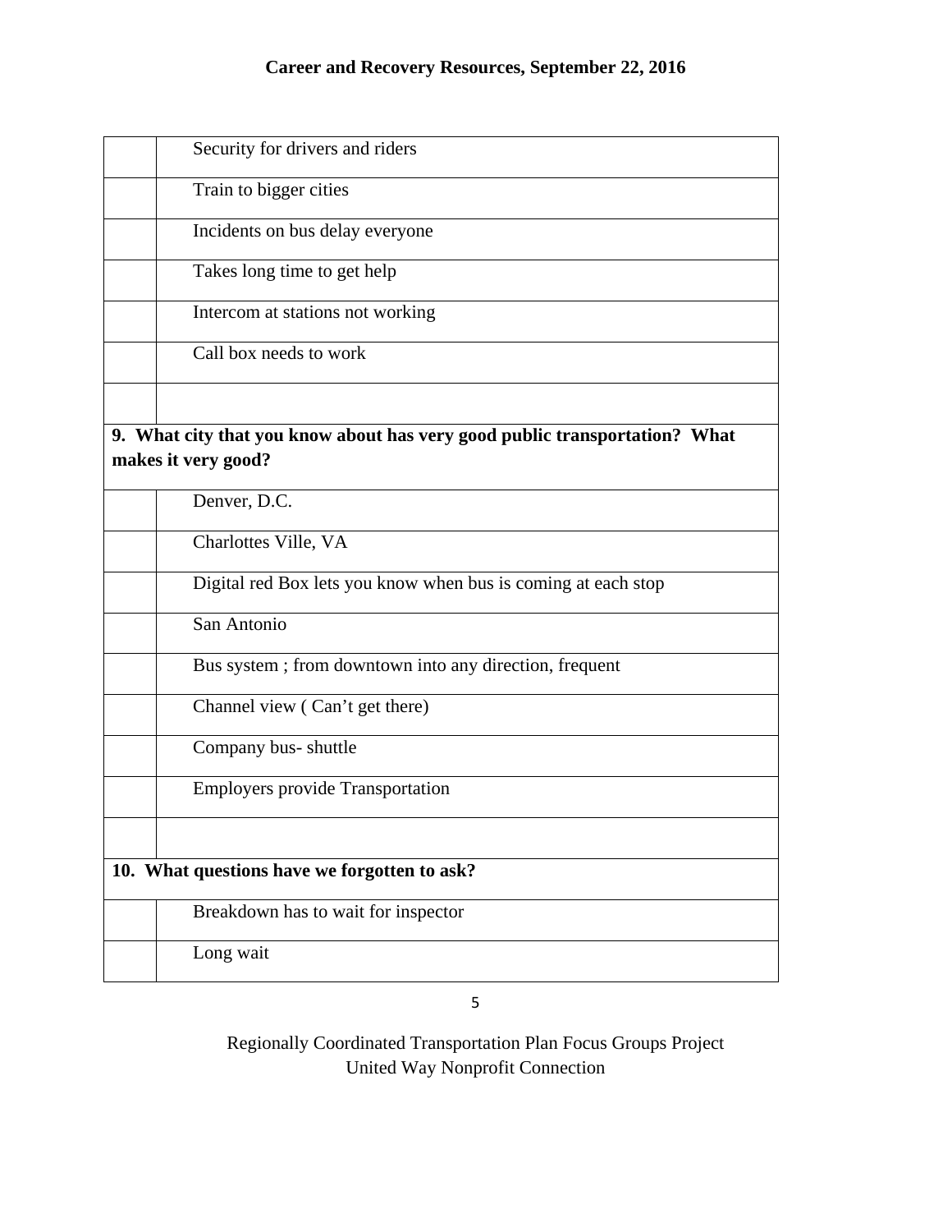| | |
|---|---|
| | Security for drivers and riders |
| | Train to bigger cities |
| | Incidents on bus delay everyone |
| | Takes long time to get help |
| | Intercom at stations not working |
| | Call box needs to work |
| | |
| **9. What city that you know about has very good public transportation? What makes it very good?** | |
| | Denver, D.C. |
| | Charlottes Ville, VA |
| | Digital red Box lets you know when bus is coming at each stop |
| | San Antonio |
| | Bus system ; from downtown into any direction, frequent |
| | Channel view ( Can't get there) |
| | Company bus- shuttle |
| | Employers provide Transportation |
| | |
| **10. What questions have we forgotten to ask?** | |
| | Breakdown has to wait for inspector |
| | Long wait |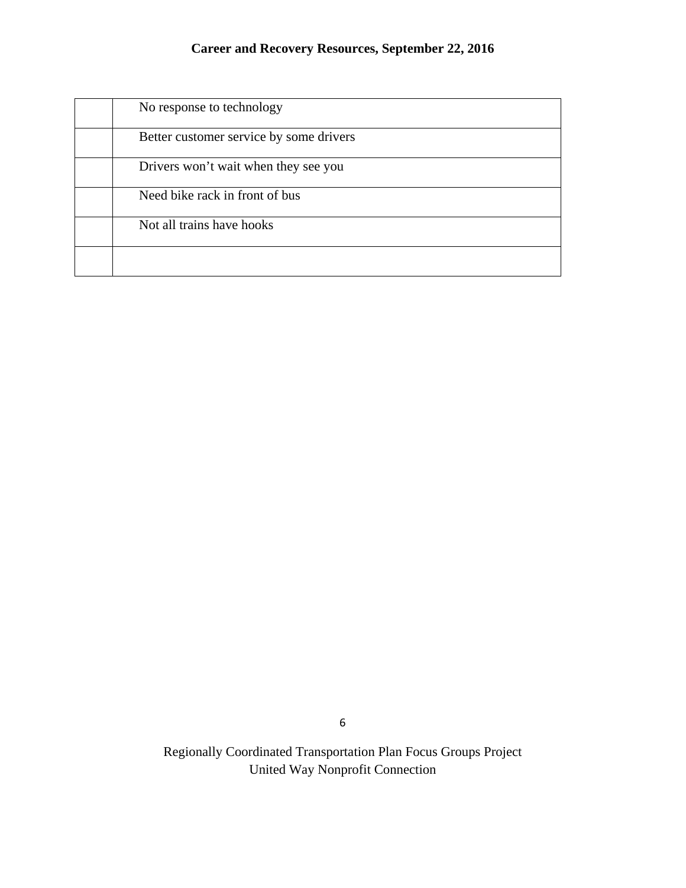| | |
|---|---|
| | No response to technology |
| | Better customer service by some drivers |
| | Drivers won’t wait when they see you |
| | Need bike rack in front of bus |
| | Not all trains have hooks |
| | |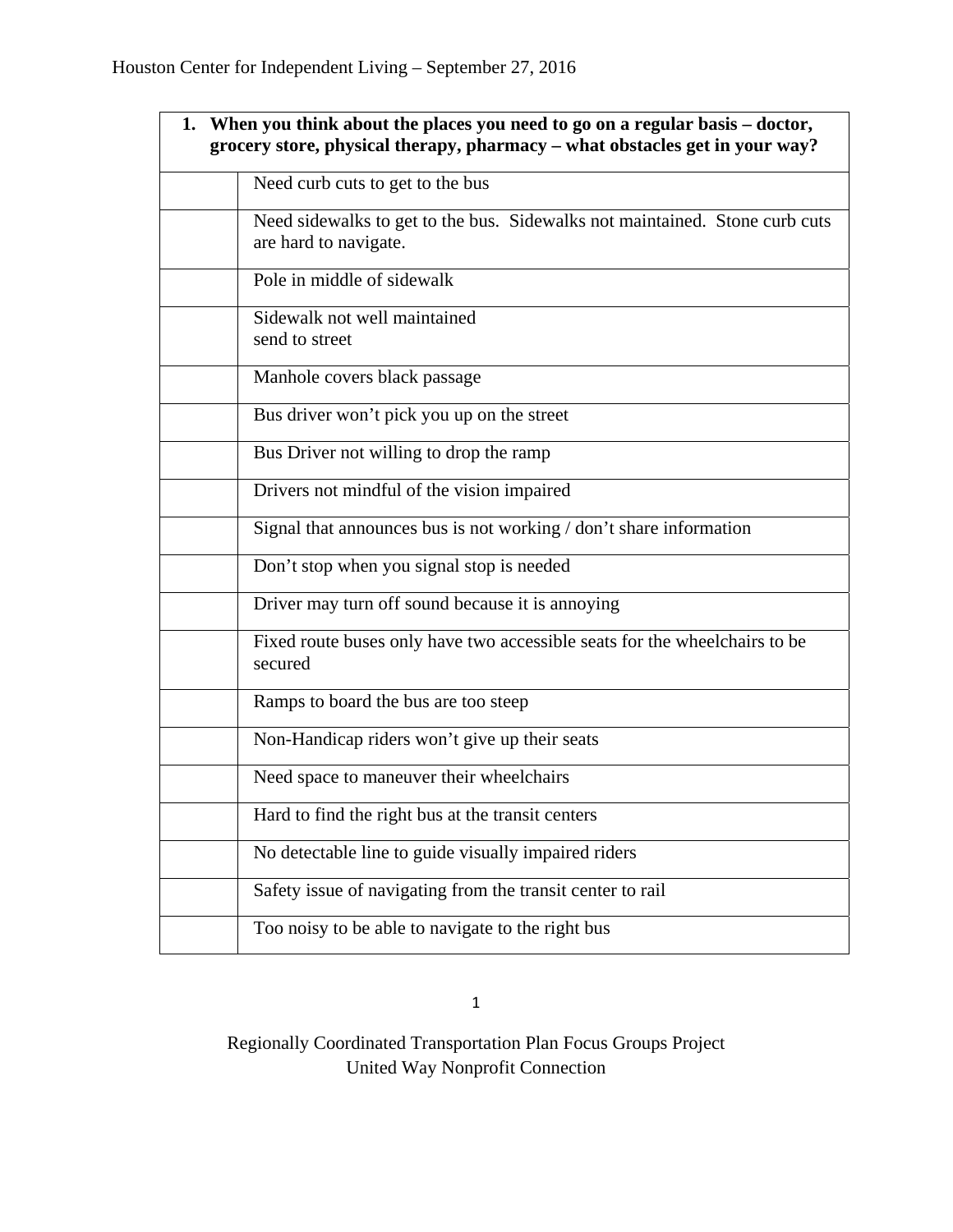| 1. When you think about the places you need to go on a regular basis – doctor, grocery store, physical therapy, pharmacy – what obstacles get in your way? | |
|---|---|
| | Need curb cuts to get to the bus |
| | Need sidewalks to get to the bus. Sidewalks not maintained. Stone curb cuts are hard to navigate. |
| | Pole in middle of sidewalk |
| | Sidewalk not well maintained send to street |
| | Manhole covers black passage |
| | Bus driver won't pick you up on the street |
| | Bus Driver not willing to drop the ramp |
| | Drivers not mindful of the vision impaired |
| | Signal that announces bus is not working / don't share information |
| | Don't stop when you signal stop is needed |
| | Driver may turn off sound because it is annoying |
| | Fixed route buses only have two accessible seats for the wheelchairs to be secured |
| | Ramps to board the bus are too steep |
| | Non-Handicap riders won't give up their seats |
| | Need space to maneuver their wheelchairs |
| | Hard to find the right bus at the transit centers |
| | No detectable line to guide visually impaired riders |
| | Safety issue of navigating from the transit center to rail |
| | Too noisy to be able to navigate to the right bus |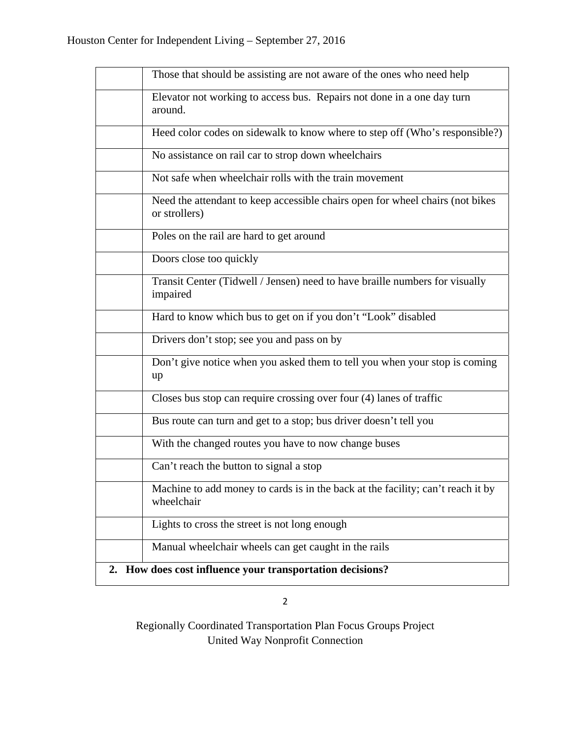| | |
|---|---|
| | Those that should be assisting are not aware of the ones who need help |
| | Elevator not working to access bus. Repairs not done in a one day turn around. |
| | Heed color codes on sidewalk to know where to step off (Who's responsible?) |
| | No assistance on rail car to strop down wheelchairs |
| | Not safe when wheelchair rolls with the train movement |
| | Need the attendant to keep accessible chairs open for wheel chairs (not bikes or strollers) |
| | Poles on the rail are hard to get around |
| | Doors close too quickly |
| | Transit Center (Tidwell / Jensen) need to have braille numbers for visually impaired |
| | Hard to know which bus to get on if you don't "Look" disabled |
| | Drivers don't stop; see you and pass on by |
| | Don't give notice when you asked them to tell you when your stop is coming up |
| | Closes bus stop can require crossing over four (4) lanes of traffic |
| | Bus route can turn and get to a stop; bus driver doesn't tell you |
| | With the changed routes you have to now change buses |
| | Can't reach the button to signal a stop |
| | Machine to add money to cards is in the back at the facility; can't reach it by wheelchair |
| | Lights to cross the street is not long enough |
| | Manual wheelchair wheels can get caught in the rails |
| **2. How does cost influence your transportation decisions?** | |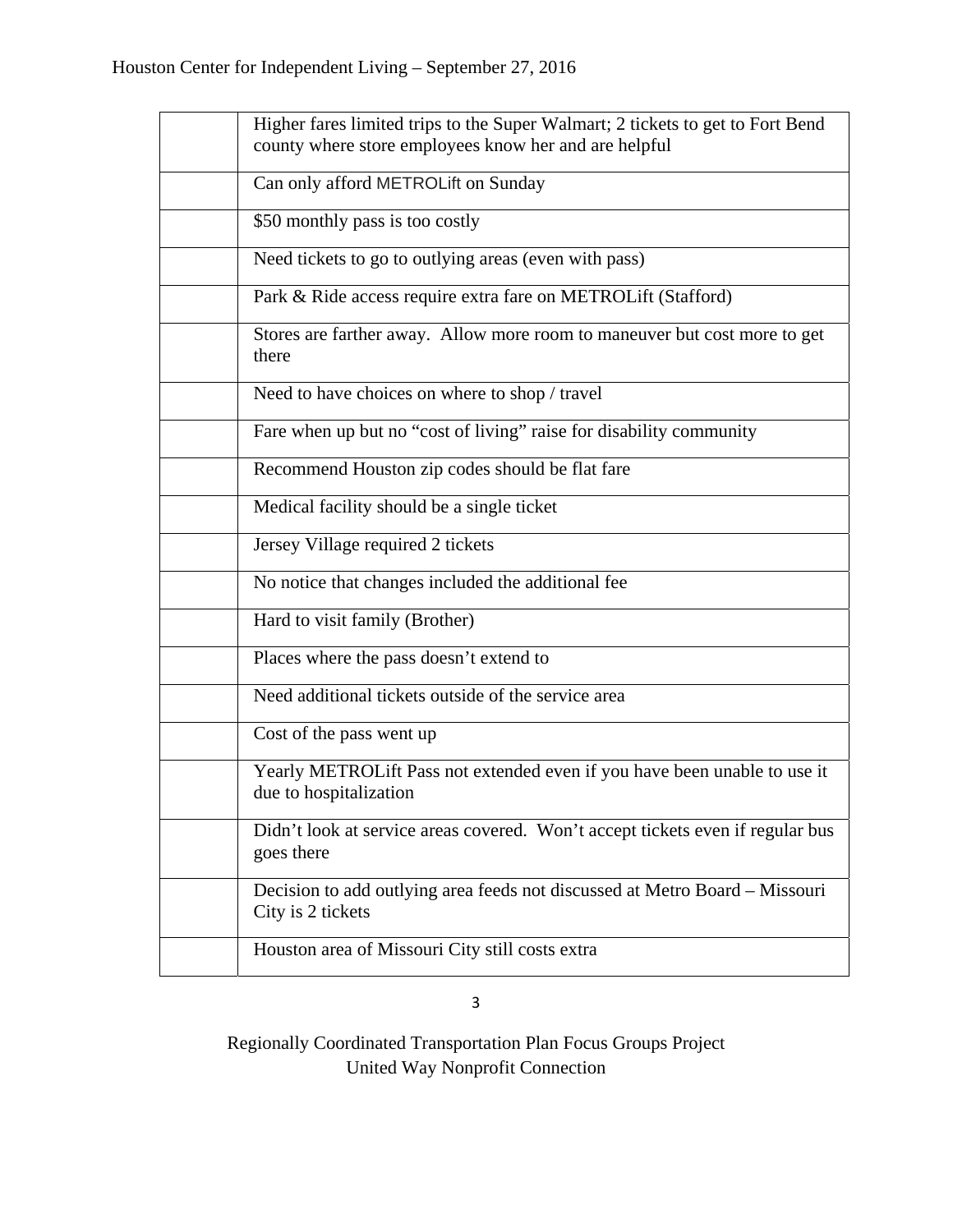| | |
|---|---|
| | Higher fares limited trips to the Super Walmart; 2 tickets to get to Fort Bend county where store employees know her and are helpful |
| | Can only afford METROLift on Sunday |
| | $50 monthly pass is too costly |
| | Need tickets to go to outlying areas (even with pass) |
| | Park & Ride access require extra fare on METROLift (Stafford) |
| | Stores are farther away. Allow more room to maneuver but cost more to get there |
| | Need to have choices on where to shop / travel |
| | Fare when up but no “cost of living” raise for disability community |
| | Recommend Houston zip codes should be flat fare |
| | Medical facility should be a single ticket |
| | Jersey Village required 2 tickets |
| | No notice that changes included the additional fee |
| | Hard to visit family (Brother) |
| | Places where the pass doesn’t extend to |
| | Need additional tickets outside of the service area |
| | Cost of the pass went up |
| | Yearly METROLift Pass not extended even if you have been unable to use it due to hospitalization |
| | Didn’t look at service areas covered. Won’t accept tickets even if regular bus goes there |
| | Decision to add outlying area feeds not discussed at Metro Board – Missouri City is 2 tickets |
| | Houston area of Missouri City still costs extra |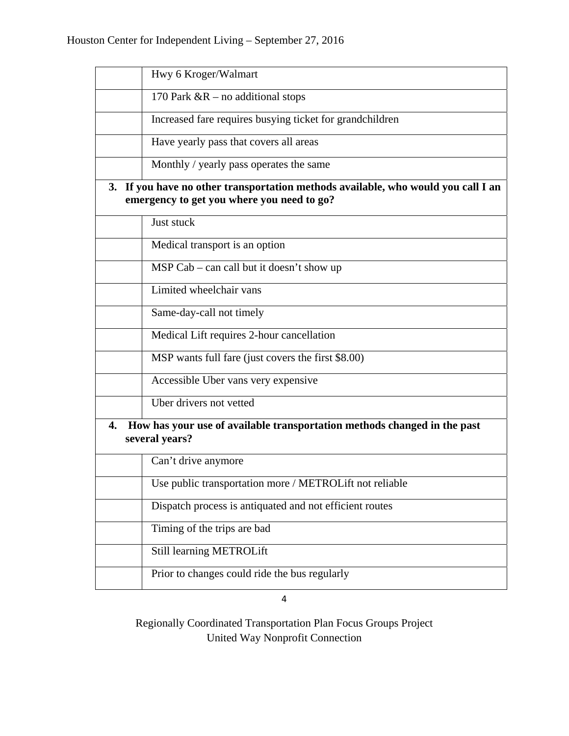| | |
|---|---|
| | Hwy 6 Kroger/Walmart |
| | 170 Park &R – no additional stops |
| | Increased fare requires busying ticket for grandchildren |
| | Have yearly pass that covers all areas |
| | Monthly / yearly pass operates the same |
| **3. If you have no other transportation methods available, who would you call I an emergency to get you where you need to go?** | |
| | Just stuck |
| | Medical transport is an option |
| | MSP Cab – can call but it doesn't show up |
| | Limited wheelchair vans |
| | Same-day-call not timely |
| | Medical Lift requires 2-hour cancellation |
| | MSP wants full fare (just covers the first $8.00) |
| | Accessible Uber vans very expensive |
| | Uber drivers not vetted |
| **4. How has your use of available transportation methods changed in the past several years?** | |
| | Can't drive anymore |
| | Use public transportation more / METROLift not reliable |
| | Dispatch process is antiquated and not efficient routes |
| | Timing of the trips are bad |
| | Still learning METROLift |
| | Prior to changes could ride the bus regularly |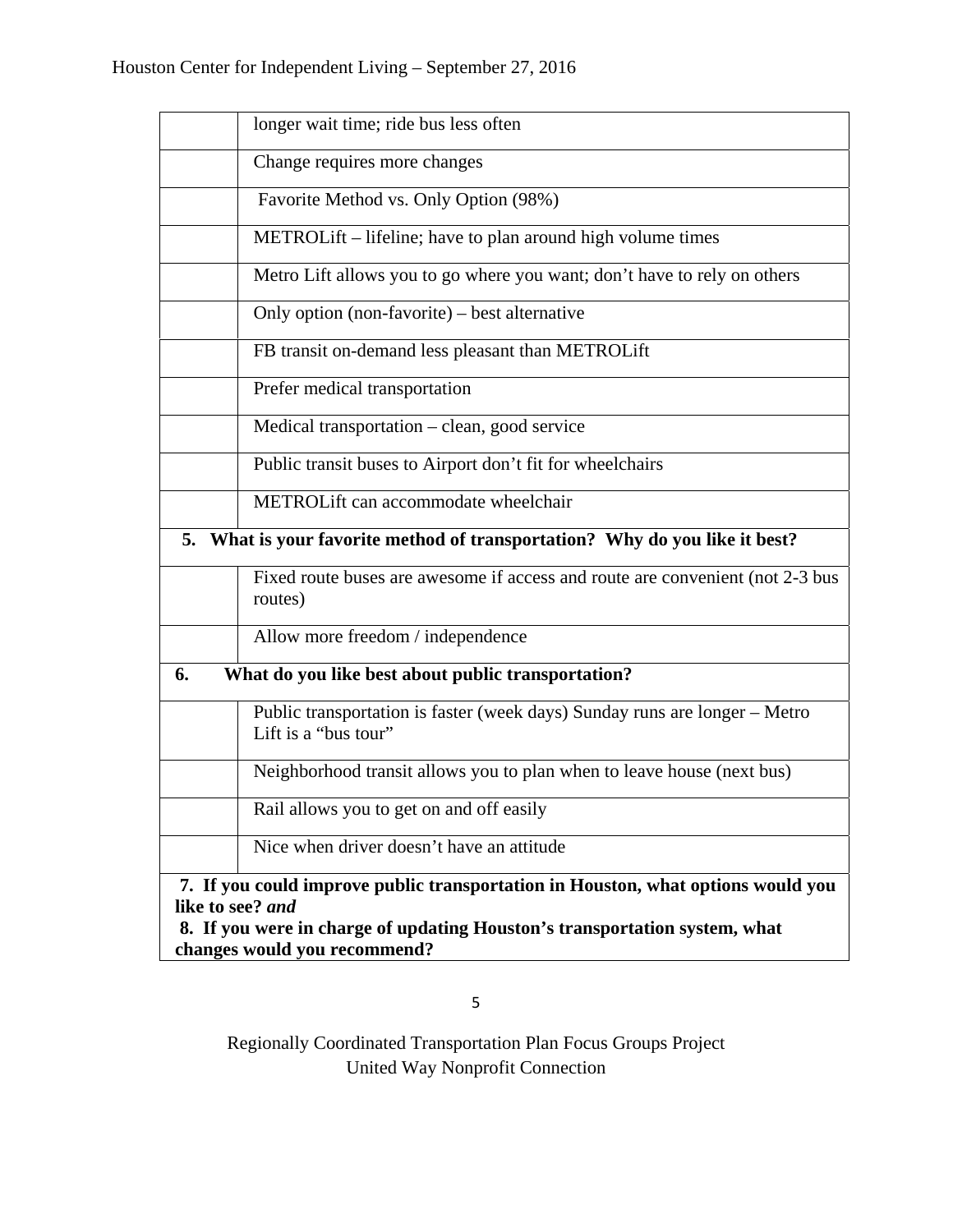| | |
|---|---|
| | longer wait time; ride bus less often |
| | Change requires more changes |
| | Favorite Method vs. Only Option (98%) |
| | METROLift – lifeline; have to plan around high volume times |
| | Metro Lift allows you to go where you want; don't have to rely on others |
| | Only option (non-favorite) – best alternative |
| | FB transit on-demand less pleasant than METROLift |
| | Prefer medical transportation |
| | Medical transportation – clean, good service |
| | Public transit buses to Airport don't fit for wheelchairs |
| | METROLift can accommodate wheelchair |
| **5. What is your favorite method of transportation? Why do you like it best?** | |
| | Fixed route buses are awesome if access and route are convenient (not 2-3 bus routes) |
| | Allow more freedom / independence |
| **6. What do you like best about public transportation?** | |
| | Public transportation is faster (week days) Sunday runs are longer – Metro Lift is a "bus tour" |
| | Neighborhood transit allows you to plan when to leave house (next bus) |
| | Rail allows you to get on and off easily |
| | Nice when driver doesn't have an attitude |
| **7. If you could improve public transportation in Houston, what options would you like to see?** ***and*** **8. If you were in charge of updating Houston's transportation system, what changes would you recommend?** | |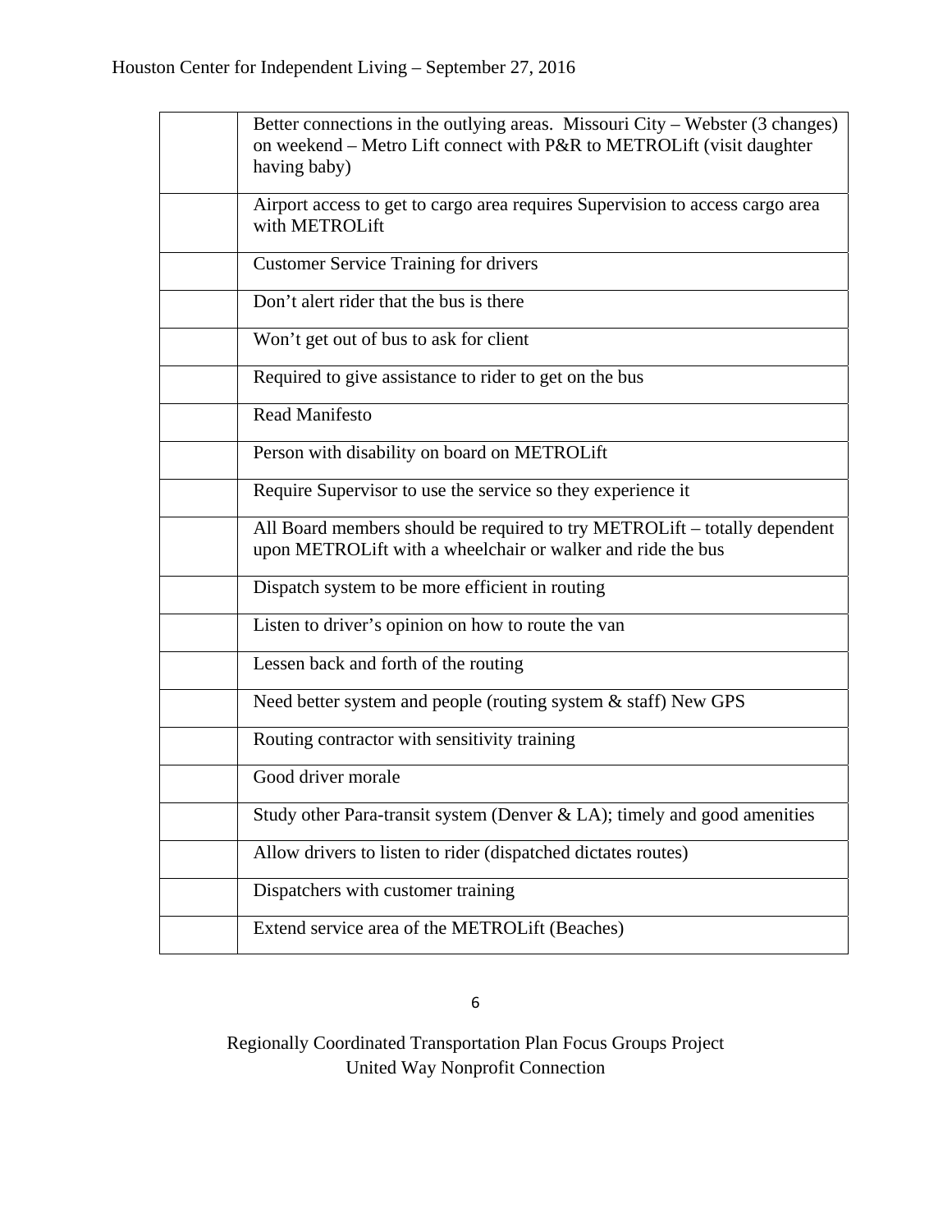| | |
|---|---|
| | Better connections in the outlying areas. Missouri City – Webster (3 changes) on weekend – Metro Lift connect with P&R to METROLift (visit daughter having baby) |
| | Airport access to get to cargo area requires Supervision to access cargo area with METROLift |
| | Customer Service Training for drivers |
| | Don't alert rider that the bus is there |
| | Won't get out of bus to ask for client |
| | Required to give assistance to rider to get on the bus |
| | Read Manifesto |
| | Person with disability on board on METROLift |
| | Require Supervisor to use the service so they experience it |
| | All Board members should be required to try METROLift – totally dependent upon METROLift with a wheelchair or walker and ride the bus |
| | Dispatch system to be more efficient in routing |
| | Listen to driver's opinion on how to route the van |
| | Lessen back and forth of the routing |
| | Need better system and people (routing system & staff) New GPS |
| | Routing contractor with sensitivity training |
| | Good driver morale |
| | Study other Para-transit system (Denver & LA); timely and good amenities |
| | Allow drivers to listen to rider (dispatched dictates routes) |
| | Dispatchers with customer training |
| | Extend service area of the METROLift (Beaches) |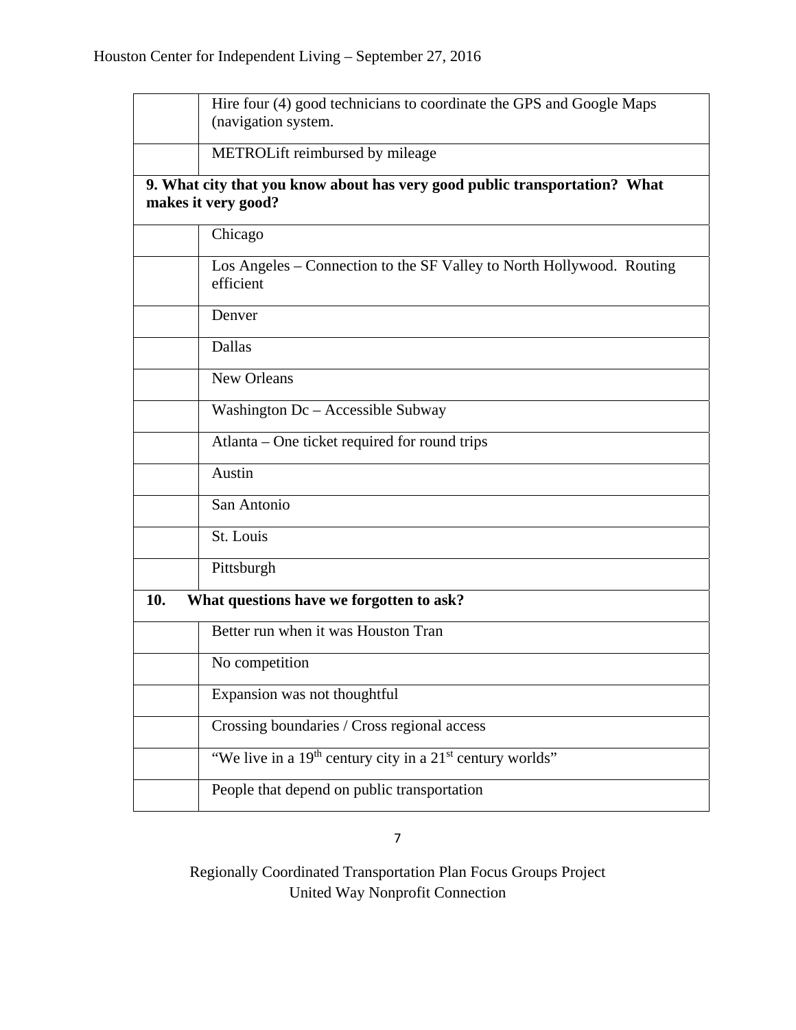| | |
|---|---|
| | Hire four (4) good technicians to coordinate the GPS and Google Maps (navigation system. |
| | METROLift reimbursed by mileage |
| **9. What city that you know about has very good public transportation? What makes it very good?** | |
| | Chicago |
| | Los Angeles – Connection to the SF Valley to North Hollywood. Routing efficient |
| | Denver |
| | Dallas |
| | New Orleans |
| | Washington Dc – Accessible Subway |
| | Atlanta – One ticket required for round trips |
| | Austin |
| | San Antonio |
| | St. Louis |
| | Pittsburgh |
| **10. What questions have we forgotten to ask?** | |
| | Better run when it was Houston Tran |
| | No competition |
| | Expansion was not thoughtful |
| | Crossing boundaries / Cross regional access |
| | "We live in a 19th century city in a 21st century worlds" |
| | People that depend on public transportation |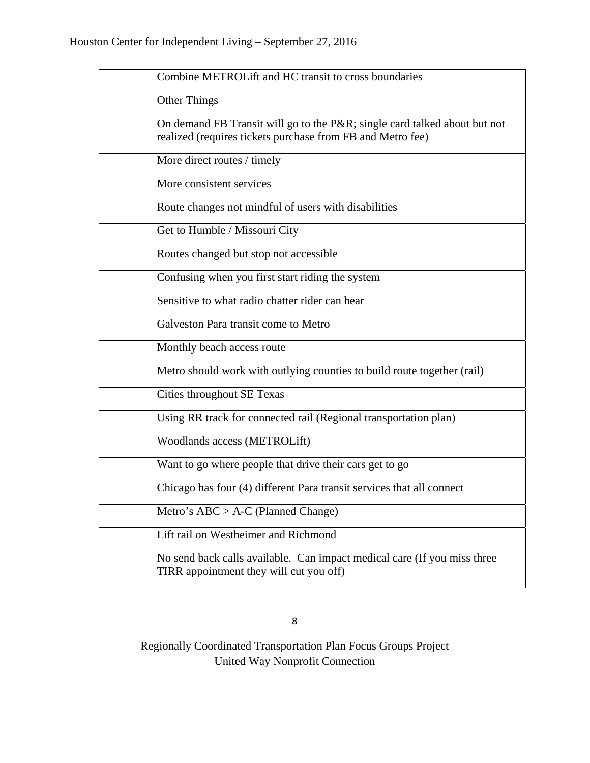| | |
|---|---|
| | Combine METROLift and HC transit to cross boundaries |
| | Other Things |
| | On demand FB Transit will go to the P&R; single card talked about but not realized (requires tickets purchase from FB and Metro fee) |
| | More direct routes / timely |
| | More consistent services |
| | Route changes not mindful of users with disabilities |
| | Get to Humble / Missouri City |
| | Routes changed but stop not accessible |
| | Confusing when you first start riding the system |
| | Sensitive to what radio chatter rider can hear |
| | Galveston Para transit come to Metro |
| | Monthly beach access route |
| | Metro should work with outlying counties to build route together (rail) |
| | Cities throughout SE Texas |
| | Using RR track for connected rail (Regional transportation plan) |
| | Woodlands access (METROLift) |
| | Want to go where people that drive their cars get to go |
| | Chicago has four (4) different Para transit services that all connect |
| | Metro's ABC > A-C (Planned Change) |
| | Lift rail on Westheimer and Richmond |
| | No send back calls available. Can impact medical care (If you miss three TIRR appointment they will cut you off) |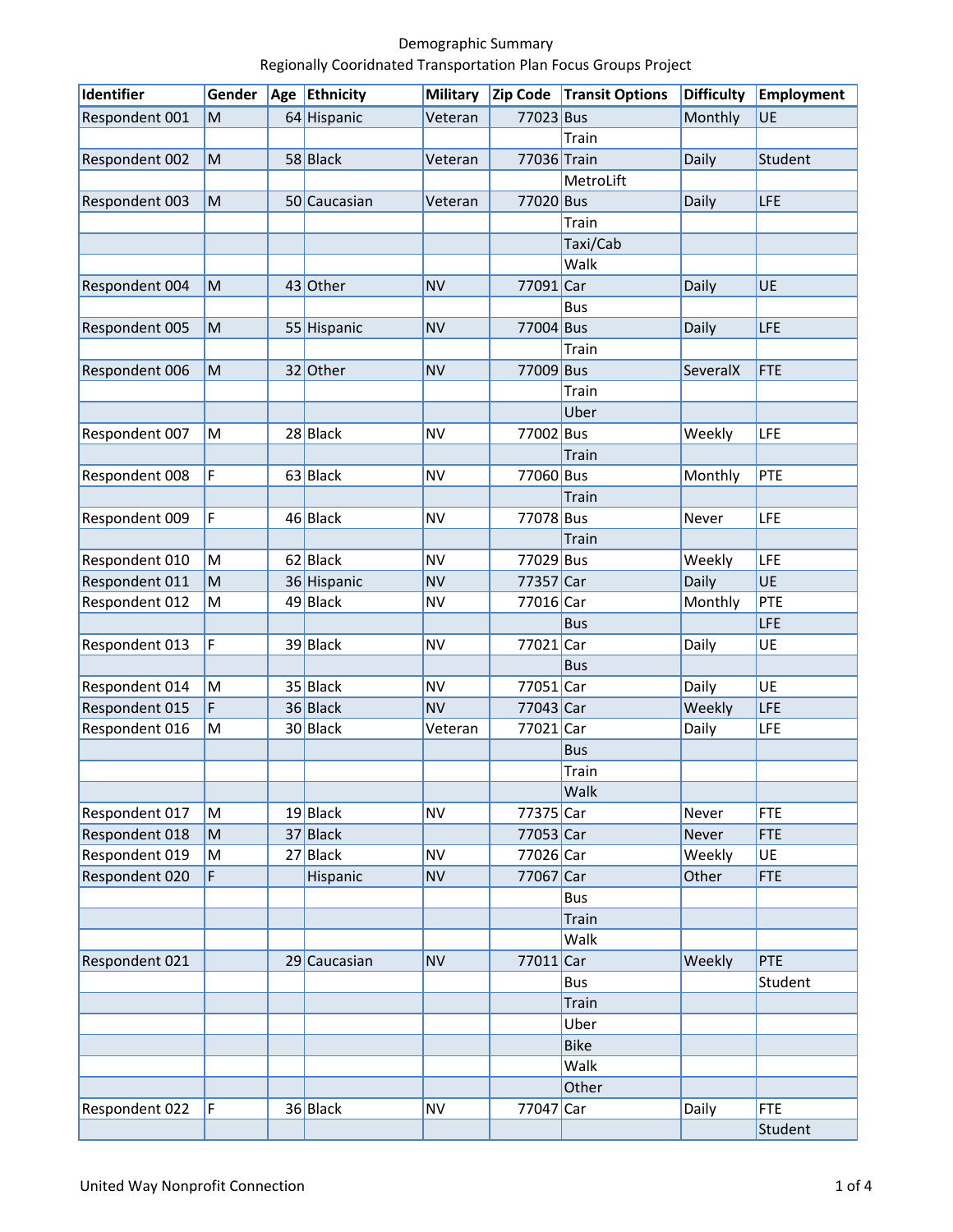Demographic Summary

Regionally Cooridnated Transportation Plan Focus Groups Project

| Identifier | Gender | Age | Ethnicity | Military | Zip Code | Transit Options | Difficulty | Employment |
|---|---|---|---|---|---|---|---|---|
| Respondent 001 | M | 64 | Hispanic | Veteran | 77023 | Bus | Monthly | UE |
| | | | | | | Train | | |
| Respondent 002 | M | 58 | Black | Veteran | 77036 | Train | Daily | Student |
| | | | | | | MetroLift | | |
| Respondent 003 | M | 50 | Caucasian | Veteran | 77020 | Bus | Daily | LFE |
| | | | | | | Train | | |
| | | | | | | Taxi/Cab | | |
| | | | | | | Walk | | |
| Respondent 004 | M | 43 | Other | NV | 77091 | Car | Daily | UE |
| | | | | | | Bus | | |
| Respondent 005 | M | 55 | Hispanic | NV | 77004 | Bus | Daily | LFE |
| | | | | | | Train | | |
| Respondent 006 | M | 32 | Other | NV | 77009 | Bus | SeveralX | FTE |
| | | | | | | Train | | |
| | | | | | | Uber | | |
| Respondent 007 | M | 28 | Black | NV | 77002 | Bus | Weekly | LFE |
| | | | | | | Train | | |
| Respondent 008 | F | 63 | Black | NV | 77060 | Bus | Monthly | PTE |
| | | | | | | Train | | |
| Respondent 009 | F | 46 | Black | NV | 77078 | Bus | Never | LFE |
| | | | | | | Train | | |
| Respondent 010 | M | 62 | Black | NV | 77029 | Bus | Weekly | LFE |
| Respondent 011 | M | 36 | Hispanic | NV | 77357 | Car | Daily | UE |
| Respondent 012 | M | 49 | Black | NV | 77016 | Car | Monthly | PTE |
| | | | | | | Bus | | LFE |
| Respondent 013 | F | 39 | Black | NV | 77021 | Car | Daily | UE |
| | | | | | | Bus | | |
| Respondent 014 | M | 35 | Black | NV | 77051 | Car | Daily | UE |
| Respondent 015 | F | 36 | Black | NV | 77043 | Car | Weekly | LFE |
| Respondent 016 | M | 30 | Black | Veteran | 77021 | Car | Daily | LFE |
| | | | | | | Bus | | |
| | | | | | | Train | | |
| | | | | | | Walk | | |
| Respondent 017 | M | 19 | Black | NV | 77375 | Car | Never | FTE |
| Respondent 018 | M | 37 | Black | | 77053 | Car | Never | FTE |
| Respondent 019 | M | 27 | Black | NV | 77026 | Car | Weekly | UE |
| Respondent 020 | F | | Hispanic | NV | 77067 | Car | Other | FTE |
| | | | | | | Bus | | |
| | | | | | | Train | | |
| | | | | | | Walk | | |
| Respondent 021 | | 29 | Caucasian | NV | 77011 | Car | Weekly | PTE |
| | | | | | | Bus | | Student |
| | | | | | | Train | | |
| | | | | | | Uber | | |
| | | | | | | Bike | | |
| | | | | | | Walk | | |
| | | | | | | Other | | |
| Respondent 022 | F | 36 | Black | NV | 77047 | Car | Daily | FTE |
| | | | | | | | | Student |

United Way Nonprofit Connection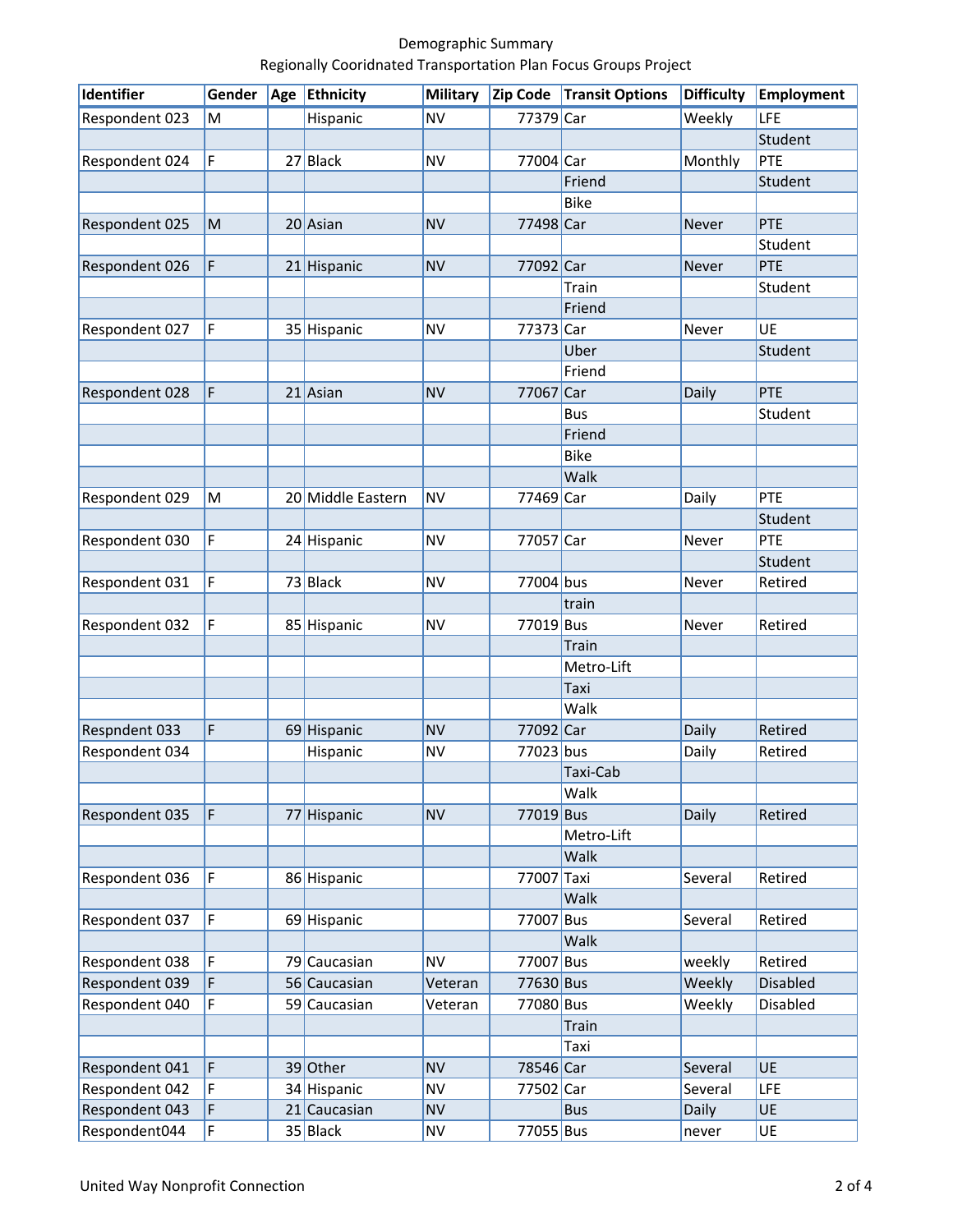Demographic Summary
Regionally Cooridnated Transportation Plan Focus Groups Project

| Identifier | Gender | Age | Ethnicity | Military | Zip Code | Transit Options | Difficulty | Employment |
|---|---|---|---|---|---|---|---|---|
| Respondent 023 | M | | Hispanic | NV | 77379 | Car | Weekly | LFE |
| | | | | | | | | Student |
| Respondent 024 | F | 27 | Black | NV | 77004 | Car | Monthly | PTE |
| | | | | | | Friend | | Student |
| | | | | | | Bike | | |
| Respondent 025 | M | 20 | Asian | NV | 77498 | Car | Never | PTE |
| | | | | | | | | Student |
| Respondent 026 | F | 21 | Hispanic | NV | 77092 | Car | Never | PTE |
| | | | | | | Train | | Student |
| | | | | | | Friend | | |
| Respondent 027 | F | 35 | Hispanic | NV | 77373 | Car | Never | UE |
| | | | | | | Uber | | Student |
| | | | | | | Friend | | |
| Respondent 028 | F | 21 | Asian | NV | 77067 | Car | Daily | PTE |
| | | | | | | Bus | | Student |
| | | | | | | Friend | | |
| | | | | | | Bike | | |
| | | | | | | Walk | | |
| Respondent 029 | M | 20 | Middle Eastern | NV | 77469 | Car | Daily | PTE |
| | | | | | | | | Student |
| Respondent 030 | F | 24 | Hispanic | NV | 77057 | Car | Never | PTE |
| | | | | | | | | Student |
| Respondent 031 | F | 73 | Black | NV | 77004 | bus | Never | Retired |
| | | | | | | train | | |
| Respondent 032 | F | 85 | Hispanic | NV | 77019 | Bus | Never | Retired |
| | | | | | | Train | | |
| | | | | | | Metro-Lift | | |
| | | | | | | Taxi | | |
| | | | | | | Walk | | |
| Respndent 033 | F | 69 | Hispanic | NV | 77092 | Car | Daily | Retired |
| Respondent 034 | | | Hispanic | NV | 77023 | bus | Daily | Retired |
| | | | | | | Taxi-Cab | | |
| | | | | | | Walk | | |
| Respondent 035 | F | 77 | Hispanic | NV | 77019 | Bus | Daily | Retired |
| | | | | | | Metro-Lift | | |
| | | | | | | Walk | | |
| Respondent 036 | F | 86 | Hispanic | | 77007 | Taxi | Several | Retired |
| | | | | | | Walk | | |
| Respondent 037 | F | 69 | Hispanic | | 77007 | Bus | Several | Retired |
| | | | | | | Walk | | |
| Respondent 038 | F | 79 | Caucasian | NV | 77007 | Bus | weekly | Retired |
| Respondent 039 | F | 56 | Caucasian | Veteran | 77630 | Bus | Weekly | Disabled |
| Respondent 040 | F | 59 | Caucasian | Veteran | 77080 | Bus | Weekly | Disabled |
| | | | | | | Train | | |
| | | | | | | Taxi | | |
| Respondent 041 | F | 39 | Other | NV | 78546 | Car | Several | UE |
| Respondent 042 | F | 34 | Hispanic | NV | 77502 | Car | Several | LFE |
| Respondent 043 | F | 21 | Caucasian | NV | | Bus | Daily | UE |
| Respondent044 | F | 35 | Black | NV | 77055 | Bus | never | UE |

United Way Nonprofit Connection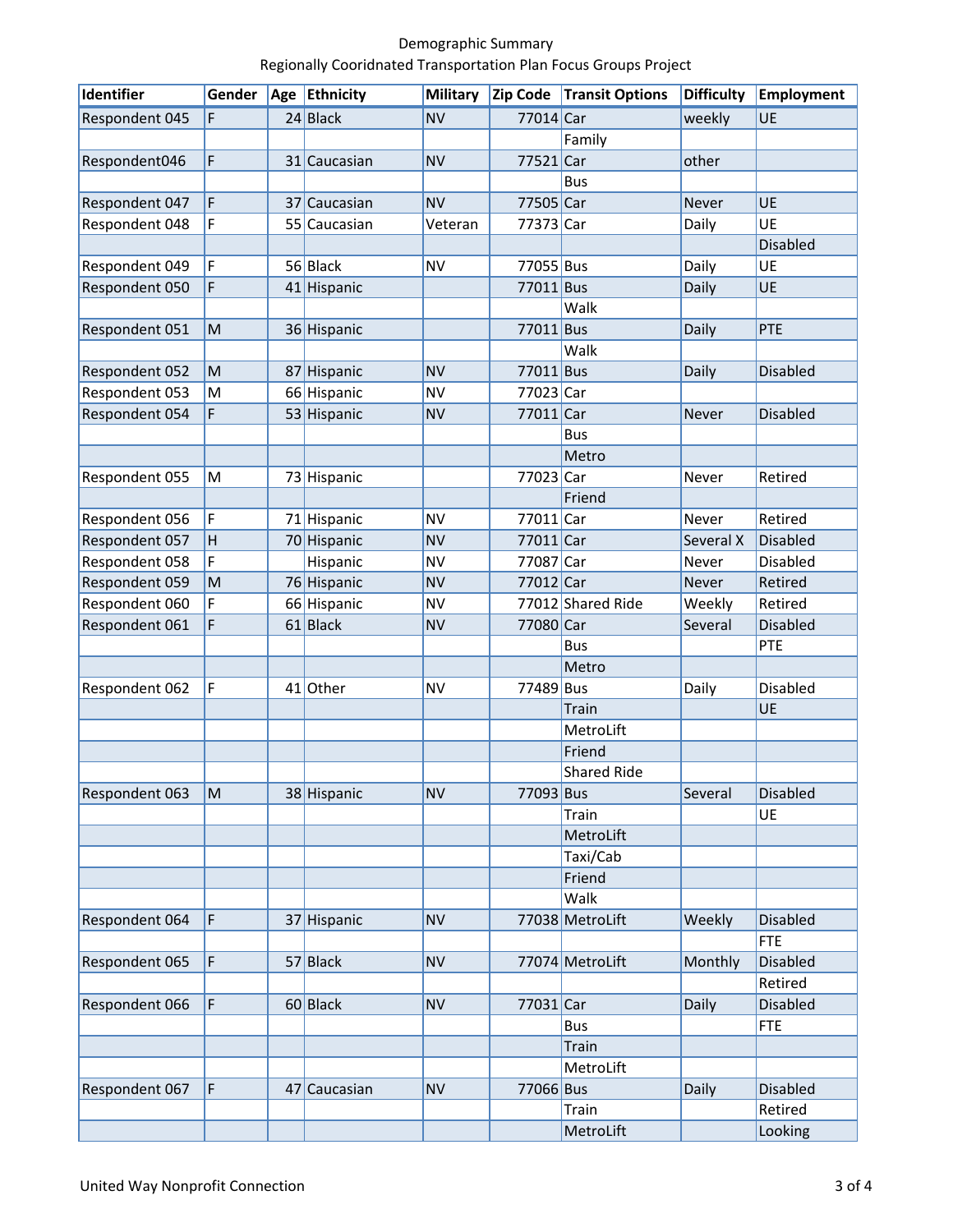Demographic Summary

Regionally Cooridnated Transportation Plan Focus Groups Project

| Identifier | Gender | Age | Ethnicity | Military | Zip Code | Transit Options | Difficulty | Employment |
|---|---|---|---|---|---|---|---|---|
| Respondent 045 | F | 24 | Black | NV | 77014 | Car | weekly | UE |
| | | | | | | Family | | |
| Respondent046 | F | 31 | Caucasian | NV | 77521 | Car | other | |
| | | | | | | Bus | | |
| Respondent 047 | F | 37 | Caucasian | NV | 77505 | Car | Never | UE |
| Respondent 048 | F | 55 | Caucasian | Veteran | 77373 | Car | Daily | UE |
| | | | | | | | | Disabled |
| Respondent 049 | F | 56 | Black | NV | 77055 | Bus | Daily | UE |
| Respondent 050 | F | 41 | Hispanic | | 77011 | Bus | Daily | UE |
| | | | | | | Walk | | |
| Respondent 051 | M | 36 | Hispanic | | 77011 | Bus | Daily | PTE |
| | | | | | | Walk | | |
| Respondent 052 | M | 87 | Hispanic | NV | 77011 | Bus | Daily | Disabled |
| Respondent 053 | M | 66 | Hispanic | NV | 77023 | Car | | |
| Respondent 054 | F | 53 | Hispanic | NV | 77011 | Car | Never | Disabled |
| | | | | | | Bus | | |
| | | | | | | Metro | | |
| Respondent 055 | M | 73 | Hispanic | | 77023 | Car | Never | Retired |
| | | | | | | Friend | | |
| Respondent 056 | F | 71 | Hispanic | NV | 77011 | Car | Never | Retired |
| Respondent 057 | H | 70 | Hispanic | NV | 77011 | Car | Several X | Disabled |
| Respondent 058 | F | | Hispanic | NV | 77087 | Car | Never | Disabled |
| Respondent 059 | M | 76 | Hispanic | NV | 77012 | Car | Never | Retired |
| Respondent 060 | F | 66 | Hispanic | NV | 77012 | Shared Ride | Weekly | Retired |
| Respondent 061 | F | 61 | Black | NV | 77080 | Car | Several | Disabled |
| | | | | | | Bus | | PTE |
| | | | | | | Metro | | |
| Respondent 062 | F | 41 | Other | NV | 77489 | Bus | Daily | Disabled |
| | | | | | | Train | | UE |
| | | | | | | MetroLift | | |
| | | | | | | Friend | | |
| | | | | | | Shared Ride | | |
| Respondent 063 | M | 38 | Hispanic | NV | 77093 | Bus | Several | Disabled |
| | | | | | | Train | | UE |
| | | | | | | MetroLift | | |
| | | | | | | Taxi/Cab | | |
| | | | | | | Friend | | |
| | | | | | | Walk | | |
| Respondent 064 | F | 37 | Hispanic | NV | 77038 | MetroLift | Weekly | Disabled |
| | | | | | | | | FTE |
| Respondent 065 | F | 57 | Black | NV | 77074 | MetroLift | Monthly | Disabled |
| | | | | | | | | Retired |
| Respondent 066 | F | 60 | Black | NV | 77031 | Car | Daily | Disabled |
| | | | | | | Bus | | FTE |
| | | | | | | Train | | |
| | | | | | | MetroLift | | |
| Respondent 067 | F | 47 | Caucasian | NV | 77066 | Bus | Daily | Disabled |
| | | | | | | Train | | Retired |
| | | | | | | MetroLift | | Looking |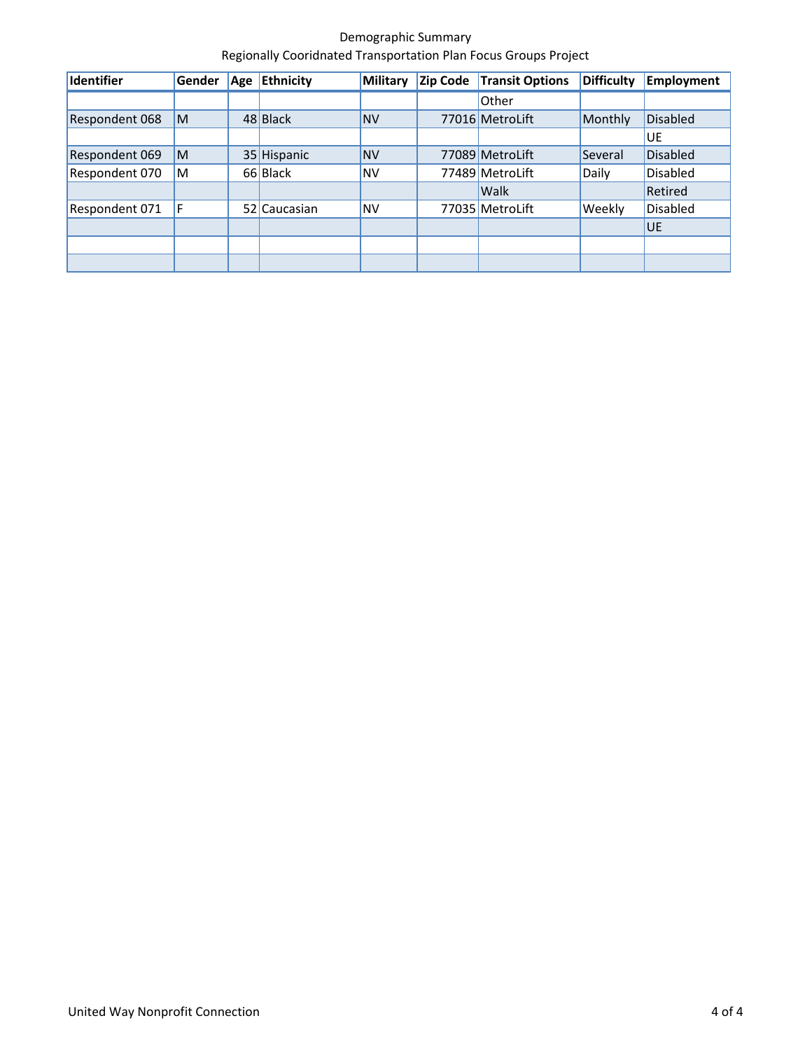Demographic Summary
Regionally Cooridnated Transportation Plan Focus Groups Project

| Identifier | Gender | Age | Ethnicity | Military | Zip Code | Transit Options | Difficulty | Employment |
|---|---|---|---|---|---|---|---|---|
| | | | | | | Other | | |
| Respondent 068 | M | 48 | Black | NV | 77016 | MetroLift | Monthly | Disabled |
| | | | | | | | | UE |
| Respondent 069 | M | 35 | Hispanic | NV | 77089 | MetroLift | Several | Disabled |
| Respondent 070 | M | 66 | Black | NV | 77489 | MetroLift | Daily | Disabled |
| | | | | | | Walk | | Retired |
| Respondent 071 | F | 52 | Caucasian | NV | 77035 | MetroLift | Weekly | Disabled |
| | | | | | | | | UE |
| | | | | | | | | |
| | | | | | | | | |

United Way Nonprofit Connection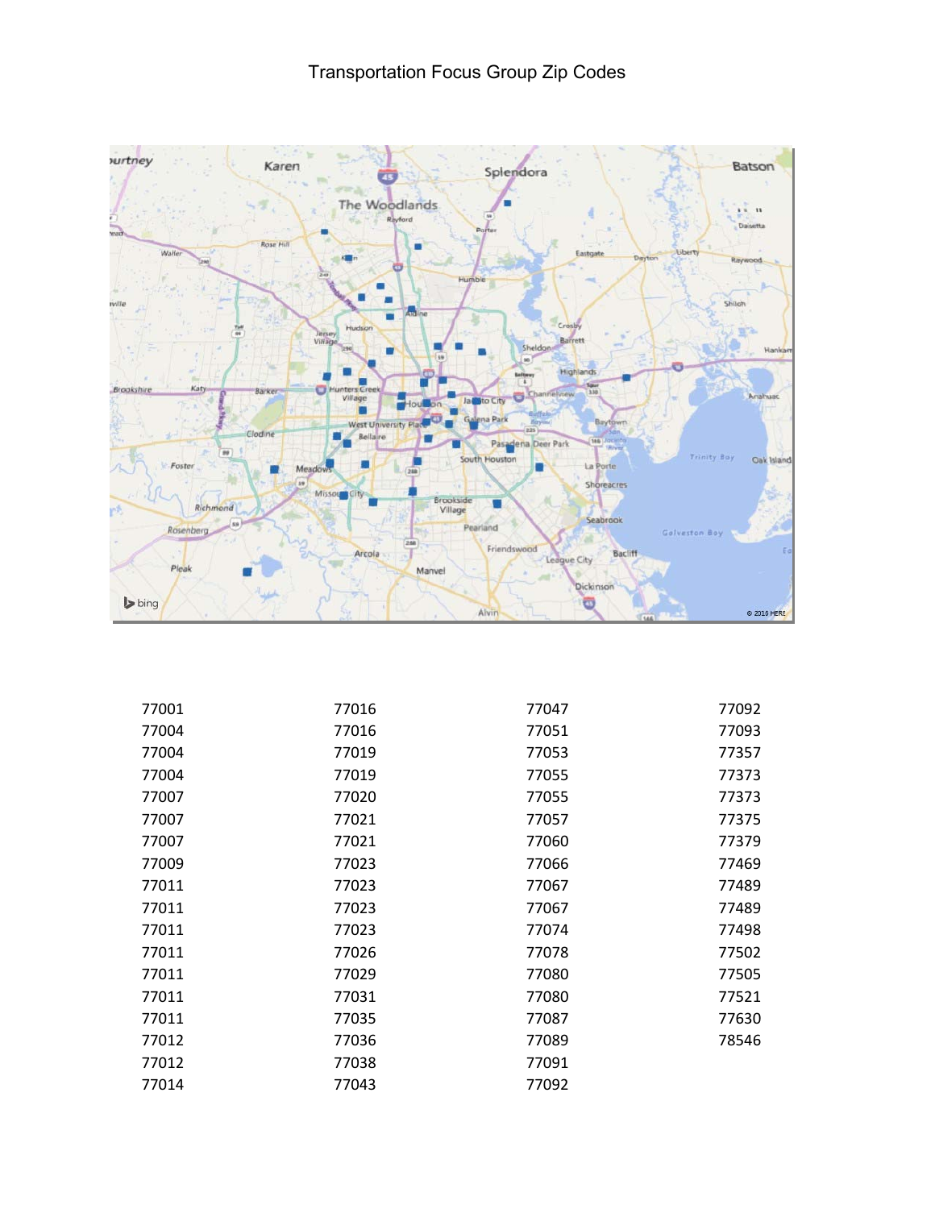# Transportation Focus Group Zip Codes

| | | | |
|---|---|---|---|
| 77001 | 77016 | 77047 | 77092 |
| 77004 | 77016 | 77051 | 77093 |
| 77004 | 77019 | 77053 | 77357 |
| 77004 | 77019 | 77055 | 77373 |
| 77007 | 77020 | 77055 | 77373 |
| 77007 | 77021 | 77057 | 77375 |
| 77007 | 77021 | 77060 | 77379 |
| 77009 | 77023 | 77066 | 77469 |
| 77011 | 77023 | 77067 | 77489 |
| 77011 | 77023 | 77067 | 77489 |
| 77011 | 77023 | 77074 | 77498 |
| 77011 | 77026 | 77078 | 77502 |
| 77011 | 77029 | 77080 | 77505 |
| 77011 | 77031 | 77080 | 77521 |
| 77011 | 77035 | 77087 | 77630 |
| 77012 | 77036 | 77089 | 78546 |
| 77012 | 77038 | 77091 | |
| 77014 | 77043 | 77092 | |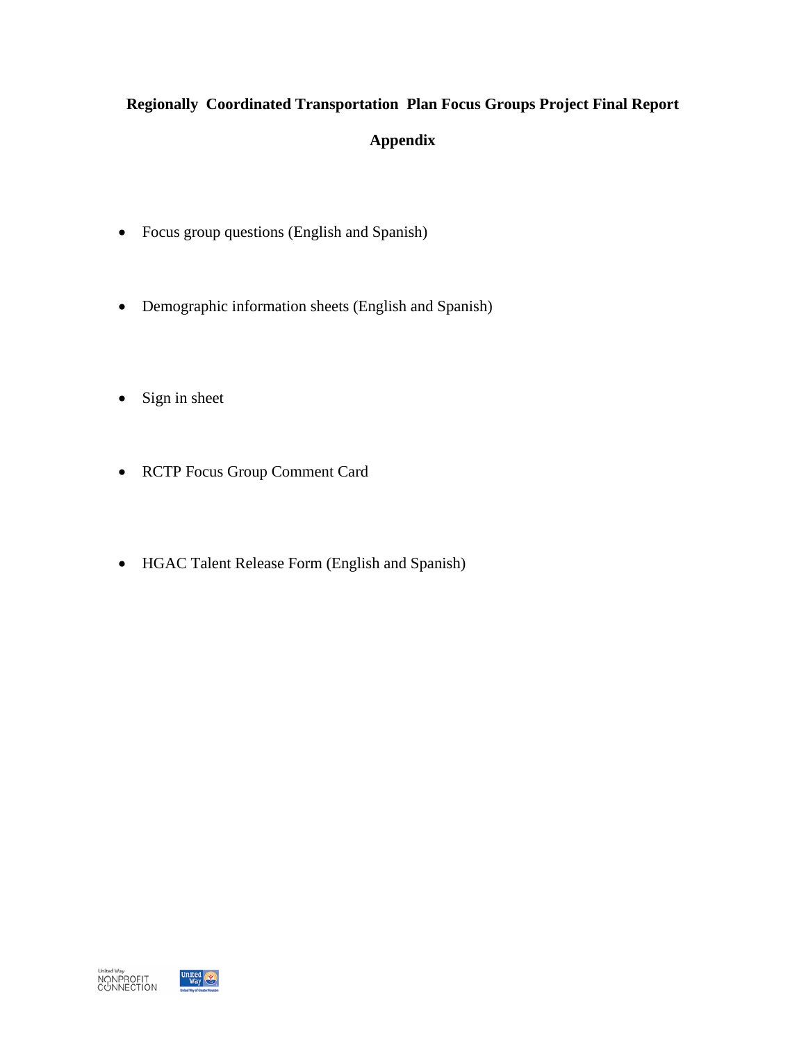**Regionally Coordinated Transportation Plan Focus Groups Project Final Report**

**Appendix**

- Focus group questions (English and Spanish)
- Demographic information sheets (English and Spanish)
- Sign in sheet
- RCTP Focus Group Comment Card
- HGAC Talent Release Form (English and Spanish)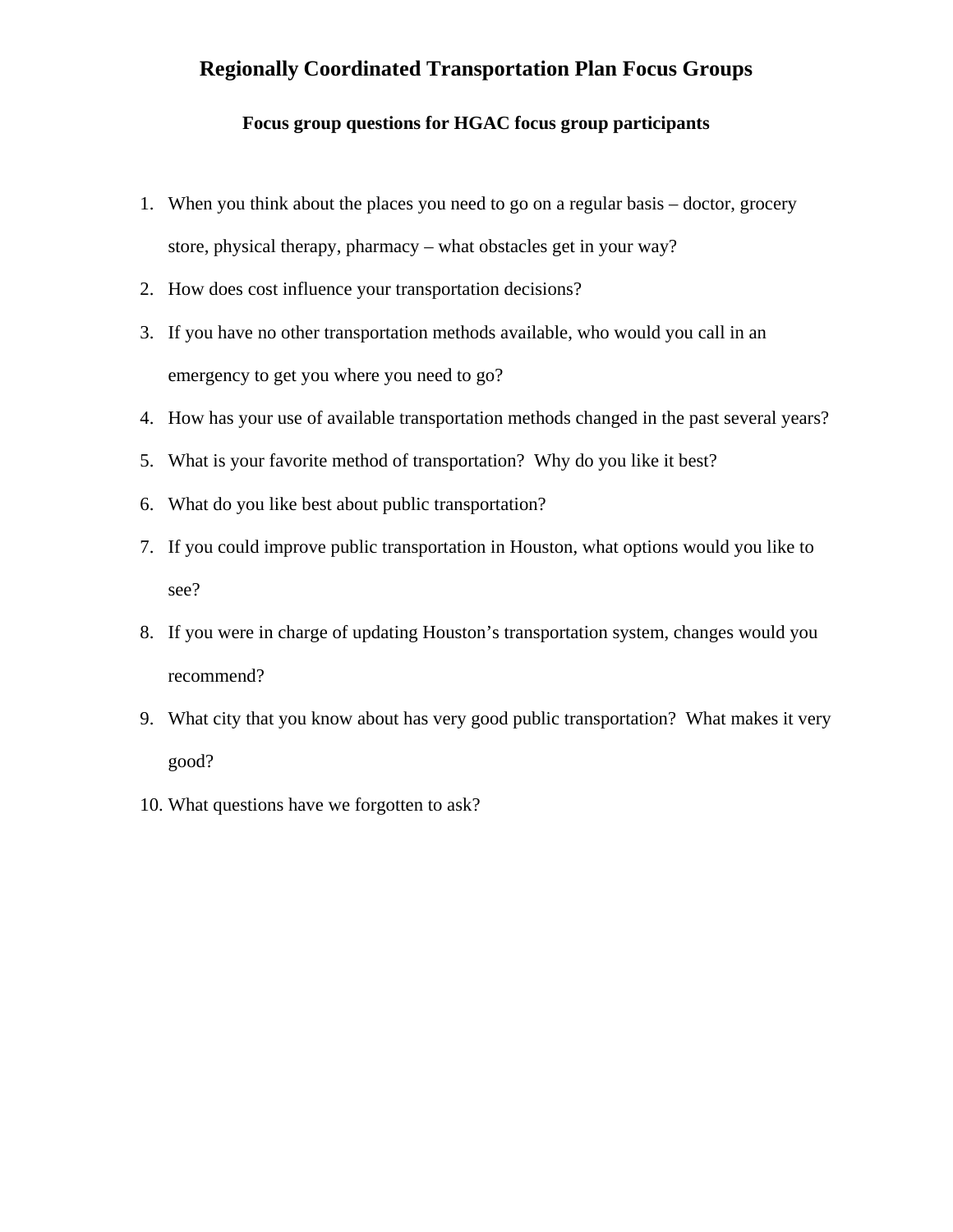# Regionally Coordinated Transportation Plan Focus Groups

### Focus group questions for HGAC focus group participants

1. When you think about the places you need to go on a regular basis – doctor, grocery store, physical therapy, pharmacy – what obstacles get in your way?
2. How does cost influence your transportation decisions?
3. If you have no other transportation methods available, who would you call in an emergency to get you where you need to go?
4. How has your use of available transportation methods changed in the past several years?
5. What is your favorite method of transportation? Why do you like it best?
6. What do you like best about public transportation?
7. If you could improve public transportation in Houston, what options would you like to see?
8. If you were in charge of updating Houston's transportation system, changes would you recommend?
9. What city that you know about has very good public transportation? What makes it very good?
10. What questions have we forgotten to ask?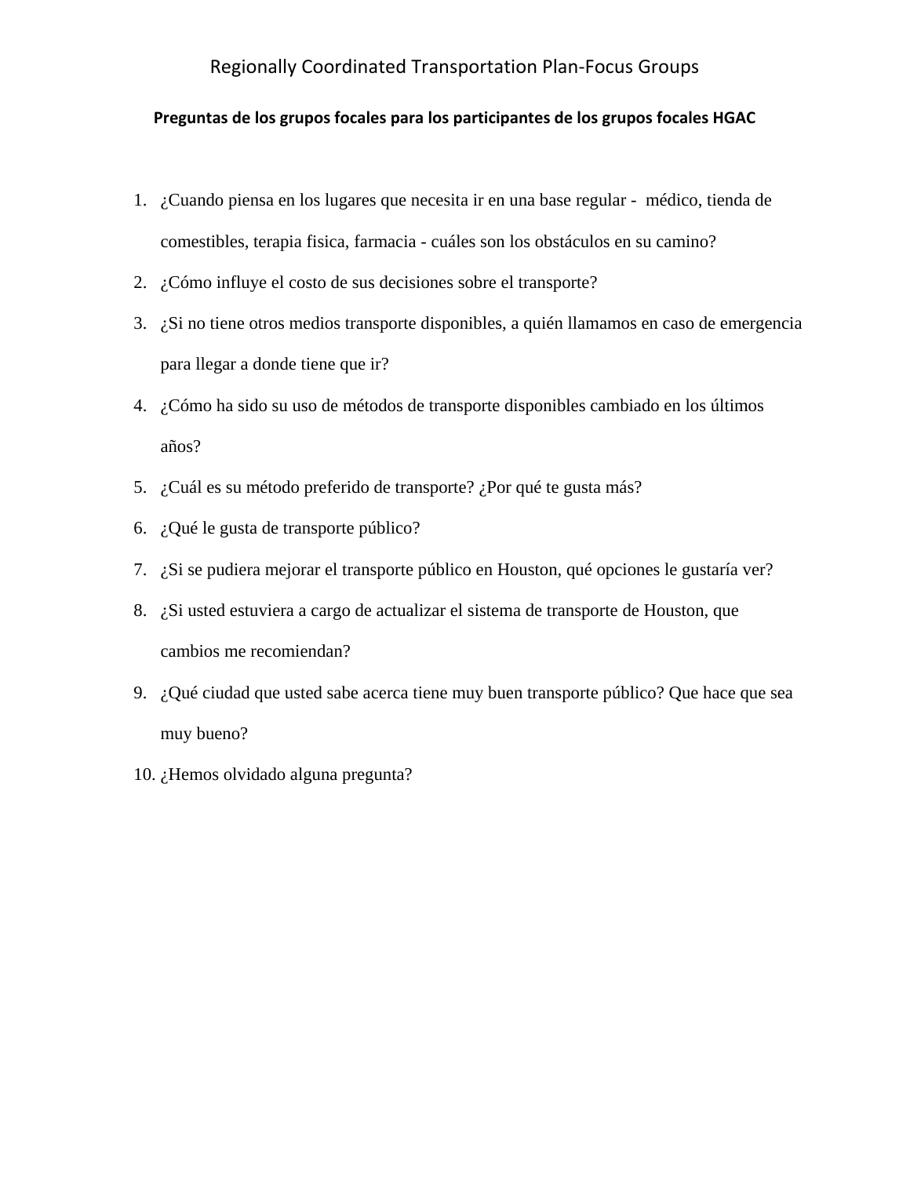# Regionally Coordinated Transportation Plan-Focus Groups

**Preguntas de los grupos focales para los participantes de los grupos focales HGAC**

1. ¿Cuando piensa en los lugares que necesita ir en una base regular - médico, tienda de comestibles, terapia fisica, farmacia - cuáles son los obstáculos en su camino?
2. ¿Cómo influye el costo de sus decisiones sobre el transporte?
3. ¿Si no tiene otros medios transporte disponibles, a quién llamamos en caso de emergencia para llegar a donde tiene que ir?
4. ¿Cómo ha sido su uso de métodos de transporte disponibles cambiado en los últimos años?
5. ¿Cuál es su método preferido de transporte? ¿Por qué te gusta más?
6. ¿Qué le gusta de transporte público?
7. ¿Si se pudiera mejorar el transporte público en Houston, qué opciones le gustaría ver?
8. ¿Si usted estuviera a cargo de actualizar el sistema de transporte de Houston, que cambios me recomiendan?
9. ¿Qué ciudad que usted sabe acerca tiene muy buen transporte público? Que hace que sea muy bueno?
10. ¿Hemos olvidado alguna pregunta?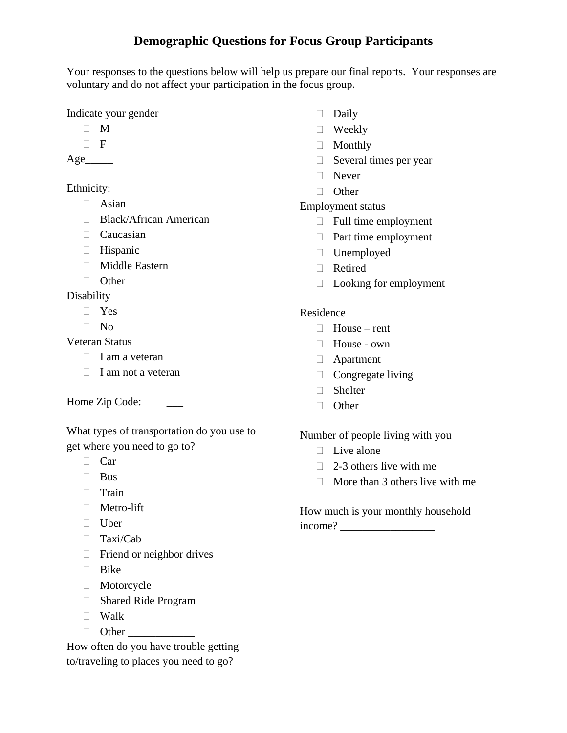# Demographic Questions for Focus Group Participants

Your responses to the questions below will help us prepare our final reports. Your responses are voluntary and do not affect your participation in the focus group.

Indicate your gender

- ☐ M
- ☐ F

Age_____

Ethnicity:

- ☐ Asian
- ☐ Black/African American
- ☐ Caucasian
- ☐ Hispanic
- ☐ Middle Eastern
- ☐ Other

Disability

- ☐ Yes
- ☐ No

Veteran Status

- ☐ I am a veteran
- ☐ I am not a veteran

Home Zip Code: _______

What types of transportation do you use to get where you need to go to?

- ☐ Car
- ☐ Bus
- ☐ Train
- ☐ Metro-lift
- ☐ Uber
- ☐ Taxi/Cab
- ☐ Friend or neighbor drives
- ☐ Bike
- ☐ Motorcycle
- ☐ Shared Ride Program
- ☐ Walk
- ☐ Other ____________

How often do you have trouble getting to/traveling to places you need to go?

- ☐ Daily
- ☐ Weekly
- ☐ Monthly
- ☐ Several times per year
- ☐ Never
- ☐ Other

Employment status

- ☐ Full time employment
- ☐ Part time employment
- ☐ Unemployed
- ☐ Retired
- ☐ Looking for employment

Residence

- ☐ House – rent
- ☐ House - own
- ☐ Apartment
- ☐ Congregate living
- ☐ Shelter
- ☐ Other

Number of people living with you

- ☐ Live alone
- ☐ 2-3 others live with me
- ☐ More than 3 others live with me

How much is your monthly household income? _________________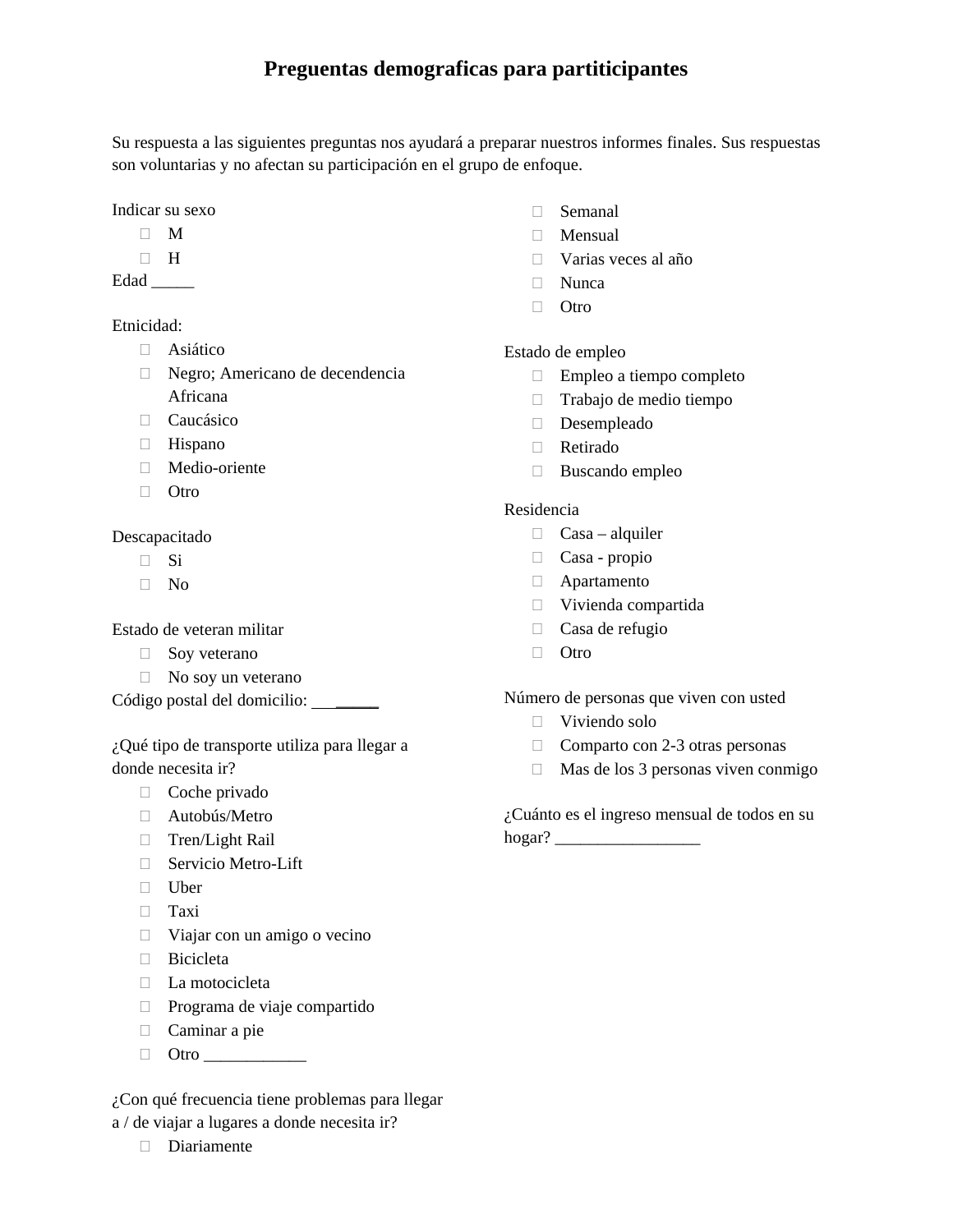# Preguntas demograficas para partiticipantes

Su respuesta a las siguientes preguntas nos ayudará a preparar nuestros informes finales. Sus respuestas son voluntarias y no afectan su participación en el grupo de enfoque.

Indicar su sexo

- ☐ M
- ☐ H

Edad _____

Etnicidad:

- ☐ Asiático
- ☐ Negro; Americano de decendencia Africana
- ☐ Caucásico
- ☐ Hispano
- ☐ Medio-oriente
- ☐ Otro

Descapacitado

- ☐ Si
- ☐ No

Estado de veteran militar

- ☐ Soy veterano
- ☐ No soy un veterano

Código postal del domicilio: _____

¿Qué tipo de transporte utiliza para llegar a donde necesita ir?

- ☐ Coche privado
- ☐ Autobús/Metro
- ☐ Tren/Light Rail
- ☐ Servicio Metro-Lift
- ☐ Uber
- ☐ Taxi
- ☐ Viajar con un amigo o vecino
- ☐ Bicicleta
- ☐ La motocicleta
- ☐ Programa de viaje compartido
- ☐ Caminar a pie
- ☐ Otro ____________

¿Con qué frecuencia tiene problemas para llegar a / de viajar a lugares a donde necesita ir?

- ☐ Diariamente
- ☐ Semanal
- ☐ Mensual
- ☐ Varias veces al año
- ☐ Nunca
- ☐ Otro

Estado de empleo

- ☐ Empleo a tiempo completo
- ☐ Trabajo de medio tiempo
- ☐ Desempleado
- ☐ Retirado
- ☐ Buscando empleo

Residencia

- ☐ Casa – alquiler
- ☐ Casa - propio
- ☐ Apartamento
- ☐ Vivienda compartida
- ☐ Casa de refugio
- ☐ Otro

Número de personas que viven con usted

- ☐ Viviendo solo
- ☐ Comparto con 2-3 otras personas
- ☐ Mas de los 3 personas viven conmigo

¿Cuánto es el ingreso mensual de todos en su hogar? _________________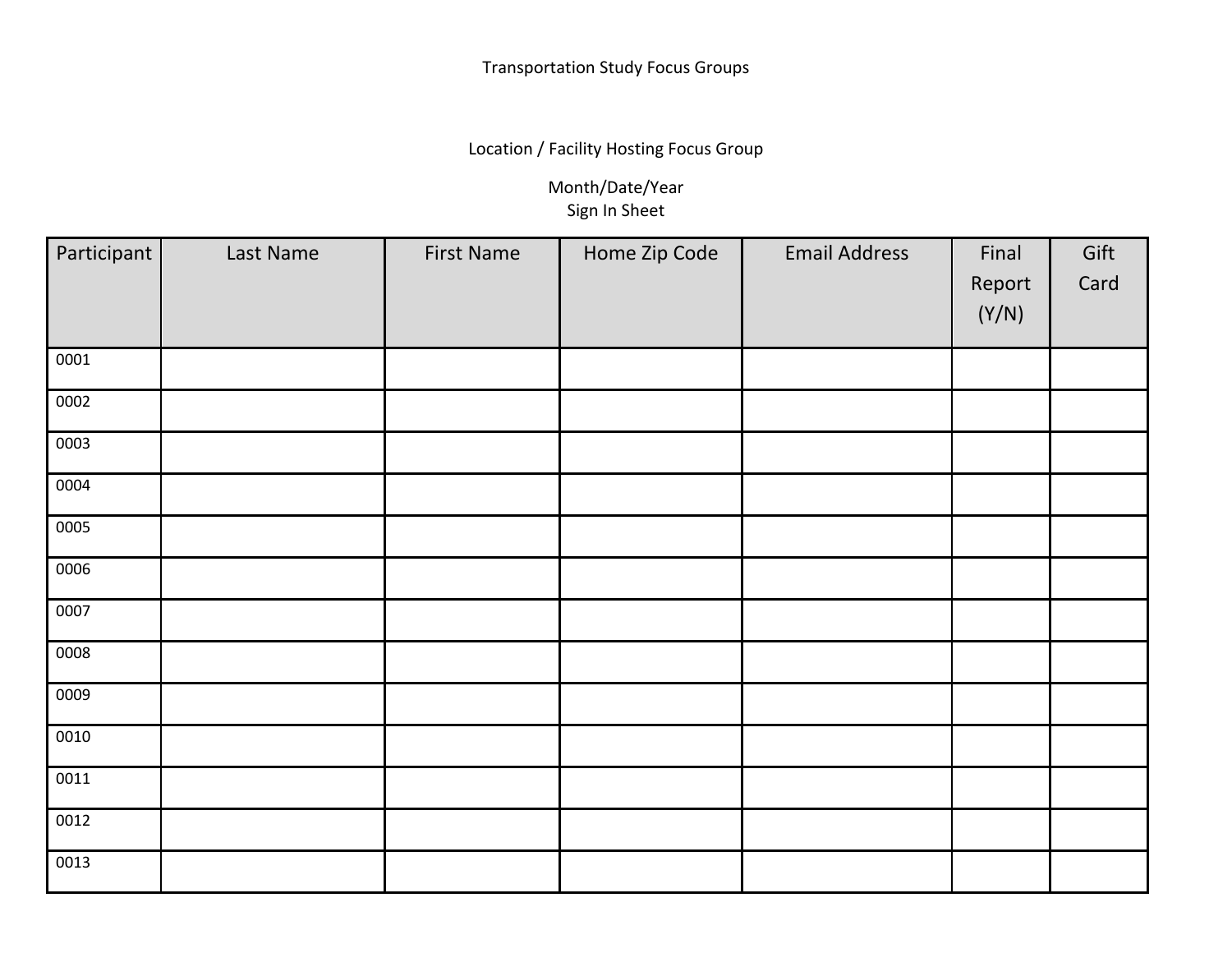Transportation Study Focus Groups

Location / Facility Hosting Focus Group

Month/Date/Year
Sign In Sheet

| Participant | Last Name | First Name | Home Zip Code | Email Address | Final Report (Y/N) | Gift Card |
|---|---|---|---|---|---|---|
| 0001 | | | | | | |
| 0002 | | | | | | |
| 0003 | | | | | | |
| 0004 | | | | | | |
| 0005 | | | | | | |
| 0006 | | | | | | |
| 0007 | | | | | | |
| 0008 | | | | | | |
| 0009 | | | | | | |
| 0010 | | | | | | |
| 0011 | | | | | | |
| 0012 | | | | | | |
| 0013 | | | | | | |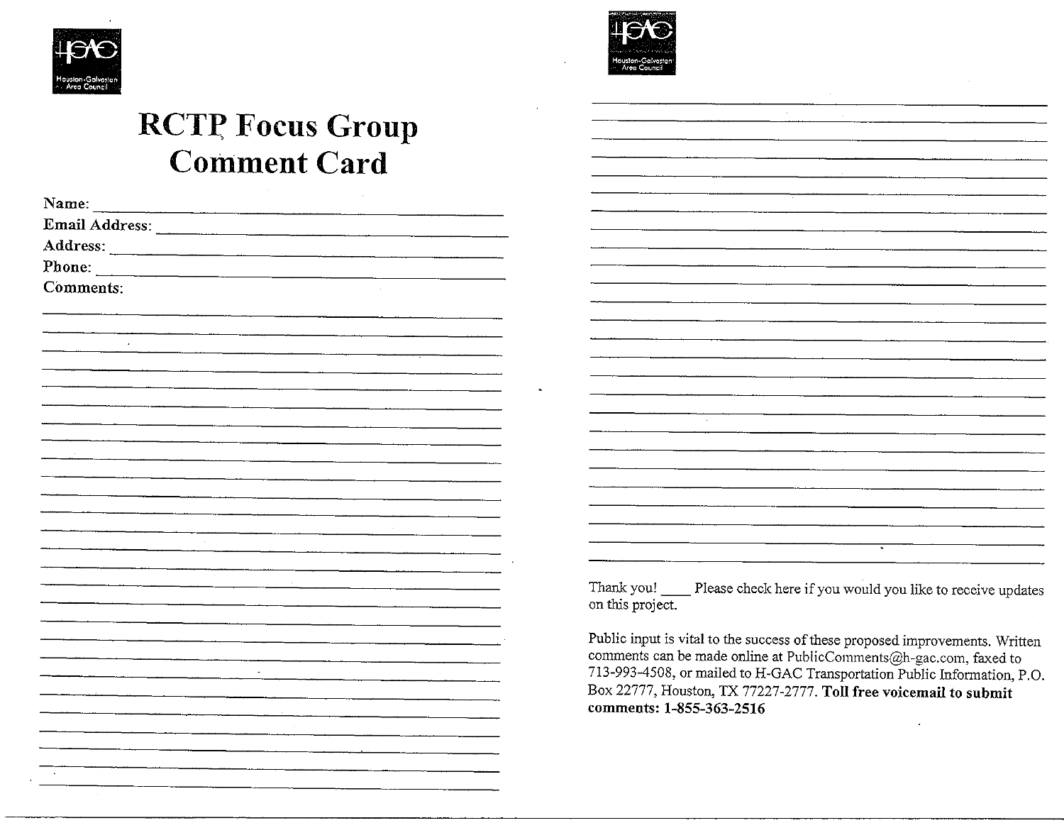Houston-Galveston Area Council

# RCTP Focus Group Comment Card

Name: ______________________________

Email Address: ______________________________

Address: ______________________________

Phone: ______________________________

Comments:

Houston-Galveston Area Council

Thank you! ____ Please check here if you would you like to receive updates on this project.

Public input is vital to the success of these proposed improvements. Written comments can be made online at PublicComments@h-gac.com, faxed to 713-993-4508, or mailed to H-GAC Transportation Public Information, P.O. Box 22777, Houston, TX 77227-2777. **Toll free voicemail to submit comments: 1-855-363-2516**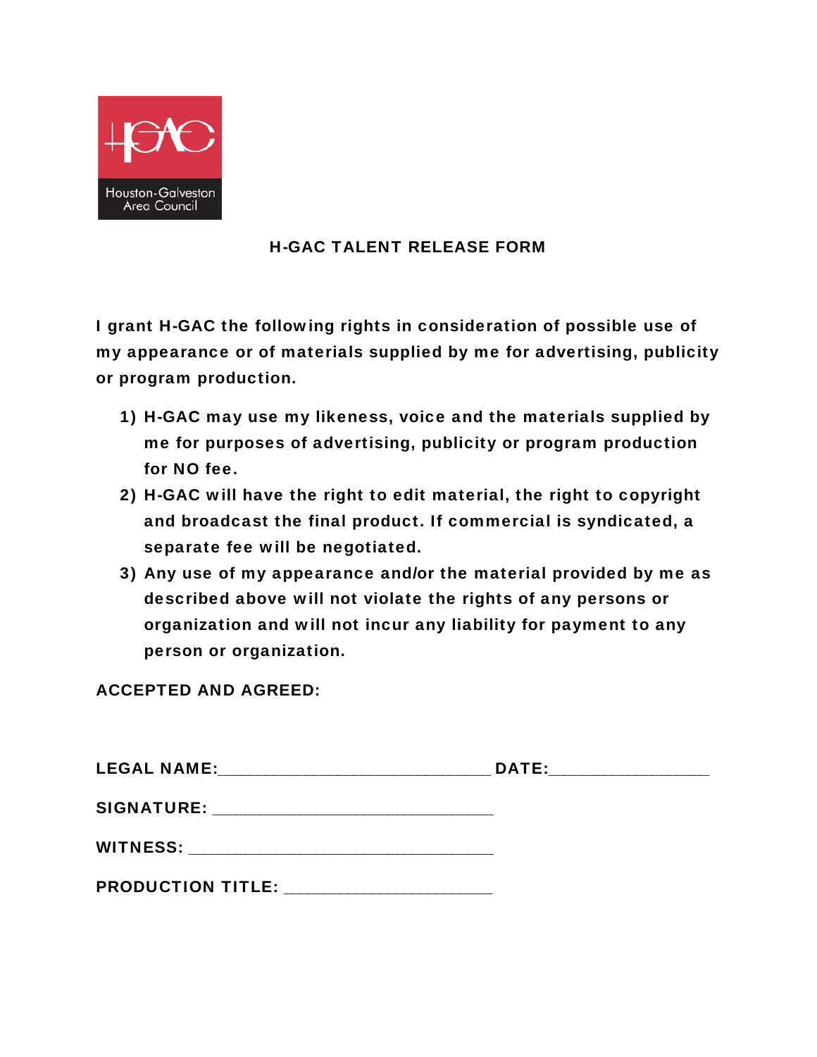Houston-Galveston Area Council

# H-GAC TALENT RELEASE FORM

**I grant H-GAC the following rights in consideration of possible use of my appearance or of materials supplied by me for advertising, publicity or program production.**

1) **H-GAC may use my likeness, voice and the materials supplied by me for purposes of advertising, publicity or program production for NO fee.**
2) **H-GAC will have the right to edit material, the right to copyright and broadcast the final product. If commercial is syndicated, a separate fee will be negotiated.**
3) **Any use of my appearance and/or the material provided by me as described above will not violate the rights of any persons or organization and will not incur any liability for payment to any person or organization.**

**ACCEPTED AND AGREED:**

**LEGAL NAME:**_____________________________ **DATE:**________________

**SIGNATURE:** ______________________________

**WITNESS:** ________________________________

**PRODUCTION TITLE:** ______________________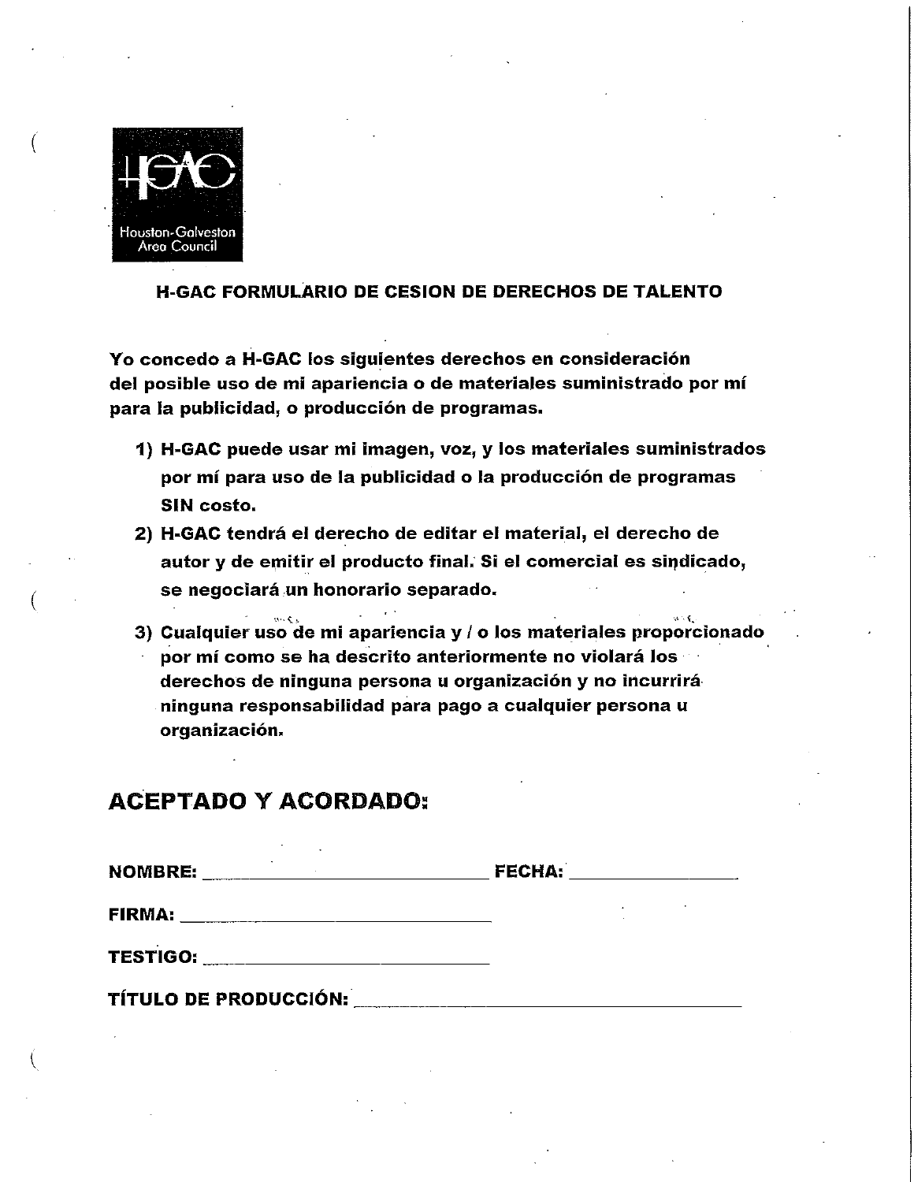Houston-Galveston Area Council

## H-GAC FORMULARIO DE CESION DE DERECHOS DE TALENTO

**Yo concedo a H-GAC los siguientes derechos en consideración del posible uso de mi apariencia o de materiales suministrado por mí para la publicidad, o producción de programas.**

1) **H-GAC puede usar mi imagen, voz, y los materiales suministrados por mí para uso de la publicidad o la producción de programas SIN costo.**
2) **H-GAC tendrá el derecho de editar el material, el derecho de autor y de emitir el producto final. Si el comercial es sindicado, se negociará un honorario separado.**
3) **Cualquier uso de mi apariencia y / o los materiales proporcionado por mí como se ha descrito anteriormente no violará los derechos de ninguna persona u organización y no incurrirá ninguna responsabilidad para pago a cualquier persona u organización.**

## ACEPTADO Y ACORDADO:

**NOMBRE:** ______________________________ **FECHA:** ________________

**FIRMA:** ______________________________

**TESTIGO:** ______________________________

**TÍTULO DE PRODUCCIÓN:** ______________________________________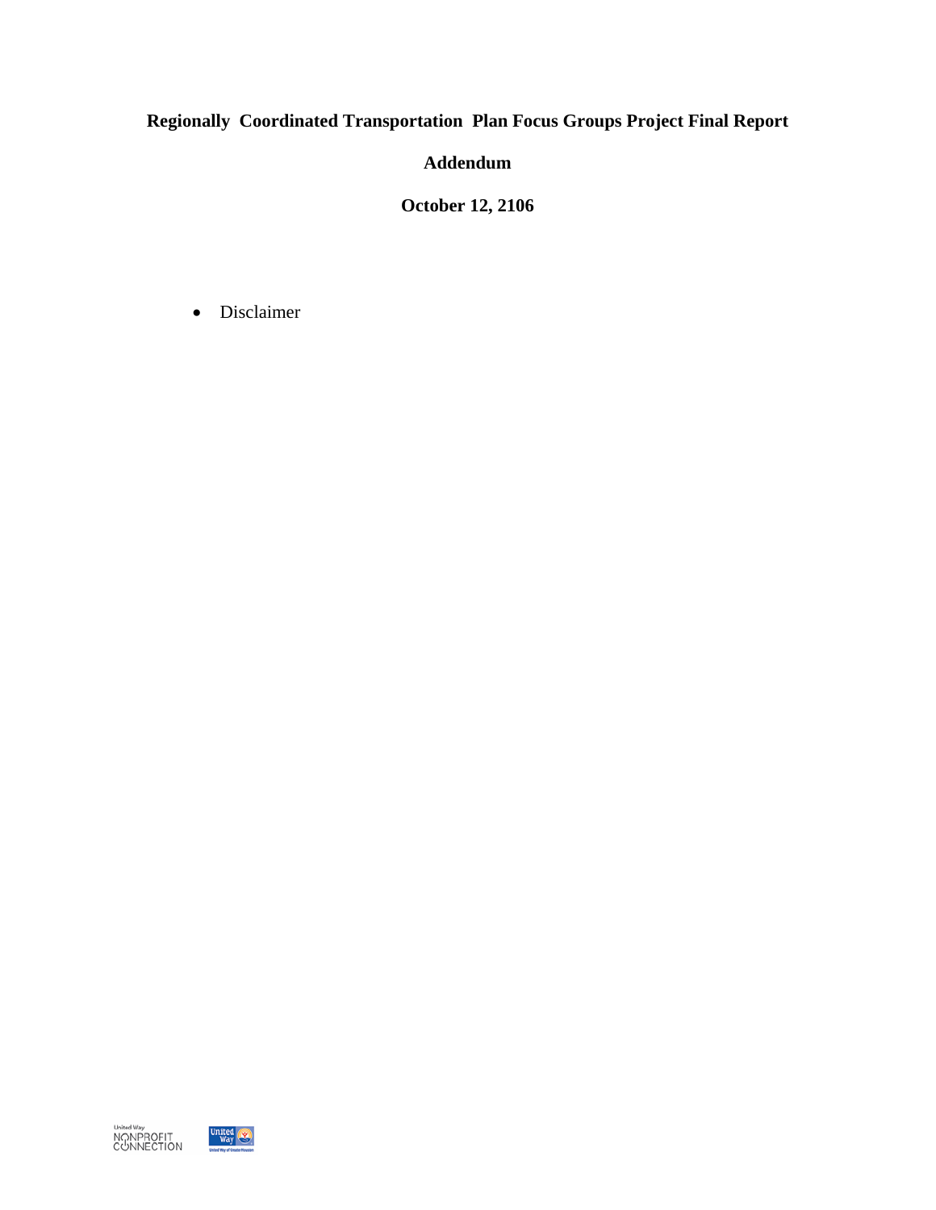**Regionally Coordinated Transportation Plan Focus Groups Project Final Report**

**Addendum**

**October 12, 2106**

- Disclaimer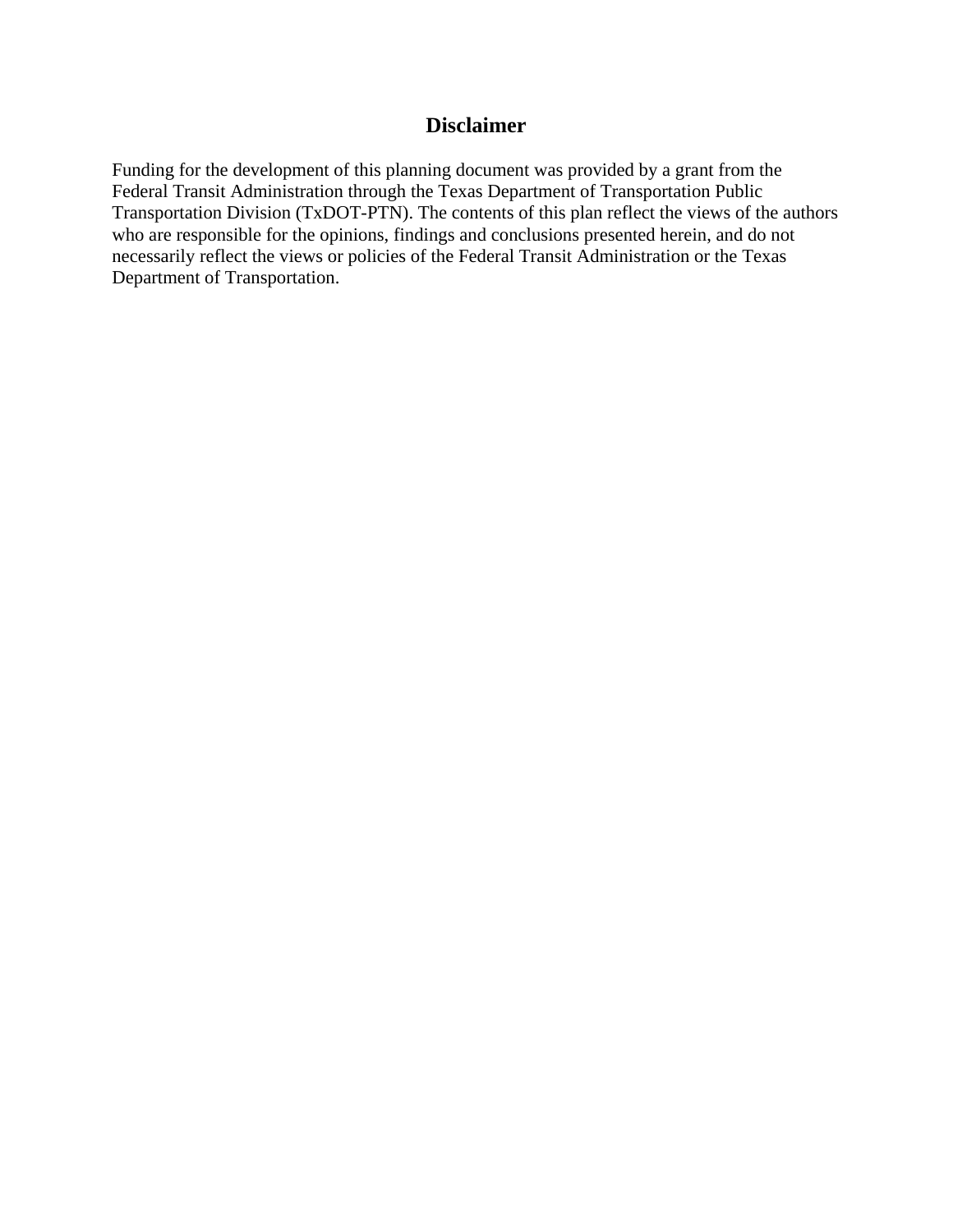# Disclaimer

Funding for the development of this planning document was provided by a grant from the Federal Transit Administration through the Texas Department of Transportation Public Transportation Division (TxDOT-PTN). The contents of this plan reflect the views of the authors who are responsible for the opinions, findings and conclusions presented herein, and do not necessarily reflect the views or policies of the Federal Transit Administration or the Texas Department of Transportation.